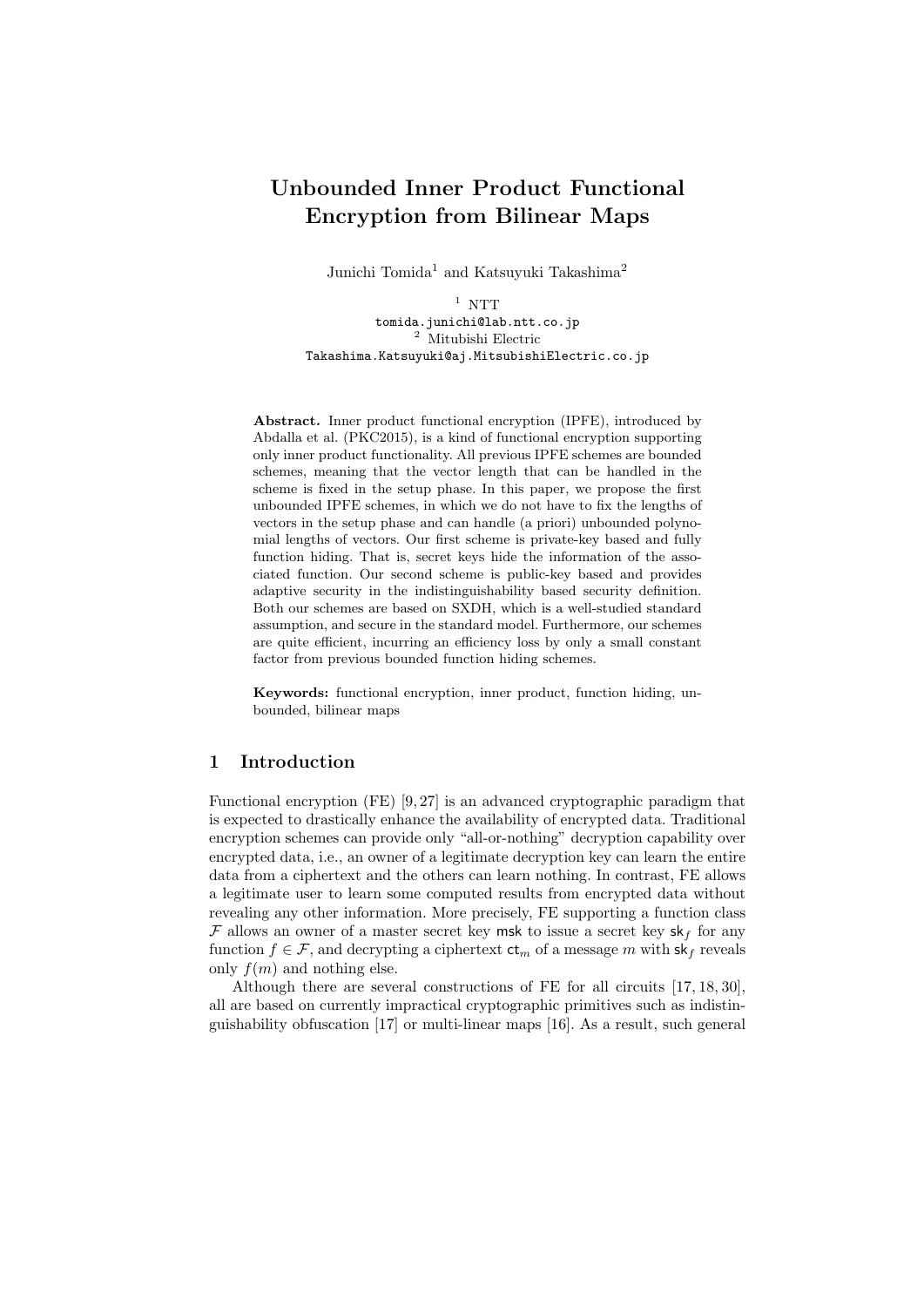# Unbounded Inner Product Functional Encryption from Bilinear Maps

Junichi Tomida[1] and Katsuyuki Takashima[2]

[1] NTT
tomida.junichi@lab.ntt.co.jp
[2] Mitubishi Electric
Takashima.Katsuyuki@aj.MitsubishiElectric.co.jp

**Abstract.** Inner product functional encryption (IPFE), introduced by Abdalla et al. (PKC2015), is a kind of functional encryption supporting only inner product functionality. All previous IPFE schemes are bounded schemes, meaning that the vector length that can be handled in the scheme is fixed in the setup phase. In this paper, we propose the first unbounded IPFE schemes, in which we do not have to fix the lengths of vectors in the setup phase and can handle (a priori) unbounded polynomial lengths of vectors. Our first scheme is private-key based and fully function hiding. That is, secret keys hide the information of the associated function. Our second scheme is public-key based and provides adaptive security in the indistinguishability based security definition. Both our schemes are based on SXDH, which is a well-studied standard assumption, and secure in the standard model. Furthermore, our schemes are quite efficient, incurring an efficiency loss by only a small constant factor from previous bounded function hiding schemes.

**Keywords:** functional encryption, inner product, function hiding, unbounded, bilinear maps

## 1 Introduction

Functional encryption (FE) [9, 27] is an advanced cryptographic paradigm that is expected to drastically enhance the availability of encrypted data. Traditional encryption schemes can provide only "all-or-nothing" decryption capability over encrypted data, i.e., an owner of a legitimate decryption key can learn the entire data from a ciphertext and the others can learn nothing. In contrast, FE allows a legitimate user to learn some computed results from encrypted data without revealing any other information. More precisely, FE supporting a function class $\mathcal{F}$ allows an owner of a master secret key $\mathsf{msk}$ to issue a secret key $\mathsf{sk}_f$ for any function $f \in \mathcal{F}$, and decrypting a ciphertext $\mathsf{ct}_m$ of a message $m$ with $\mathsf{sk}_f$ reveals only $f(m)$ and nothing else.

Although there are several constructions of FE for all circuits [17, 18, 30], all are based on currently impractical cryptographic primitives such as indistinguishability obfuscation [17] or multi-linear maps [16]. As a result, such general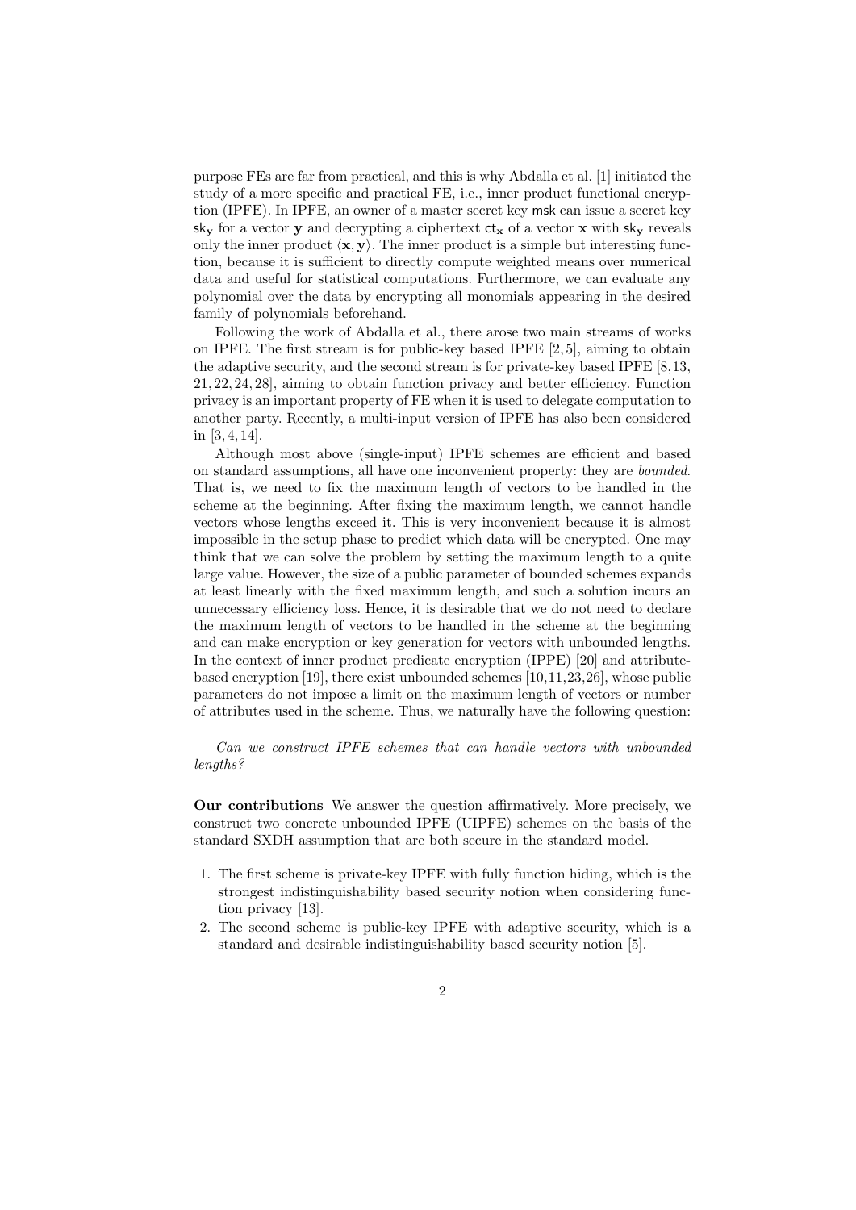purpose FEs are far from practical, and this is why Abdalla et al. [1] initiated the study of a more specific and practical FE, i.e., inner product functional encryption (IPFE). In IPFE, an owner of a master secret key $\mathsf{msk}$ can issue a secret key $\mathsf{sk}_{\mathbf{y}}$ for a vector $\mathbf{y}$ and decrypting a ciphertext $\mathsf{ct}_{\mathbf{x}}$ of a vector $\mathbf{x}$ with $\mathsf{sk}_{\mathbf{y}}$ reveals only the inner product $\langle \mathbf{x}, \mathbf{y} \rangle$. The inner product is a simple but interesting function, because it is sufficient to directly compute weighted means over numerical data and useful for statistical computations. Furthermore, we can evaluate any polynomial over the data by encrypting all monomials appearing in the desired family of polynomials beforehand.

Following the work of Abdalla et al., there arose two main streams of works on IPFE. The first stream is for public-key based IPFE [2, 5], aiming to obtain the adaptive security, and the second stream is for private-key based IPFE [8, 13, 21, 22, 24, 28], aiming to obtain function privacy and better efficiency. Function privacy is an important property of FE when it is used to delegate computation to another party. Recently, a multi-input version of IPFE has also been considered in [3, 4, 14].

Although most above (single-input) IPFE schemes are efficient and based on standard assumptions, all have one inconvenient property: they are *bounded*. That is, we need to fix the maximum length of vectors to be handled in the scheme at the beginning. After fixing the maximum length, we cannot handle vectors whose lengths exceed it. This is very inconvenient because it is almost impossible in the setup phase to predict which data will be encrypted. One may think that we can solve the problem by setting the maximum length to a quite large value. However, the size of a public parameter of bounded schemes expands at least linearly with the fixed maximum length, and such a solution incurs an unnecessary efficiency loss. Hence, it is desirable that we do not need to declare the maximum length of vectors to be handled in the scheme at the beginning and can make encryption or key generation for vectors with unbounded lengths. In the context of inner product predicate encryption (IPPE) [20] and attribute-based encryption [19], there exist unbounded schemes [10,11,23,26], whose public parameters do not impose a limit on the maximum length of vectors or number of attributes used in the scheme. Thus, we naturally have the following question:

*Can we construct IPFE schemes that can handle vectors with unbounded lengths?*

**Our contributions** We answer the question affirmatively. More precisely, we construct two concrete unbounded IPFE (UIPFE) schemes on the basis of the standard SXDH assumption that are both secure in the standard model.

1. The first scheme is private-key IPFE with fully function hiding, which is the strongest indistinguishability based security notion when considering function privacy [13].
2. The second scheme is public-key IPFE with adaptive security, which is a standard and desirable indistinguishability based security notion [5].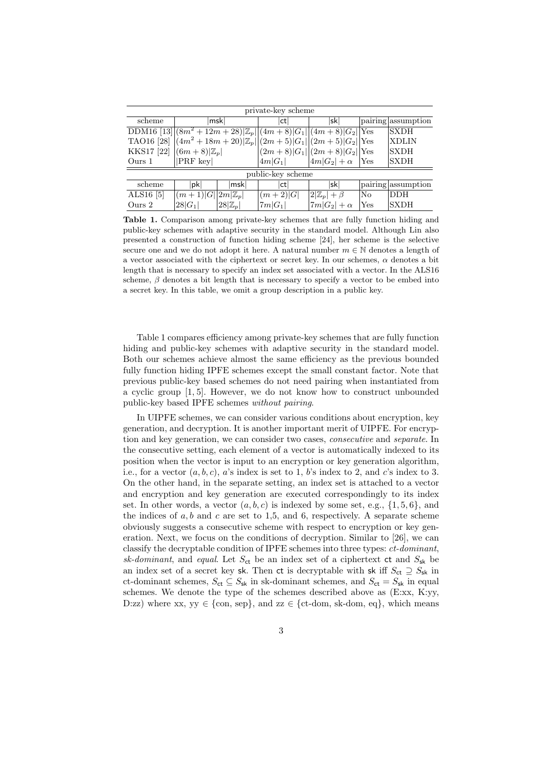| private-key scheme | | | | | |
|---|---|---|---|---|---|
| scheme | $\lvert\mathsf{msk}\rvert$ | $\lvert\mathsf{ct}\rvert$ | $\lvert\mathsf{sk}\rvert$ | pairing | assumption |
| DDM16 [13] | $(8m^2+12m+28)\lvert\mathbb{Z}_p\rvert$ | $(4m+8)\lvert G_1\rvert$ | $(4m+8)\lvert G_2\rvert$ | Yes | SXDH |
| TAO16 [28] | $(4m^2+18m+20)\lvert\mathbb{Z}_p\rvert$ | $(2m+5)\lvert G_1\rvert$ | $(2m+5)\lvert G_2\rvert$ | Yes | XDLIN |
| KKS17 [22] | $(6m+8)\lvert\mathbb{Z}_p\rvert$ | $(2m+8)\lvert G_1\rvert$ | $(2m+8)\lvert G_2\rvert$ | Yes | SXDH |
| Ours 1 | $\lvert$PRF key$\rvert$ | $4m\lvert G_1\rvert$ | $4m\lvert G_2\rvert+\alpha$ | Yes | SXDH |

| public-key scheme | | | | | | |
|---|---|---|---|---|---|---|
| scheme | $\lvert\mathsf{pk}\rvert$ | $\lvert\mathsf{msk}\rvert$ | $\lvert\mathsf{ct}\rvert$ | $\lvert\mathsf{sk}\rvert$ | pairing | assumption |
| ALS16 [5] | $(m+1)\lvert G\rvert$ | $2m\lvert\mathbb{Z}_p\rvert$ | $(m+2)\lvert G\rvert$ | $2\lvert\mathbb{Z}_p\rvert+\beta$ | No | DDH |
| Ours 2 | $28\lvert G_1\rvert$ | $28\lvert\mathbb{Z}_p\rvert$ | $7m\lvert G_1\rvert$ | $7m\lvert G_2\rvert+\alpha$ | Yes | SXDH |

**Table 1.** Comparison among private-key schemes that are fully function hiding and public-key schemes with adaptive security in the standard model. Although Lin also presented a construction of function hiding scheme [24], her scheme is the selective secure one and we do not adopt it here. A natural number $m \in \mathbb{N}$ denotes a length of a vector associated with the ciphertext or secret key. In our schemes, $\alpha$ denotes a bit length that is necessary to specify an index set associated with a vector. In the ALS16 scheme, $\beta$ denotes a bit length that is necessary to specify a vector to be embed into a secret key. In this table, we omit a group description in a public key.

Table 1 compares efficiency among private-key schemes that are fully function hiding and public-key schemes with adaptive security in the standard model. Both our schemes achieve almost the same efficiency as the previous bounded fully function hiding IPFE schemes except the small constant factor. Note that previous public-key based schemes do not need pairing when instantiated from a cyclic group [1, 5]. However, we do not know how to construct unbounded public-key based IPFE schemes *without pairing*.

In UIPFE schemes, we can consider various conditions about encryption, key generation, and decryption. It is another important merit of UIPFE. For encryption and key generation, we can consider two cases, *consecutive* and *separate*. In the consecutive setting, each element of a vector is automatically indexed to its position when the vector is input to an encryption or key generation algorithm, i.e., for a vector $(a, b, c)$, $a$'s index is set to 1, $b$'s index to 2, and $c$'s index to 3. On the other hand, in the separate setting, an index set is attached to a vector and encryption and key generation are executed correspondingly to its index set. In other words, a vector $(a, b, c)$ is indexed by some set, e.g., $\{1, 5, 6\}$, and the indices of $a, b$ and $c$ are set to 1,5, and 6, respectively. A separate scheme obviously suggests a consecutive scheme with respect to encryption or key generation. Next, we focus on the conditions of decryption. Similar to [26], we can classify the decryptable condition of IPFE schemes into three types: *ct-dominant*, *sk-dominant*, and *equal*. Let $S_{\mathsf{ct}}$ be an index set of a ciphertext $\mathsf{ct}$ and $S_{\mathsf{sk}}$ be an index set of a secret key $\mathsf{sk}$. Then $\mathsf{ct}$ is decryptable with $\mathsf{sk}$ iff $S_{\mathsf{ct}} \supseteq S_{\mathsf{sk}}$ in ct-dominant schemes, $S_{\mathsf{ct}} \subseteq S_{\mathsf{sk}}$ in sk-dominant schemes, and $S_{\mathsf{ct}} = S_{\mathsf{sk}}$ in equal schemes. We denote the type of the schemes described above as (E:xx, K:yy, D:zz) where xx, yy $\in$ {con, sep}, and zz $\in$ {ct-dom, sk-dom, eq}, which means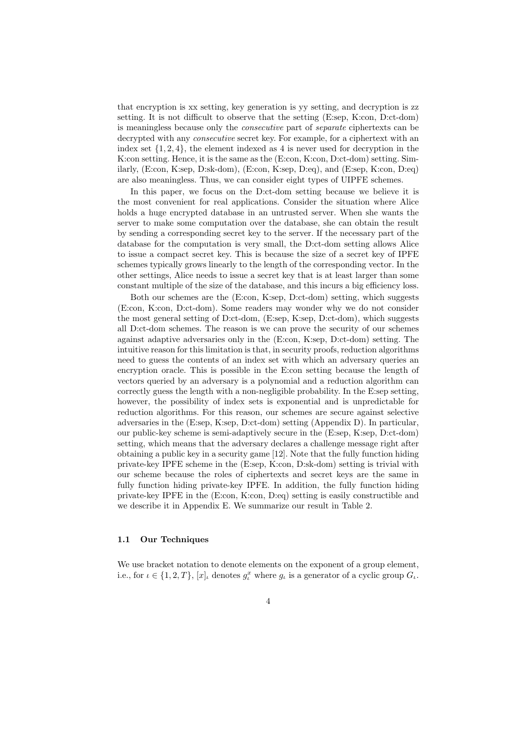that encryption is xx setting, key generation is yy setting, and decryption is zz setting. It is not difficult to observe that the setting (E:sep, K:con, D:ct-dom) is meaningless because only the *consecutive* part of *separate* ciphertexts can be decrypted with any *consecutive* secret key. For example, for a ciphertext with an index set $\{1, 2, 4\}$, the element indexed as 4 is never used for decryption in the K:con setting. Hence, it is the same as the (E:con, K:con, D:ct-dom) setting. Similarly, (E:con, K:sep, D:sk-dom), (E:con, K:sep, D:eq), and (E:sep, K:con, D:eq) are also meaningless. Thus, we can consider eight types of UIPFE schemes.

In this paper, we focus on the D:ct-dom setting because we believe it is the most convenient for real applications. Consider the situation where Alice holds a huge encrypted database in an untrusted server. When she wants the server to make some computation over the database, she can obtain the result by sending a corresponding secret key to the server. If the necessary part of the database for the computation is very small, the D:ct-dom setting allows Alice to issue a compact secret key. This is because the size of a secret key of IPFE schemes typically grows linearly to the length of the corresponding vector. In the other settings, Alice needs to issue a secret key that is at least larger than some constant multiple of the size of the database, and this incurs a big efficiency loss.

Both our schemes are the (E:con, K:sep, D:ct-dom) setting, which suggests (E:con, K:con, D:ct-dom). Some readers may wonder why we do not consider the most general setting of D:ct-dom, (E:sep, K:sep, D:ct-dom), which suggests all D:ct-dom schemes. The reason is we can prove the security of our schemes against adaptive adversaries only in the (E:con, K:sep, D:ct-dom) setting. The intuitive reason for this limitation is that, in security proofs, reduction algorithms need to guess the contents of an index set with which an adversary queries an encryption oracle. This is possible in the E:con setting because the length of vectors queried by an adversary is a polynomial and a reduction algorithm can correctly guess the length with a non-negligible probability. In the E:sep setting, however, the possibility of index sets is exponential and is unpredictable for reduction algorithms. For this reason, our schemes are secure against selective adversaries in the (E:sep, K:sep, D:ct-dom) setting (Appendix D). In particular, our public-key scheme is semi-adaptively secure in the (E:sep, K:sep, D:ct-dom) setting, which means that the adversary declares a challenge message right after obtaining a public key in a security game [12]. Note that the fully function hiding private-key IPFE scheme in the (E:sep, K:con, D:sk-dom) setting is trivial with our scheme because the roles of ciphertexts and secret keys are the same in fully function hiding private-key IPFE. In addition, the fully function hiding private-key IPFE in the (E:con, K:con, D:eq) setting is easily constructible and we describe it in Appendix E. We summarize our result in Table 2.

### 1.1 Our Techniques

We use bracket notation to denote elements on the exponent of a group element, i.e., for $\iota \in \{1, 2, T\}$, $[x]_\iota$ denotes $g_\iota^x$ where $g_\iota$ is a generator of a cyclic group $G_\iota$.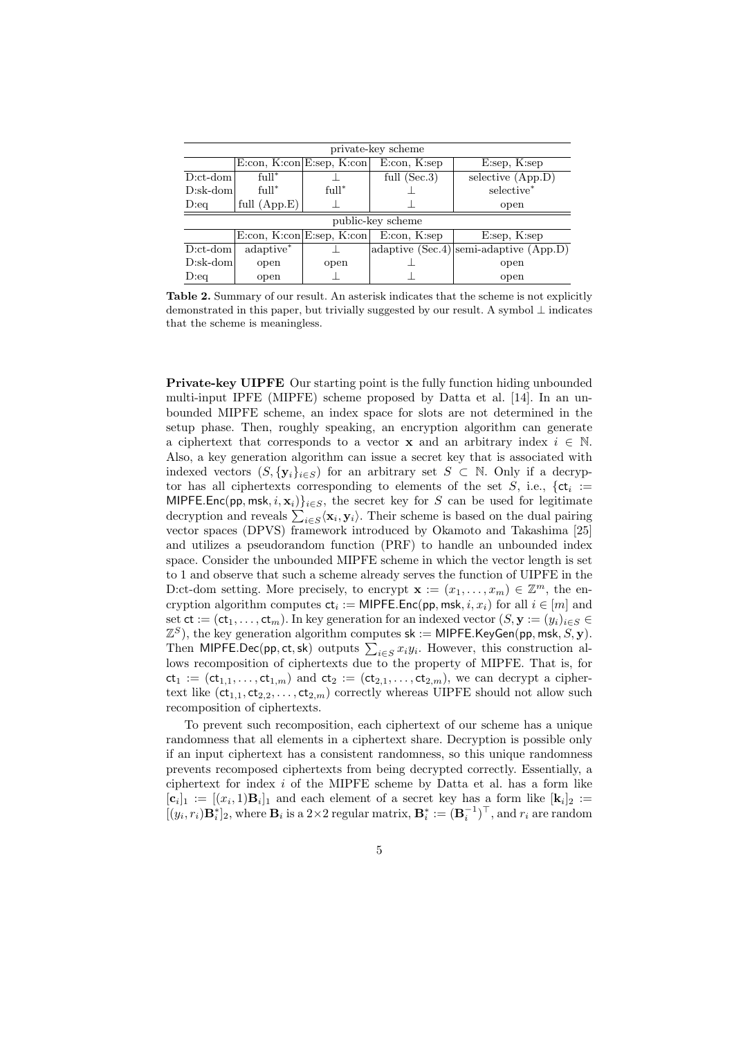| private-key scheme | | | | |
|---|---|---|---|---|
| | E:con, K:con | E:sep, K:con | E:con, K:sep | E:sep, K:sep |
| D:ct-dom | full* | ⊥ | full (Sec.3) | selective (App.D) |
| D:sk-dom | full* | full* | ⊥ | selective* |
| D:eq | full (App.E) | ⊥ | ⊥ | open |
| **public-key scheme** | | | | |
| | E:con, K:con | E:sep, K:con | E:con, K:sep | E:sep, K:sep |
| D:ct-dom | adaptive* | ⊥ | adaptive (Sec.4) | semi-adaptive (App.D) |
| D:sk-dom | open | open | ⊥ | open |
| D:eq | open | ⊥ | ⊥ | open |

**Table 2.** Summary of our result. An asterisk indicates that the scheme is not explicitly demonstrated in this paper, but trivially suggested by our result. A symbol ⊥ indicates that the scheme is meaningless.

**Private-key UIPFE** Our starting point is the fully function hiding unbounded multi-input IPFE (MIPFE) scheme proposed by Datta et al. [14]. In an unbounded MIPFE scheme, an index space for slots are not determined in the setup phase. Then, roughly speaking, an encryption algorithm can generate a ciphertext that corresponds to a vector $\mathbf{x}$ and an arbitrary index $i \in \mathbb{N}$. Also, a key generation algorithm can issue a secret key that is associated with indexed vectors $(S, \{\mathbf{y}_i\}_{i \in S})$ for an arbitrary set $S \subset \mathbb{N}$. Only if a decryptor has all ciphertexts corresponding to elements of the set $S$, i.e., $\{\mathsf{ct}_i := \mathsf{MIPFE.Enc}(\mathsf{pp}, \mathsf{msk}, i, \mathbf{x}_i)\}_{i \in S}$, the secret key for $S$ can be used for legitimate decryption and reveals $\sum_{i \in S} \langle \mathbf{x}_i, \mathbf{y}_i \rangle$. Their scheme is based on the dual pairing vector spaces (DPVS) framework introduced by Okamoto and Takashima [25] and utilizes a pseudorandom function (PRF) to handle an unbounded index space. Consider the unbounded MIPFE scheme in which the vector length is set to 1 and observe that such a scheme already serves the function of UIPFE in the D:ct-dom setting. More precisely, to encrypt $\mathbf{x} := (x_1, \ldots, x_m) \in \mathbb{Z}^m$, the encryption algorithm computes $\mathsf{ct}_i := \mathsf{MIPFE.Enc}(\mathsf{pp}, \mathsf{msk}, i, x_i)$ for all $i \in [m]$ and set $\mathsf{ct} := (\mathsf{ct}_1, \ldots, \mathsf{ct}_m)$. In key generation for an indexed vector $(S, \mathbf{y} := (y_i)_{i \in S} \in \mathbb{Z}^S)$, the key generation algorithm computes $\mathsf{sk} := \mathsf{MIPFE.KeyGen}(\mathsf{pp}, \mathsf{msk}, S, \mathbf{y})$. Then $\mathsf{MIPFE.Dec}(\mathsf{pp}, \mathsf{ct}, \mathsf{sk})$ outputs $\sum_{i \in S} x_i y_i$. However, this construction allows recomposition of ciphertexts due to the property of MIPFE. That is, for $\mathsf{ct}_1 := (\mathsf{ct}_{1,1}, \ldots, \mathsf{ct}_{1,m})$ and $\mathsf{ct}_2 := (\mathsf{ct}_{2,1}, \ldots, \mathsf{ct}_{2,m})$, we can decrypt a ciphertext like $(\mathsf{ct}_{1,1}, \mathsf{ct}_{2,2}, \ldots, \mathsf{ct}_{2,m})$ correctly whereas UIPFE should not allow such recomposition of ciphertexts.

To prevent such recomposition, each ciphertext of our scheme has a unique randomness that all elements in a ciphertext share. Decryption is possible only if an input ciphertext has a consistent randomness, so this unique randomness prevents recomposed ciphertexts from being decrypted correctly. Essentially, a ciphertext for index $i$ of the MIPFE scheme by Datta et al. has a form like $[\mathbf{c}_i]_1 := [(x_i, 1)\mathbf{B}_i]_1$ and each element of a secret key has a form like $[\mathbf{k}_i]_2 := [(y_i, r_i)\mathbf{B}_i^*]_2$, where $\mathbf{B}_i$ is a $2 \times 2$ regular matrix, $\mathbf{B}_i^* := (\mathbf{B}_i^{-1})^\top$, and $r_i$ are random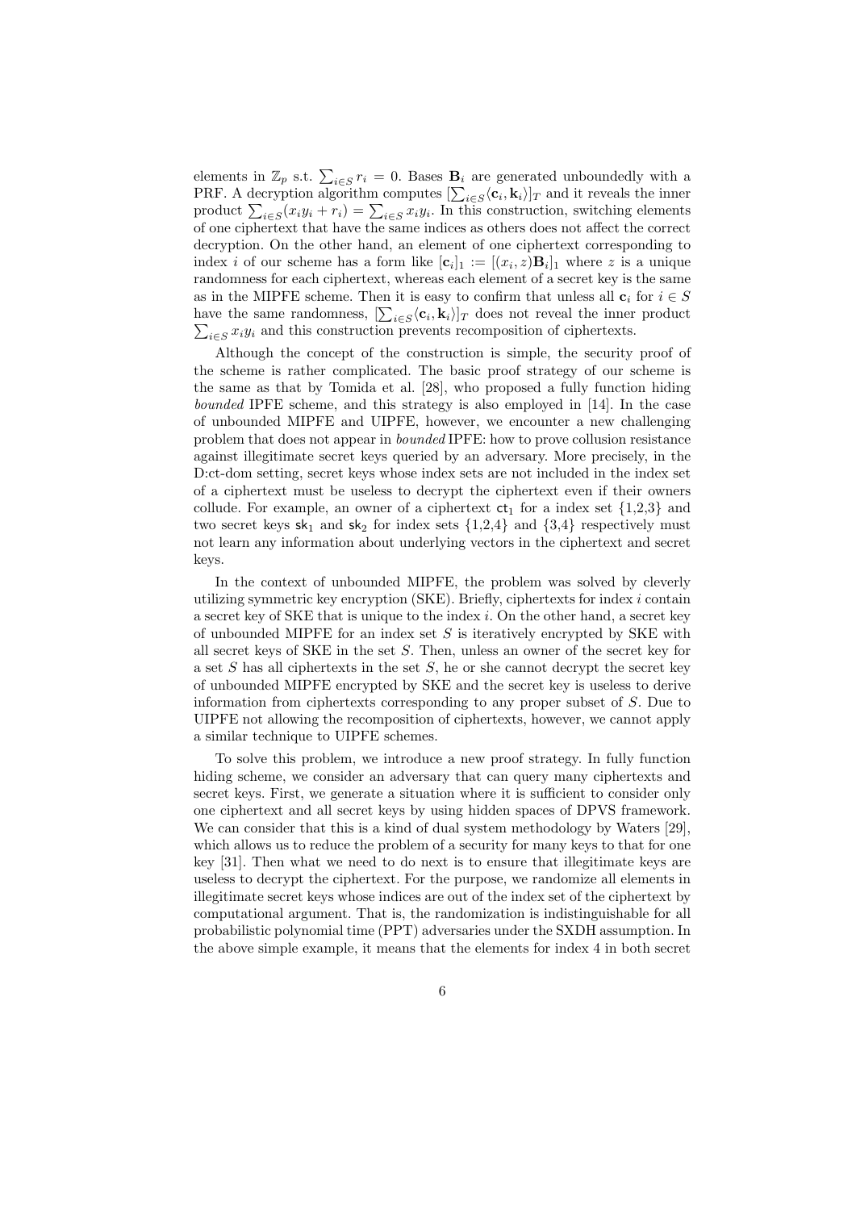elements in $\mathbb{Z}_p$ s.t. $\sum_{i\in S} r_i = 0$. Bases $\mathbf{B}_i$ are generated unboundedly with a PRF. A decryption algorithm computes $[\sum_{i\in S}\langle \mathbf{c}_i, \mathbf{k}_i\rangle]_T$ and it reveals the inner product $\sum_{i\in S}(x_i y_i + r_i) = \sum_{i\in S} x_i y_i$. In this construction, switching elements of one ciphertext that have the same indices as others does not affect the correct decryption. On the other hand, an element of one ciphertext corresponding to index $i$ of our scheme has a form like $[\mathbf{c}_i]_1 := [(x_i, z)\mathbf{B}_i]_1$ where $z$ is a unique randomness for each ciphertext, whereas each element of a secret key is the same as in the MIPFE scheme. Then it is easy to confirm that unless all $\mathbf{c}_i$ for $i \in S$ have the same randomness, $[\sum_{i\in S}\langle \mathbf{c}_i, \mathbf{k}_i\rangle]_T$ does not reveal the inner product $\sum_{i\in S} x_i y_i$ and this construction prevents recomposition of ciphertexts.

Although the concept of the construction is simple, the security proof of the scheme is rather complicated. The basic proof strategy of our scheme is the same as that by Tomida et al. [28], who proposed a fully function hiding *bounded* IPFE scheme, and this strategy is also employed in [14]. In the case of unbounded MIPFE and UIPFE, however, we encounter a new challenging problem that does not appear in *bounded* IPFE: how to prove collusion resistance against illegitimate secret keys queried by an adversary. More precisely, in the D:ct-dom setting, secret keys whose index sets are not included in the index set of a ciphertext must be useless to decrypt the ciphertext even if their owners collude. For example, an owner of a ciphertext $\mathsf{ct}_1$ for a index set {1,2,3} and two secret keys $\mathsf{sk}_1$ and $\mathsf{sk}_2$ for index sets {1,2,4} and {3,4} respectively must not learn any information about underlying vectors in the ciphertext and secret keys.

In the context of unbounded MIPFE, the problem was solved by cleverly utilizing symmetric key encryption (SKE). Briefly, ciphertexts for index $i$ contain a secret key of SKE that is unique to the index $i$. On the other hand, a secret key of unbounded MIPFE for an index set $S$ is iteratively encrypted by SKE with all secret keys of SKE in the set $S$. Then, unless an owner of the secret key for a set $S$ has all ciphertexts in the set $S$, he or she cannot decrypt the secret key of unbounded MIPFE encrypted by SKE and the secret key is useless to derive information from ciphertexts corresponding to any proper subset of $S$. Due to UIPFE not allowing the recomposition of ciphertexts, however, we cannot apply a similar technique to UIPFE schemes.

To solve this problem, we introduce a new proof strategy. In fully function hiding scheme, we consider an adversary that can query many ciphertexts and secret keys. First, we generate a situation where it is sufficient to consider only one ciphertext and all secret keys by using hidden spaces of DPVS framework. We can consider that this is a kind of dual system methodology by Waters [29], which allows us to reduce the problem of a security for many keys to that for one key [31]. Then what we need to do next is to ensure that illegitimate keys are useless to decrypt the ciphertext. For the purpose, we randomize all elements in illegitimate secret keys whose indices are out of the index set of the ciphertext by computational argument. That is, the randomization is indistinguishable for all probabilistic polynomial time (PPT) adversaries under the SXDH assumption. In the above simple example, it means that the elements for index 4 in both secret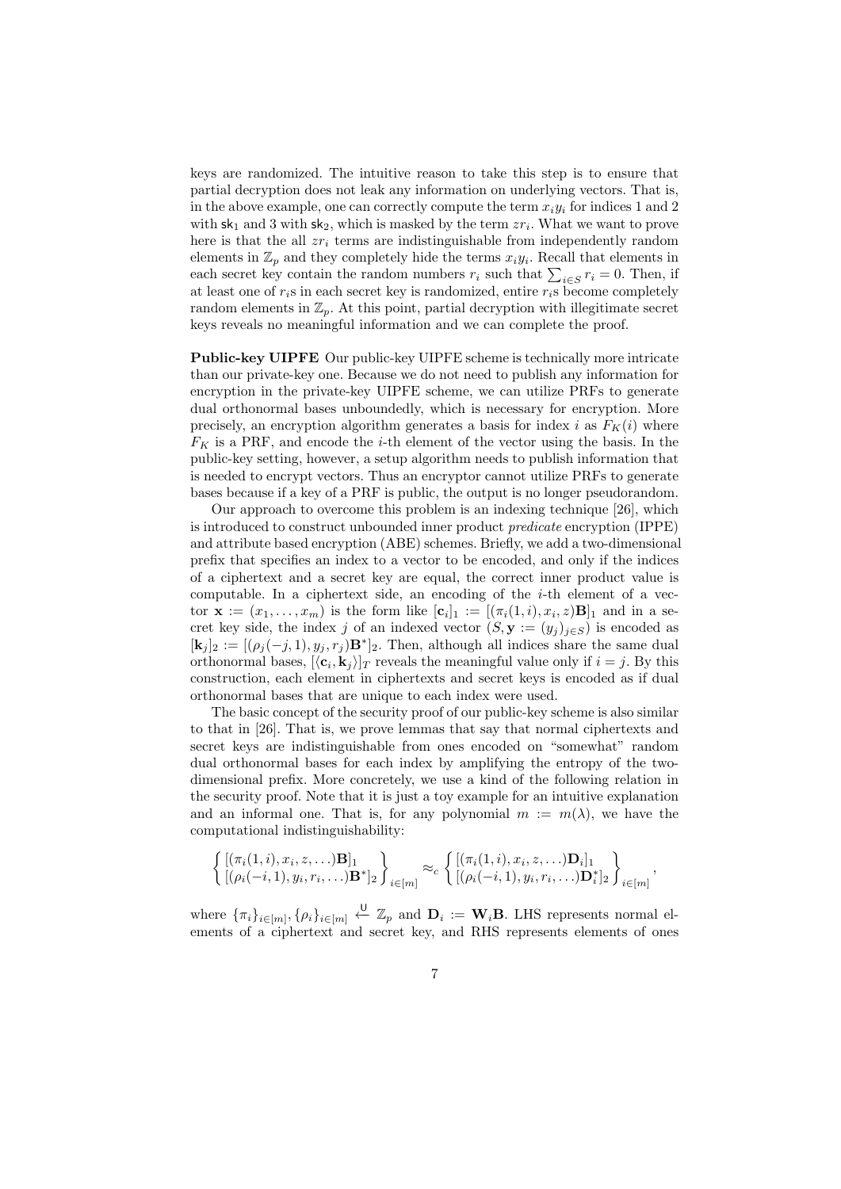keys are randomized. The intuitive reason to take this step is to ensure that partial decryption does not leak any information on underlying vectors. That is, in the above example, one can correctly compute the term $x_i y_i$ for indices 1 and 2 with $\mathsf{sk}_1$ and 3 with $\mathsf{sk}_2$, which is masked by the term $zr_i$. What we want to prove here is that the all $zr_i$ terms are indistinguishable from independently random elements in $\mathbb{Z}_p$ and they completely hide the terms $x_i y_i$. Recall that elements in each secret key contain the random numbers $r_i$ such that $\sum_{i \in S} r_i = 0$. Then, if at least one of $r_i$s in each secret key is randomized, entire $r_i$s become completely random elements in $\mathbb{Z}_p$. At this point, partial decryption with illegitimate secret keys reveals no meaningful information and we can complete the proof.

**Public-key UIPFE** Our public-key UIPFE scheme is technically more intricate than our private-key one. Because we do not need to publish any information for encryption in the private-key UIPFE scheme, we can utilize PRFs to generate dual orthonormal bases unboundedly, which is necessary for encryption. More precisely, an encryption algorithm generates a basis for index $i$ as $F_K(i)$ where $F_K$ is a PRF, and encode the $i$-th element of the vector using the basis. In the public-key setting, however, a setup algorithm needs to publish information that is needed to encrypt vectors. Thus an encryptor cannot utilize PRFs to generate bases because if a key of a PRF is public, the output is no longer pseudorandom.

Our approach to overcome this problem is an indexing technique [26], which is introduced to construct unbounded inner product *predicate* encryption (IPPE) and attribute based encryption (ABE) schemes. Briefly, we add a two-dimensional prefix that specifies an index to a vector to be encoded, and only if the indices of a ciphertext and a secret key are equal, the correct inner product value is computable. In a ciphertext side, an encoding of the $i$-th element of a vector $\mathbf{x} := (x_1, \ldots, x_m)$ is the form like $[\mathbf{c}_i]_1 := [(\pi_i(1, i), x_i, z)\mathbf{B}]_1$ and in a secret key side, the index $j$ of an indexed vector $(S, \mathbf{y} := (y_j)_{j \in S})$ is encoded as $[\mathbf{k}_j]_2 := [(\rho_j(-j, 1), y_j, r_j)\mathbf{B}^*]_2$. Then, although all indices share the same dual orthonormal bases, $[\langle \mathbf{c}_i, \mathbf{k}_j \rangle]_T$ reveals the meaningful value only if $i = j$. By this construction, each element in ciphertexts and secret keys is encoded as if dual orthonormal bases that are unique to each index were used.

The basic concept of the security proof of our public-key scheme is also similar to that in [26]. That is, we prove lemmas that say that normal ciphertexts and secret keys are indistinguishable from ones encoded on "somewhat" random dual orthonormal bases for each index by amplifying the entropy of the two-dimensional prefix. More concretely, we use a kind of the following relation in the security proof. Note that it is just a toy example for an intuitive explanation and an informal one. That is, for any polynomial $m := m(\lambda)$, we have the computational indistinguishability:

$$\left\{ \begin{matrix} [(\pi_i(1, i), x_i, z, \ldots)\mathbf{B}]_1 \\ [(\rho_i(-i, 1), y_i, r_i, \ldots)\mathbf{B}^*]_2 \end{matrix} \right\}_{i \in [m]} \approx_c \left\{ \begin{matrix} [(\pi_i(1, i), x_i, z, \ldots)\mathbf{D}_i]_1 \\ [(\rho_i(-i, 1), y_i, r_i, \ldots)\mathbf{D}_i^*]_2 \end{matrix} \right\}_{i \in [m]},$$

where $\{\pi_i\}_{i \in [m]}, \{\rho_i\}_{i \in [m]} \xleftarrow{\mathsf{U}} \mathbb{Z}_p$ and $\mathbf{D}_i := \mathbf{W}_i \mathbf{B}$. LHS represents normal elements of a ciphertext and secret key, and RHS represents elements of ones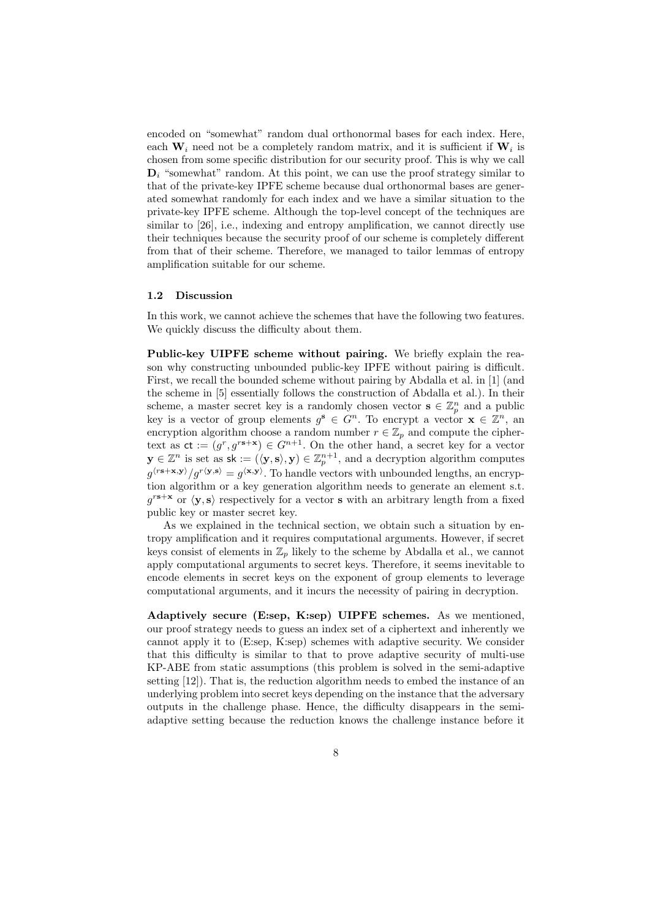encoded on "somewhat" random dual orthonormal bases for each index. Here, each $\mathbf{W}_i$ need not be a completely random matrix, and it is sufficient if $\mathbf{W}_i$ is chosen from some specific distribution for our security proof. This is why we call $\mathbf{D}_i$ "somewhat" random. At this point, we can use the proof strategy similar to that of the private-key IPFE scheme because dual orthonormal bases are generated somewhat randomly for each index and we have a similar situation to the private-key IPFE scheme. Although the top-level concept of the techniques are similar to [26], i.e., indexing and entropy amplification, we cannot directly use their techniques because the security proof of our scheme is completely different from that of their scheme. Therefore, we managed to tailor lemmas of entropy amplification suitable for our scheme.

### 1.2 Discussion

In this work, we cannot achieve the schemes that have the following two features. We quickly discuss the difficulty about them.

**Public-key UIPFE scheme without pairing.** We briefly explain the reason why constructing unbounded public-key IPFE without pairing is difficult. First, we recall the bounded scheme without pairing by Abdalla et al. in [1] (and the scheme in [5] essentially follows the construction of Abdalla et al.). In their scheme, a master secret key is a randomly chosen vector $\mathbf{s} \in \mathbb{Z}_p^n$ and a public key is a vector of group elements $g^{\mathbf{s}} \in G^n$. To encrypt a vector $\mathbf{x} \in \mathbb{Z}^n$, an encryption algorithm choose a random number $r \in \mathbb{Z}_p$ and compute the ciphertext as $\mathsf{ct} := (g^r, g^{r\mathbf{s}+\mathbf{x}}) \in G^{n+1}$. On the other hand, a secret key for a vector $\mathbf{y} \in \mathbb{Z}^n$ is set as $\mathsf{sk} := (\langle \mathbf{y}, \mathbf{s} \rangle, \mathbf{y}) \in \mathbb{Z}_p^{n+1}$, and a decryption algorithm computes $g^{\langle r\mathbf{s}+\mathbf{x}, \mathbf{y} \rangle}/g^{r\langle \mathbf{y}, \mathbf{s} \rangle} = g^{\langle \mathbf{x}, \mathbf{y} \rangle}$. To handle vectors with unbounded lengths, an encryption algorithm or a key generation algorithm needs to generate an element s.t. $g^{r\mathbf{s}+\mathbf{x}}$ or $\langle \mathbf{y}, \mathbf{s} \rangle$ respectively for a vector $\mathbf{s}$ with an arbitrary length from a fixed public key or master secret key.

As we explained in the technical section, we obtain such a situation by entropy amplification and it requires computational arguments. However, if secret keys consist of elements in $\mathbb{Z}_p$ likely to the scheme by Abdalla et al., we cannot apply computational arguments to secret keys. Therefore, it seems inevitable to encode elements in secret keys on the exponent of group elements to leverage computational arguments, and it incurs the necessity of pairing in decryption.

**Adaptively secure (E:sep, K:sep) UIPFE schemes.** As we mentioned, our proof strategy needs to guess an index set of a ciphertext and inherently we cannot apply it to (E:sep, K:sep) schemes with adaptive security. We consider that this difficulty is similar to that to prove adaptive security of multi-use KP-ABE from static assumptions (this problem is solved in the semi-adaptive setting [12]). That is, the reduction algorithm needs to embed the instance of an underlying problem into secret keys depending on the instance that the adversary outputs in the challenge phase. Hence, the difficulty disappears in the semi-adaptive setting because the reduction knows the challenge instance before it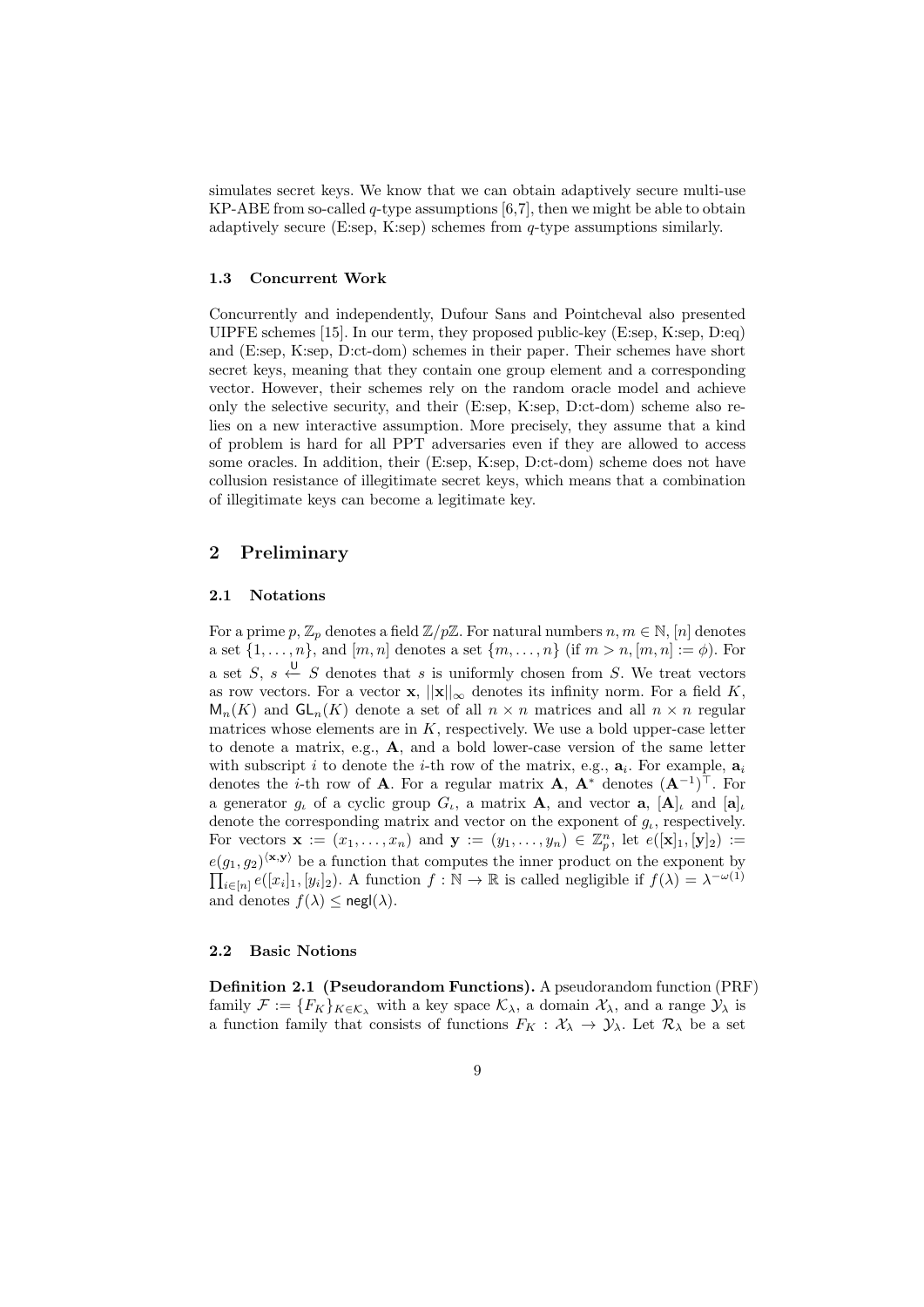simulates secret keys. We know that we can obtain adaptively secure multi-use KP-ABE from so-called $q$-type assumptions [6,7], then we might be able to obtain adaptively secure (E:sep, K:sep) schemes from $q$-type assumptions similarly.

### 1.3 Concurrent Work

Concurrently and independently, Dufour Sans and Pointcheval also presented UIPFE schemes [15]. In our term, they proposed public-key (E:sep, K:sep, D:eq) and (E:sep, K:sep, D:ct-dom) schemes in their paper. Their schemes have short secret keys, meaning that they contain one group element and a corresponding vector. However, their schemes rely on the random oracle model and achieve only the selective security, and their (E:sep, K:sep, D:ct-dom) scheme also relies on a new interactive assumption. More precisely, they assume that a kind of problem is hard for all PPT adversaries even if they are allowed to access some oracles. In addition, their (E:sep, K:sep, D:ct-dom) scheme does not have collusion resistance of illegitimate secret keys, which means that a combination of illegitimate keys can become a legitimate key.

## 2 Preliminary

### 2.1 Notations

For a prime $p$, $\mathbb{Z}_p$ denotes a field $\mathbb{Z}/p\mathbb{Z}$. For natural numbers $n, m \in \mathbb{N}$, $[n]$ denotes a set $\{1, \ldots, n\}$, and $[m, n]$ denotes a set $\{m, \ldots, n\}$ (if $m > n$, $[m, n] := \phi$). For a set $S$, $s \overset{\mathsf{U}}{\leftarrow} S$ denotes that $s$ is uniformly chosen from $S$. We treat vectors as row vectors. For a vector $\mathbf{x}$, $||\mathbf{x}||_\infty$ denotes its infinity norm. For a field $K$, $\mathsf{M}_n(K)$ and $\mathsf{GL}_n(K)$ denote a set of all $n \times n$ matrices and all $n \times n$ regular matrices whose elements are in $K$, respectively. We use a bold upper-case letter to denote a matrix, e.g., $\mathbf{A}$, and a bold lower-case version of the same letter with subscript $i$ to denote the $i$-th row of the matrix, e.g., $\mathbf{a}_i$. For example, $\mathbf{a}_i$ denotes the $i$-th row of $\mathbf{A}$. For a regular matrix $\mathbf{A}$, $\mathbf{A}^*$ denotes $(\mathbf{A}^{-1})^\top$. For a generator $g_\iota$ of a cyclic group $G_\iota$, a matrix $\mathbf{A}$, and vector $\mathbf{a}$, $[\mathbf{A}]_\iota$ and $[\mathbf{a}]_\iota$ denote the corresponding matrix and vector on the exponent of $g_\iota$, respectively. For vectors $\mathbf{x} := (x_1, \ldots, x_n)$ and $\mathbf{y} := (y_1, \ldots, y_n) \in \mathbb{Z}_p^n$, let $e([\mathbf{x}]_1, [\mathbf{y}]_2) := e(g_1, g_2)^{\langle \mathbf{x}, \mathbf{y} \rangle}$ be a function that computes the inner product on the exponent by $\prod_{i \in [n]} e([x_i]_1, [y_i]_2)$. A function $f : \mathbb{N} \to \mathbb{R}$ is called negligible if $f(\lambda) = \lambda^{-\omega(1)}$ and denotes $f(\lambda) \leq \mathsf{negl}(\lambda)$.

### 2.2 Basic Notions

**Definition 2.1 (Pseudorandom Functions).** A pseudorandom function (PRF) family $\mathcal{F} := \{F_K\}_{K \in \mathcal{K}_\lambda}$ with a key space $\mathcal{K}_\lambda$, a domain $\mathcal{X}_\lambda$, and a range $\mathcal{Y}_\lambda$ is a function family that consists of functions $F_K : \mathcal{X}_\lambda \to \mathcal{Y}_\lambda$. Let $\mathcal{R}_\lambda$ be a set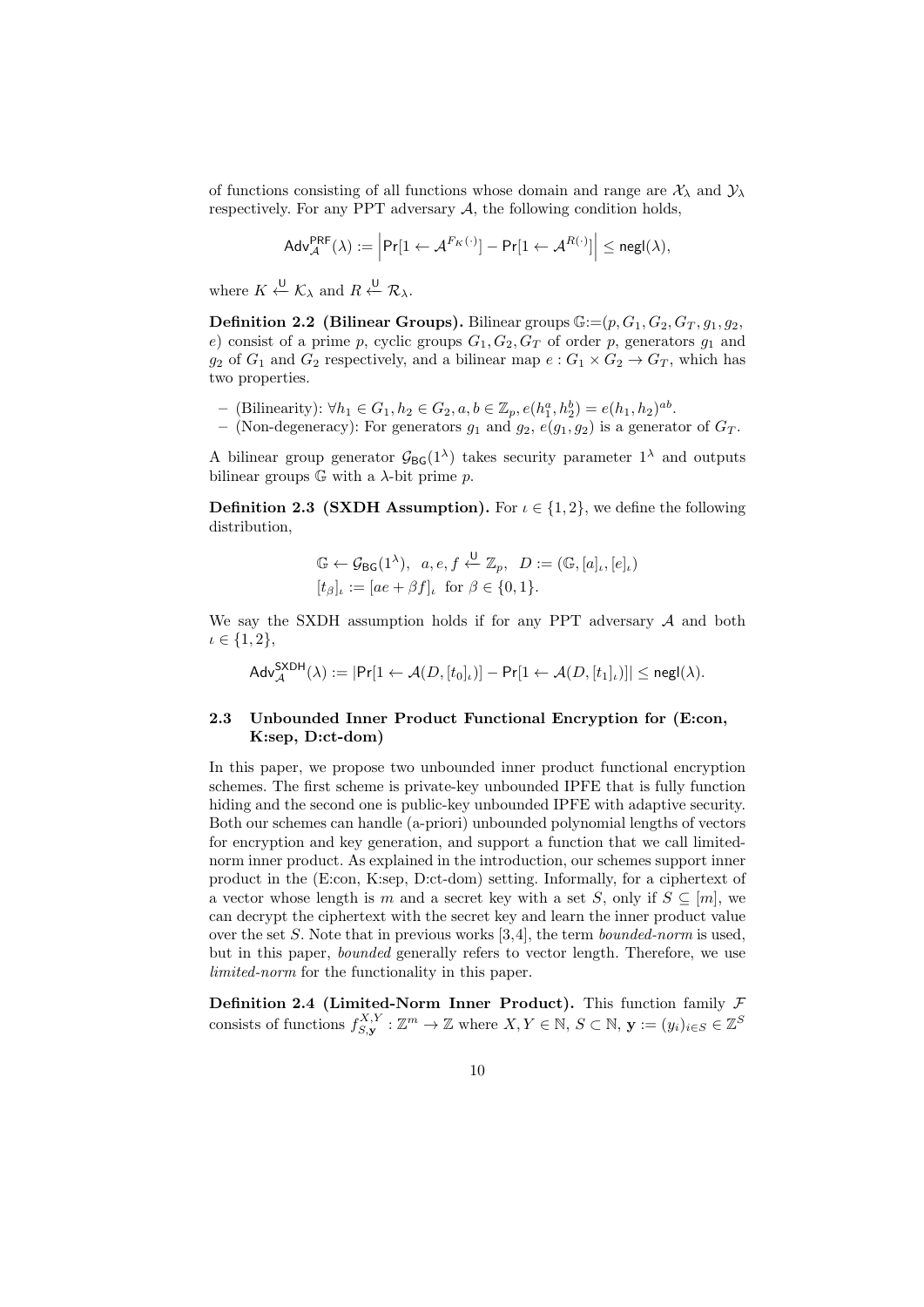of functions consisting of all functions whose domain and range are $\mathcal{X}_\lambda$ and $\mathcal{Y}_\lambda$ respectively. For any PPT adversary $\mathcal{A}$, the following condition holds,

$$\mathsf{Adv}_{\mathcal{A}}^{\mathsf{PRF}}(\lambda) := \left| \Pr[1 \leftarrow \mathcal{A}^{F_K(\cdot)}] - \Pr[1 \leftarrow \mathcal{A}^{R(\cdot)}] \right| \leq \mathsf{negl}(\lambda),$$

where $K \xleftarrow{\mathsf{U}} \mathcal{K}_\lambda$ and $R \xleftarrow{\mathsf{U}} \mathcal{R}_\lambda$.

**Definition 2.2 (Bilinear Groups).** Bilinear groups $\mathbb{G}{:=}(p, G_1, G_2, G_T, g_1, g_2, e)$ consist of a prime $p$, cyclic groups $G_1, G_2, G_T$ of order $p$, generators $g_1$ and $g_2$ of $G_1$ and $G_2$ respectively, and a bilinear map $e : G_1 \times G_2 \to G_T$, which has two properties.

- (Bilinearity): $\forall h_1 \in G_1, h_2 \in G_2, a, b \in \mathbb{Z}_p, e(h_1^a, h_2^b) = e(h_1, h_2)^{ab}$.
- (Non-degeneracy): For generators $g_1$ and $g_2$, $e(g_1, g_2)$ is a generator of $G_T$.

A bilinear group generator $\mathcal{G}_{\mathsf{BG}}(1^\lambda)$ takes security parameter $1^\lambda$ and outputs bilinear groups $\mathbb{G}$ with a $\lambda$-bit prime $p$.

**Definition 2.3 (SXDH Assumption).** For $\iota \in \{1, 2\}$, we define the following distribution,

$$\mathbb{G} \leftarrow \mathcal{G}_{\mathsf{BG}}(1^\lambda), \quad a, e, f \xleftarrow{\mathsf{U}} \mathbb{Z}_p, \quad D := (\mathbb{G}, [a]_\iota, [e]_\iota)$$
$$[t_\beta]_\iota := [ae + \beta f]_\iota \quad \text{for } \beta \in \{0, 1\}.$$

We say the SXDH assumption holds if for any PPT adversary $\mathcal{A}$ and both $\iota \in \{1, 2\}$,

$$\mathsf{Adv}_{\mathcal{A}}^{\mathsf{SXDH}}(\lambda) := |\Pr[1 \leftarrow \mathcal{A}(D, [t_0]_\iota)] - \Pr[1 \leftarrow \mathcal{A}(D, [t_1]_\iota)]| \leq \mathsf{negl}(\lambda).$$

### 2.3 Unbounded Inner Product Functional Encryption for (E:con, K:sep, D:ct-dom)

In this paper, we propose two unbounded inner product functional encryption schemes. The first scheme is private-key unbounded IPFE that is fully function hiding and the second one is public-key unbounded IPFE with adaptive security. Both our schemes can handle (a-priori) unbounded polynomial lengths of vectors for encryption and key generation, and support a function that we call limited-norm inner product. As explained in the introduction, our schemes support inner product in the (E:con, K:sep, D:ct-dom) setting. Informally, for a ciphertext of a vector whose length is $m$ and a secret key with a set $S$, only if $S \subseteq [m]$, we can decrypt the ciphertext with the secret key and learn the inner product value over the set $S$. Note that in previous works [3,4], the term *bounded-norm* is used, but in this paper, *bounded* generally refers to vector length. Therefore, we use *limited-norm* for the functionality in this paper.

**Definition 2.4 (Limited-Norm Inner Product).** This function family $\mathcal{F}$ consists of functions $f_{S,\mathbf{y}}^{X,Y} : \mathbb{Z}^m \to \mathbb{Z}$ where $X, Y \in \mathbb{N}$, $S \subset \mathbb{N}$, $\mathbf{y} := (y_i)_{i \in S} \in \mathbb{Z}^S$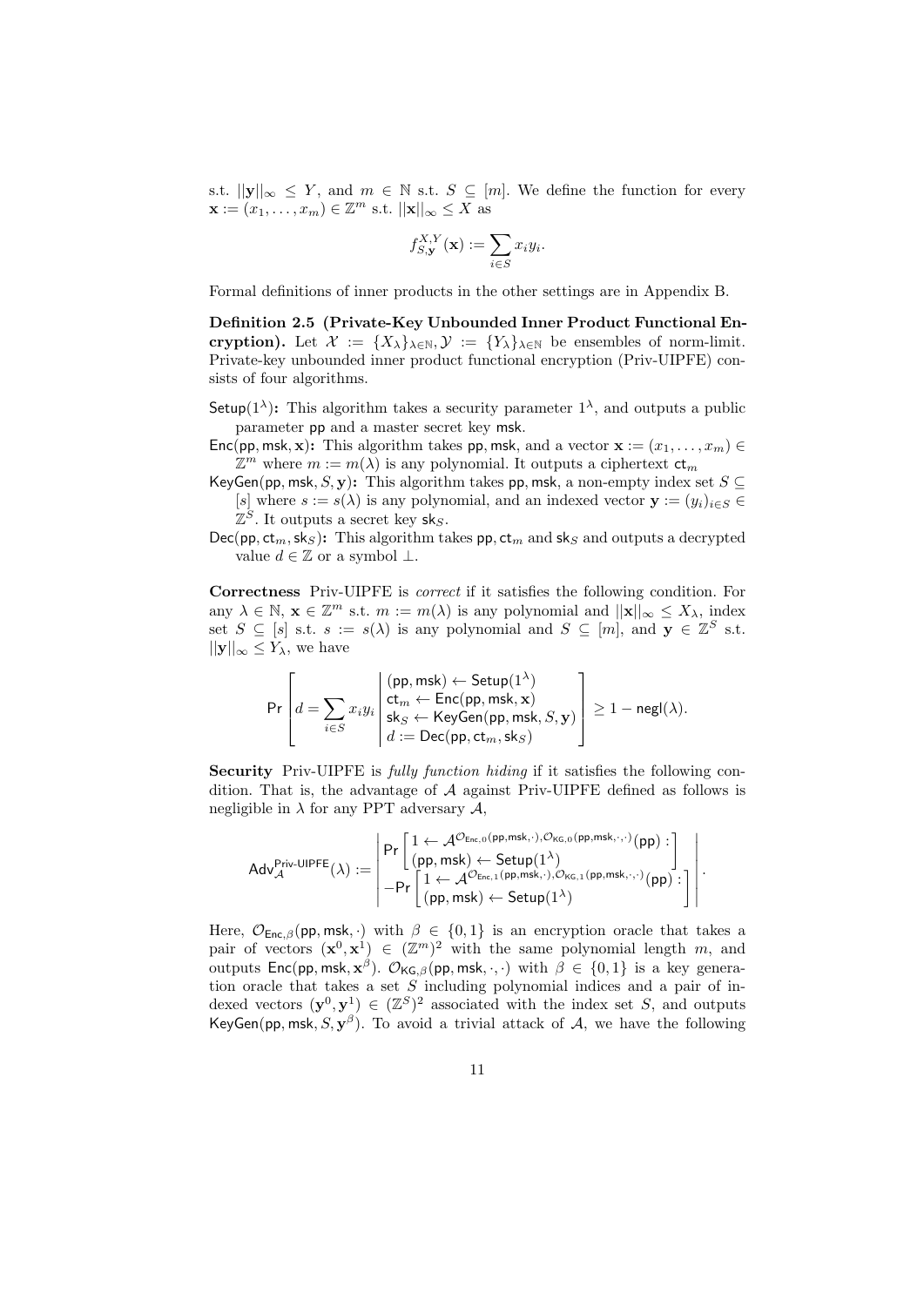s.t. $||\mathbf{y}||_\infty \le Y$, and $m \in \mathbb{N}$ s.t. $S \subseteq [m]$. We define the function for every $\mathbf{x} := (x_1, \ldots, x_m) \in \mathbb{Z}^m$ s.t. $||\mathbf{x}||_\infty \le X$ as

$$f_{S,\mathbf{y}}^{X,Y}(\mathbf{x}) := \sum_{i \in S} x_i y_i.$$

Formal definitions of inner products in the other settings are in Appendix B.

**Definition 2.5 (Private-Key Unbounded Inner Product Functional Encryption).** Let $\mathcal{X} := \{X_\lambda\}_{\lambda \in \mathbb{N}}, \mathcal{Y} := \{Y_\lambda\}_{\lambda \in \mathbb{N}}$ be ensembles of norm-limit. Private-key unbounded inner product functional encryption (Priv-UIPFE) consists of four algorithms.

- $\mathsf{Setup}(1^\lambda)$**:** This algorithm takes a security parameter $1^\lambda$, and outputs a public parameter $\mathsf{pp}$ and a master secret key $\mathsf{msk}$.
- $\mathsf{Enc}(\mathsf{pp}, \mathsf{msk}, \mathbf{x})$**:** This algorithm takes $\mathsf{pp}, \mathsf{msk}$, and a vector $\mathbf{x} := (x_1, \ldots, x_m) \in \mathbb{Z}^m$ where $m := m(\lambda)$ is any polynomial. It outputs a ciphertext $\mathsf{ct}_m$
- $\mathsf{KeyGen}(\mathsf{pp}, \mathsf{msk}, S, \mathbf{y})$**:** This algorithm takes $\mathsf{pp}, \mathsf{msk}$, a non-empty index set $S \subseteq [s]$ where $s := s(\lambda)$ is any polynomial, and an indexed vector $\mathbf{y} := (y_i)_{i \in S} \in \mathbb{Z}^S$. It outputs a secret key $\mathsf{sk}_S$.
- $\mathsf{Dec}(\mathsf{pp}, \mathsf{ct}_m, \mathsf{sk}_S)$**:** This algorithm takes $\mathsf{pp}, \mathsf{ct}_m$ and $\mathsf{sk}_S$ and outputs a decrypted value $d \in \mathbb{Z}$ or a symbol $\perp$.

**Correctness** Priv-UIPFE is *correct* if it satisfies the following condition. For any $\lambda \in \mathbb{N}$, $\mathbf{x} \in \mathbb{Z}^m$ s.t. $m := m(\lambda)$ is any polynomial and $||\mathbf{x}||_\infty \le X_\lambda$, index set $S \subseteq [s]$ s.t. $s := s(\lambda)$ is any polynomial and $S \subseteq [m]$, and $\mathbf{y} \in \mathbb{Z}^S$ s.t. $||\mathbf{y}||_\infty \le Y_\lambda$, we have

$$\Pr\left[ d = \sum_{i \in S} x_i y_i \;\middle|\; \begin{array}{l} (\mathsf{pp}, \mathsf{msk}) \leftarrow \mathsf{Setup}(1^\lambda) \\ \mathsf{ct}_m \leftarrow \mathsf{Enc}(\mathsf{pp}, \mathsf{msk}, \mathbf{x}) \\ \mathsf{sk}_S \leftarrow \mathsf{KeyGen}(\mathsf{pp}, \mathsf{msk}, S, \mathbf{y}) \\ d := \mathsf{Dec}(\mathsf{pp}, \mathsf{ct}_m, \mathsf{sk}_S) \end{array} \right] \ge 1 - \mathsf{negl}(\lambda).$$

**Security** Priv-UIPFE is *fully function hiding* if it satisfies the following condition. That is, the advantage of $\mathcal{A}$ against Priv-UIPFE defined as follows is negligible in $\lambda$ for any PPT adversary $\mathcal{A}$,

$$\mathsf{Adv}_{\mathcal{A}}^{\mathsf{Priv\text{-}UIPFE}}(\lambda) := \left| \begin{array}{l} \Pr\left[ \begin{array}{l} 1 \leftarrow \mathcal{A}^{\mathcal{O}_{\mathsf{Enc},0}(\mathsf{pp},\mathsf{msk},\cdot), \mathcal{O}_{\mathsf{KG},0}(\mathsf{pp},\mathsf{msk},\cdot,\cdot)}(\mathsf{pp}) : \\ (\mathsf{pp}, \mathsf{msk}) \leftarrow \mathsf{Setup}(1^\lambda) \end{array} \right] \\ -\Pr\left[ \begin{array}{l} 1 \leftarrow \mathcal{A}^{\mathcal{O}_{\mathsf{Enc},1}(\mathsf{pp},\mathsf{msk},\cdot), \mathcal{O}_{\mathsf{KG},1}(\mathsf{pp},\mathsf{msk},\cdot,\cdot)}(\mathsf{pp}) : \\ (\mathsf{pp}, \mathsf{msk}) \leftarrow \mathsf{Setup}(1^\lambda) \end{array} \right] \end{array} \right|.$$

Here, $\mathcal{O}_{\mathsf{Enc},\beta}(\mathsf{pp}, \mathsf{msk}, \cdot)$ with $\beta \in \{0, 1\}$ is an encryption oracle that takes a pair of vectors $(\mathbf{x}^0, \mathbf{x}^1) \in (\mathbb{Z}^m)^2$ with the same polynomial length $m$, and outputs $\mathsf{Enc}(\mathsf{pp}, \mathsf{msk}, \mathbf{x}^\beta)$. $\mathcal{O}_{\mathsf{KG},\beta}(\mathsf{pp}, \mathsf{msk}, \cdot, \cdot)$ with $\beta \in \{0, 1\}$ is a key generation oracle that takes a set $S$ including polynomial indices and a pair of indexed vectors $(\mathbf{y}^0, \mathbf{y}^1) \in (\mathbb{Z}^S)^2$ associated with the index set $S$, and outputs $\mathsf{KeyGen}(\mathsf{pp}, \mathsf{msk}, S, \mathbf{y}^\beta)$. To avoid a trivial attack of $\mathcal{A}$, we have the following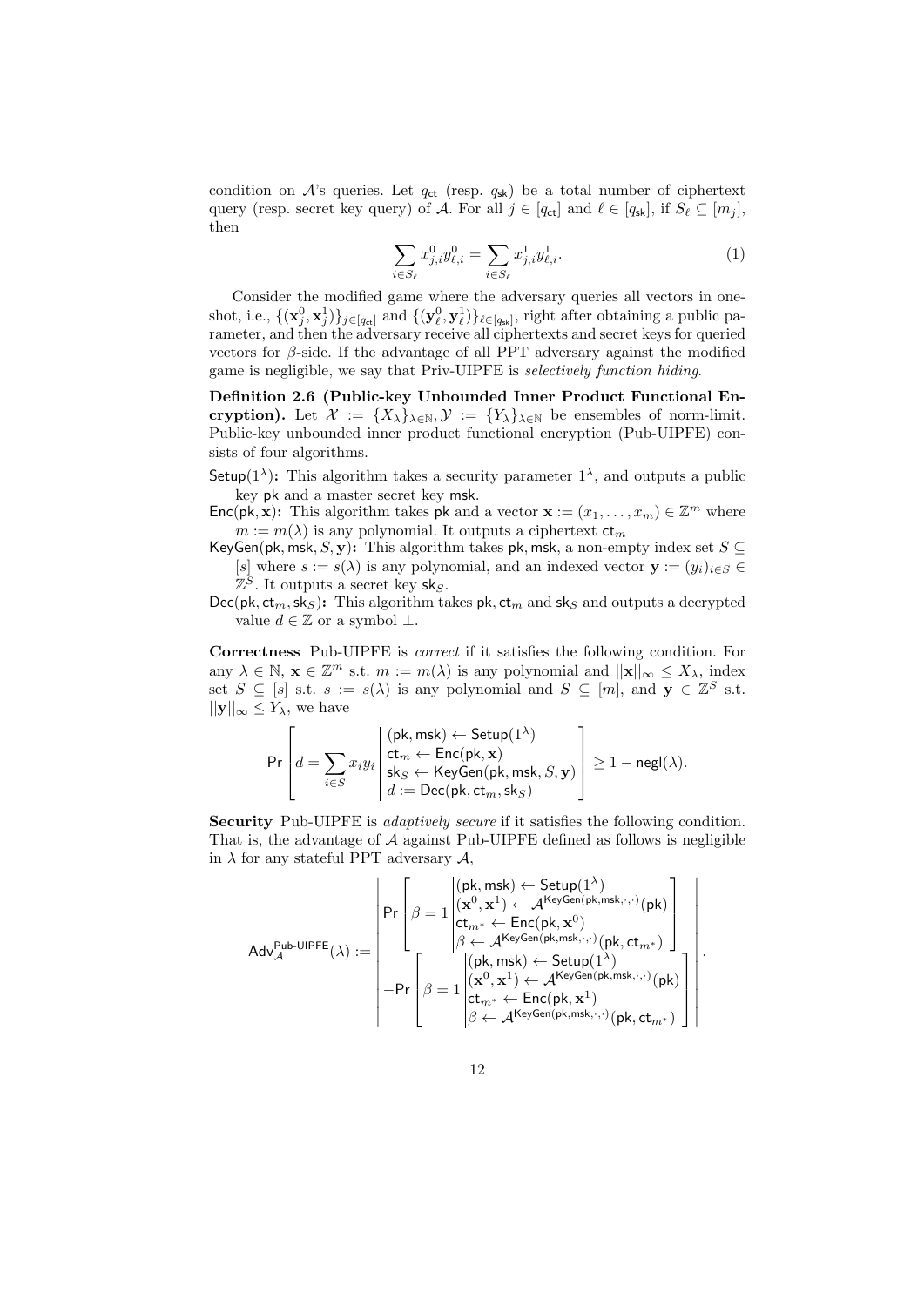condition on $\mathcal{A}$'s queries. Let $q_{\mathsf{ct}}$ (resp. $q_{\mathsf{sk}}$) be a total number of ciphertext query (resp. secret key query) of $\mathcal{A}$. For all $j \in [q_{\mathsf{ct}}]$ and $\ell \in [q_{\mathsf{sk}}]$, if $S_\ell \subseteq [m_j]$, then

$$\sum_{i \in S_\ell} x^0_{j,i} y^0_{\ell,i} = \sum_{i \in S_\ell} x^1_{j,i} y^1_{\ell,i}. \tag{1}$$

Consider the modified game where the adversary queries all vectors in one-shot, i.e., $\{(\mathbf{x}^0_j, \mathbf{x}^1_j)\}_{j \in [q_{\mathsf{ct}}]}$ and $\{(\mathbf{y}^0_\ell, \mathbf{y}^1_\ell)\}_{\ell \in [q_{\mathsf{sk}}]}$, right after obtaining a public parameter, and then the adversary receive all ciphertexts and secret keys for queried vectors for $\beta$-side. If the advantage of all PPT adversary against the modified game is negligible, we say that Priv-UIPFE is *selectively function hiding*.

**Definition 2.6 (Public-key Unbounded Inner Product Functional Encryption).** Let $\mathcal{X} := \{X_\lambda\}_{\lambda \in \mathbb{N}}, \mathcal{Y} := \{Y_\lambda\}_{\lambda \in \mathbb{N}}$ be ensembles of norm-limit. Public-key unbounded inner product functional encryption (Pub-UIPFE) consists of four algorithms.

- $\mathsf{Setup}(1^\lambda)$**:** This algorithm takes a security parameter $1^\lambda$, and outputs a public key $\mathsf{pk}$ and a master secret key $\mathsf{msk}$.
- $\mathsf{Enc}(\mathsf{pk}, \mathbf{x})$**:** This algorithm takes $\mathsf{pk}$ and a vector $\mathbf{x} := (x_1, \ldots, x_m) \in \mathbb{Z}^m$ where $m := m(\lambda)$ is any polynomial. It outputs a ciphertext $\mathsf{ct}_m$
- $\mathsf{KeyGen}(\mathsf{pk}, \mathsf{msk}, S, \mathbf{y})$**:** This algorithm takes $\mathsf{pk}, \mathsf{msk}$, a non-empty index set $S \subseteq [s]$ where $s := s(\lambda)$ is any polynomial, and an indexed vector $\mathbf{y} := (y_i)_{i \in S} \in \mathbb{Z}^S$. It outputs a secret key $\mathsf{sk}_S$.
- $\mathsf{Dec}(\mathsf{pk}, \mathsf{ct}_m, \mathsf{sk}_S)$**:** This algorithm takes $\mathsf{pk}, \mathsf{ct}_m$ and $\mathsf{sk}_S$ and outputs a decrypted value $d \in \mathbb{Z}$ or a symbol $\perp$.

**Correctness** Pub-UIPFE is *correct* if it satisfies the following condition. For any $\lambda \in \mathbb{N}$, $\mathbf{x} \in \mathbb{Z}^m$ s.t. $m := m(\lambda)$ is any polynomial and $||\mathbf{x}||_\infty \leq X_\lambda$, index set $S \subseteq [s]$ s.t. $s := s(\lambda)$ is any polynomial and $S \subseteq [m]$, and $\mathbf{y} \in \mathbb{Z}^S$ s.t. $||\mathbf{y}||_\infty \leq Y_\lambda$, we have

$$\Pr\left[ d = \sum_{i \in S} x_i y_i \;\middle|\; \begin{array}{l} (\mathsf{pk}, \mathsf{msk}) \leftarrow \mathsf{Setup}(1^\lambda) \\ \mathsf{ct}_m \leftarrow \mathsf{Enc}(\mathsf{pk}, \mathbf{x}) \\ \mathsf{sk}_S \leftarrow \mathsf{KeyGen}(\mathsf{pk}, \mathsf{msk}, S, \mathbf{y}) \\ d := \mathsf{Dec}(\mathsf{pk}, \mathsf{ct}_m, \mathsf{sk}_S) \end{array} \right] \geq 1 - \mathsf{negl}(\lambda).$$

**Security** Pub-UIPFE is *adaptively secure* if it satisfies the following condition. That is, the advantage of $\mathcal{A}$ against Pub-UIPFE defined as follows is negligible in $\lambda$ for any stateful PPT adversary $\mathcal{A}$,

$$\mathsf{Adv}^{\text{Pub-UIPFE}}_{\mathcal{A}}(\lambda) := \left| \begin{array}{l} \Pr\left[ \beta = 1 \;\middle|\; \begin{array}{l} (\mathsf{pk}, \mathsf{msk}) \leftarrow \mathsf{Setup}(1^\lambda) \\ (\mathbf{x}^0, \mathbf{x}^1) \leftarrow \mathcal{A}^{\mathsf{KeyGen}(\mathsf{pk}, \mathsf{msk}, \cdot, \cdot)}(\mathsf{pk}) \\ \mathsf{ct}_{m^*} \leftarrow \mathsf{Enc}(\mathsf{pk}, \mathbf{x}^0) \\ \beta \leftarrow \mathcal{A}^{\mathsf{KeyGen}(\mathsf{pk}, \mathsf{msk}, \cdot, \cdot)}(\mathsf{pk}, \mathsf{ct}_{m^*}) \end{array} \right] \\ -\Pr\left[ \beta = 1 \;\middle|\; \begin{array}{l} (\mathsf{pk}, \mathsf{msk}) \leftarrow \mathsf{Setup}(1^\lambda) \\ (\mathbf{x}^0, \mathbf{x}^1) \leftarrow \mathcal{A}^{\mathsf{KeyGen}(\mathsf{pk}, \mathsf{msk}, \cdot, \cdot)}(\mathsf{pk}) \\ \mathsf{ct}_{m^*} \leftarrow \mathsf{Enc}(\mathsf{pk}, \mathbf{x}^1) \\ \beta \leftarrow \mathcal{A}^{\mathsf{KeyGen}(\mathsf{pk}, \mathsf{msk}, \cdot, \cdot)}(\mathsf{pk}, \mathsf{ct}_{m^*}) \end{array} \right] \end{array} \right|.$$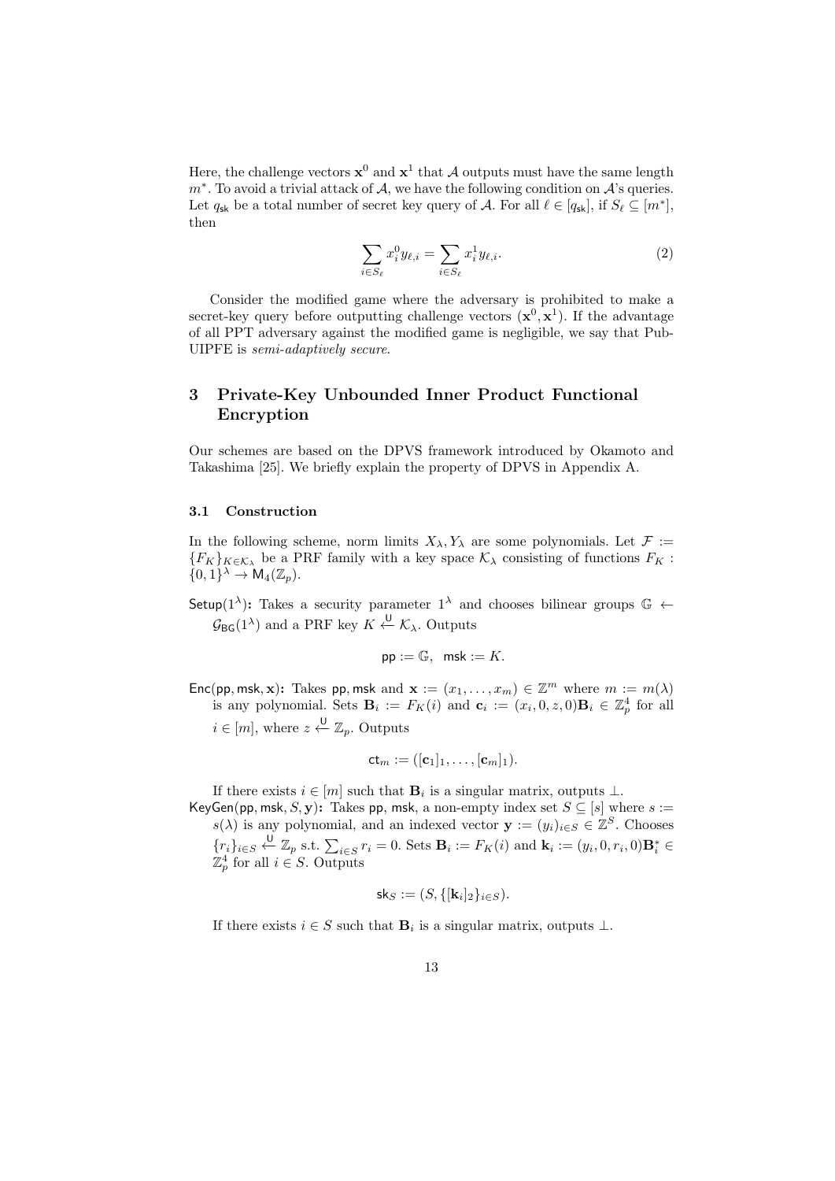Here, the challenge vectors $\mathbf{x}^0$ and $\mathbf{x}^1$ that $\mathcal{A}$ outputs must have the same length $m^*$. To avoid a trivial attack of $\mathcal{A}$, we have the following condition on $\mathcal{A}$'s queries. Let $q_{\mathsf{sk}}$ be a total number of secret key query of $\mathcal{A}$. For all $\ell \in [q_{\mathsf{sk}}]$, if $S_\ell \subseteq [m^*]$, then

$$\sum_{i \in S_\ell} x_i^0 y_{\ell,i} = \sum_{i \in S_\ell} x_i^1 y_{\ell,i}. \tag{2}$$

Consider the modified game where the adversary is prohibited to make a secret-key query before outputting challenge vectors $(\mathbf{x}^0, \mathbf{x}^1)$. If the advantage of all PPT adversary against the modified game is negligible, we say that Pub-UIPFE is *semi-adaptively secure*.

# 3 Private-Key Unbounded Inner Product Functional Encryption

Our schemes are based on the DPVS framework introduced by Okamoto and Takashima [25]. We briefly explain the property of DPVS in Appendix A.

## 3.1 Construction

In the following scheme, norm limits $X_\lambda, Y_\lambda$ are some polynomials. Let $\mathcal{F} := \{F_K\}_{K \in \mathcal{K}_\lambda}$ be a PRF family with a key space $\mathcal{K}_\lambda$ consisting of functions $F_K : \{0,1\}^\lambda \to \mathsf{M}_4(\mathbb{Z}_p)$.

$\mathsf{Setup}(1^\lambda)$**:** Takes a security parameter $1^\lambda$ and chooses bilinear groups $\mathbb{G} \leftarrow \mathcal{G}_{\mathsf{BG}}(1^\lambda)$ and a PRF key $K \xleftarrow{\mathsf{U}} \mathcal{K}_\lambda$. Outputs

$$\mathsf{pp} := \mathbb{G}, \quad \mathsf{msk} := K.$$

$\mathsf{Enc}(\mathsf{pp}, \mathsf{msk}, \mathbf{x})$**:** Takes $\mathsf{pp}, \mathsf{msk}$ and $\mathbf{x} := (x_1, \ldots, x_m) \in \mathbb{Z}^m$ where $m := m(\lambda)$ is any polynomial. Sets $\mathbf{B}_i := F_K(i)$ and $\mathbf{c}_i := (x_i, 0, z, 0)\mathbf{B}_i \in \mathbb{Z}_p^4$ for all $i \in [m]$, where $z \xleftarrow{\mathsf{U}} \mathbb{Z}_p$. Outputs

$$\mathsf{ct}_m := ([\mathbf{c}_1]_1, \ldots, [\mathbf{c}_m]_1).$$

If there exists $i \in [m]$ such that $\mathbf{B}_i$ is a singular matrix, outputs $\perp$.

$\mathsf{KeyGen}(\mathsf{pp}, \mathsf{msk}, S, \mathbf{y})$**:** Takes $\mathsf{pp}, \mathsf{msk}$, a non-empty index set $S \subseteq [s]$ where $s := s(\lambda)$ is any polynomial, and an indexed vector $\mathbf{y} := (y_i)_{i \in S} \in \mathbb{Z}^S$. Chooses $\{r_i\}_{i \in S} \xleftarrow{\mathsf{U}} \mathbb{Z}_p$ s.t. $\sum_{i \in S} r_i = 0$. Sets $\mathbf{B}_i := F_K(i)$ and $\mathbf{k}_i := (y_i, 0, r_i, 0)\mathbf{B}_i^* \in \mathbb{Z}_p^4$ for all $i \in S$. Outputs

$$\mathsf{sk}_S := (S, \{[\mathbf{k}_i]_2\}_{i \in S}).$$

If there exists $i \in S$ such that $\mathbf{B}_i$ is a singular matrix, outputs $\perp$.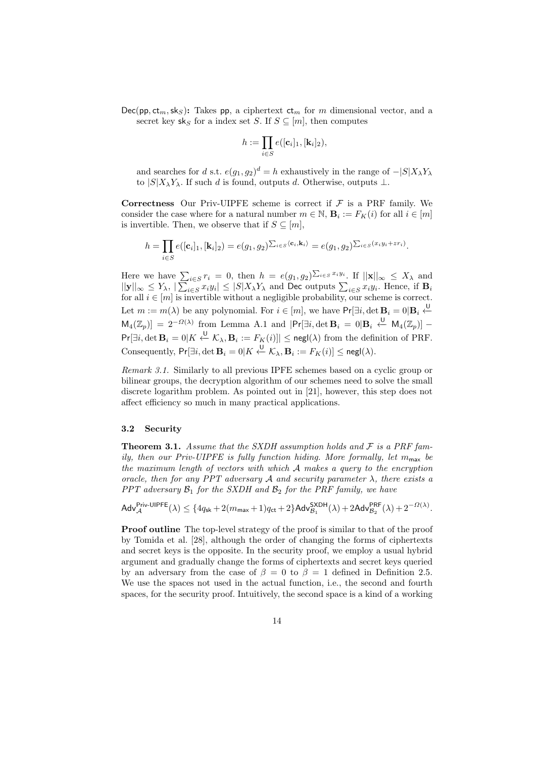$\mathsf{Dec}(\mathsf{pp}, \mathsf{ct}_m, \mathsf{sk}_S)$**:** Takes $\mathsf{pp}$, a ciphertext $\mathsf{ct}_m$ for $m$ dimensional vector, and a secret key $\mathsf{sk}_S$ for a index set $S$. If $S \subseteq [m]$, then computes

$$h := \prod_{i \in S} e([\mathbf{c}_i]_1, [\mathbf{k}_i]_2),$$

and searches for $d$ s.t. $e(g_1, g_2)^d = h$ exhaustively in the range of $-|S|X_\lambda Y_\lambda$ to $|S|X_\lambda Y_\lambda$. If such $d$ is found, outputs $d$. Otherwise, outputs $\perp$.

**Correctness** Our Priv-UIPFE scheme is correct if $\mathcal{F}$ is a PRF family. We consider the case where for a natural number $m \in \mathbb{N}$, $\mathbf{B}_i := F_K(i)$ for all $i \in [m]$ is invertible. Then, we observe that if $S \subseteq [m]$,

$$h = \prod_{i \in S} e([\mathbf{c}_i]_1, [\mathbf{k}_i]_2) = e(g_1, g_2)^{\sum_{i \in S} \langle \mathbf{c}_i, \mathbf{k}_i \rangle} = e(g_1, g_2)^{\sum_{i \in S}(x_i y_i + z r_i)}.$$

Here we have $\sum_{i \in S} r_i = 0$, then $h = e(g_1, g_2)^{\sum_{i \in S} x_i y_i}$. If $||\mathbf{x}||_\infty \leq X_\lambda$ and $||\mathbf{y}||_\infty \leq Y_\lambda$, $|\sum_{i \in S} x_i y_i| \leq |S|X_\lambda Y_\lambda$ and $\mathsf{Dec}$ outputs $\sum_{i \in S} x_i y_i$. Hence, if $\mathbf{B}_i$ for all $i \in [m]$ is invertible without a negligible probability, our scheme is correct. Let $m := m(\lambda)$ be any polynomial. For $i \in [m]$, we have $\Pr[\exists i, \det \mathbf{B}_i = 0 | \mathbf{B}_i \xleftarrow{\mathsf{U}} \mathsf{M}_4(\mathbb{Z}_p)] = 2^{-\Omega(\lambda)}$ from Lemma A.1 and $|\Pr[\exists i, \det \mathbf{B}_i = 0 | \mathbf{B}_i \xleftarrow{\mathsf{U}} \mathsf{M}_4(\mathbb{Z}_p)] - \Pr[\exists i, \det \mathbf{B}_i = 0 | K \xleftarrow{\mathsf{U}} \mathcal{K}_\lambda, \mathbf{B}_i := F_K(i)]| \leq \mathsf{negl}(\lambda)$ from the definition of PRF. Consequently, $\Pr[\exists i, \det \mathbf{B}_i = 0 | K \xleftarrow{\mathsf{U}} \mathcal{K}_\lambda, \mathbf{B}_i := F_K(i)] \leq \mathsf{negl}(\lambda)$.

*Remark 3.1.* Similarly to all previous IPFE schemes based on a cyclic group or bilinear groups, the decryption algorithm of our schemes need to solve the small discrete logarithm problem. As pointed out in [21], however, this step does not affect efficiency so much in many practical applications.

### 3.2 Security

**Theorem 3.1.** *Assume that the SXDH assumption holds and $\mathcal{F}$ is a PRF family, then our Priv-UIPFE is fully function hiding. More formally, let $m_{\mathsf{max}}$ be the maximum length of vectors with which $\mathcal{A}$ makes a query to the encryption oracle, then for any PPT adversary $\mathcal{A}$ and security parameter $\lambda$, there exists a PPT adversary $\mathcal{B}_1$ for the SXDH and $\mathcal{B}_2$ for the PRF family, we have*

$$\mathsf{Adv}_{\mathcal{A}}^{\mathsf{Priv\text{-}UIPFE}}(\lambda) \leq \{4q_{\mathsf{sk}} + 2(m_{\mathsf{max}} + 1)q_{\mathsf{ct}} + 2\}\mathsf{Adv}_{\mathcal{B}_1}^{\mathsf{SXDH}}(\lambda) + 2\mathsf{Adv}_{\mathcal{B}_2}^{\mathsf{PRF}}(\lambda) + 2^{-\Omega(\lambda)}.$$

**Proof outline** The top-level strategy of the proof is similar to that of the proof by Tomida et al. [28], although the order of changing the forms of ciphertexts and secret keys is the opposite. In the security proof, we employ a usual hybrid argument and gradually change the forms of ciphertexts and secret keys queried by an adversary from the case of $\beta = 0$ to $\beta = 1$ defined in Definition 2.5. We use the spaces not used in the actual function, i.e., the second and fourth spaces, for the security proof. Intuitively, the second space is a kind of a working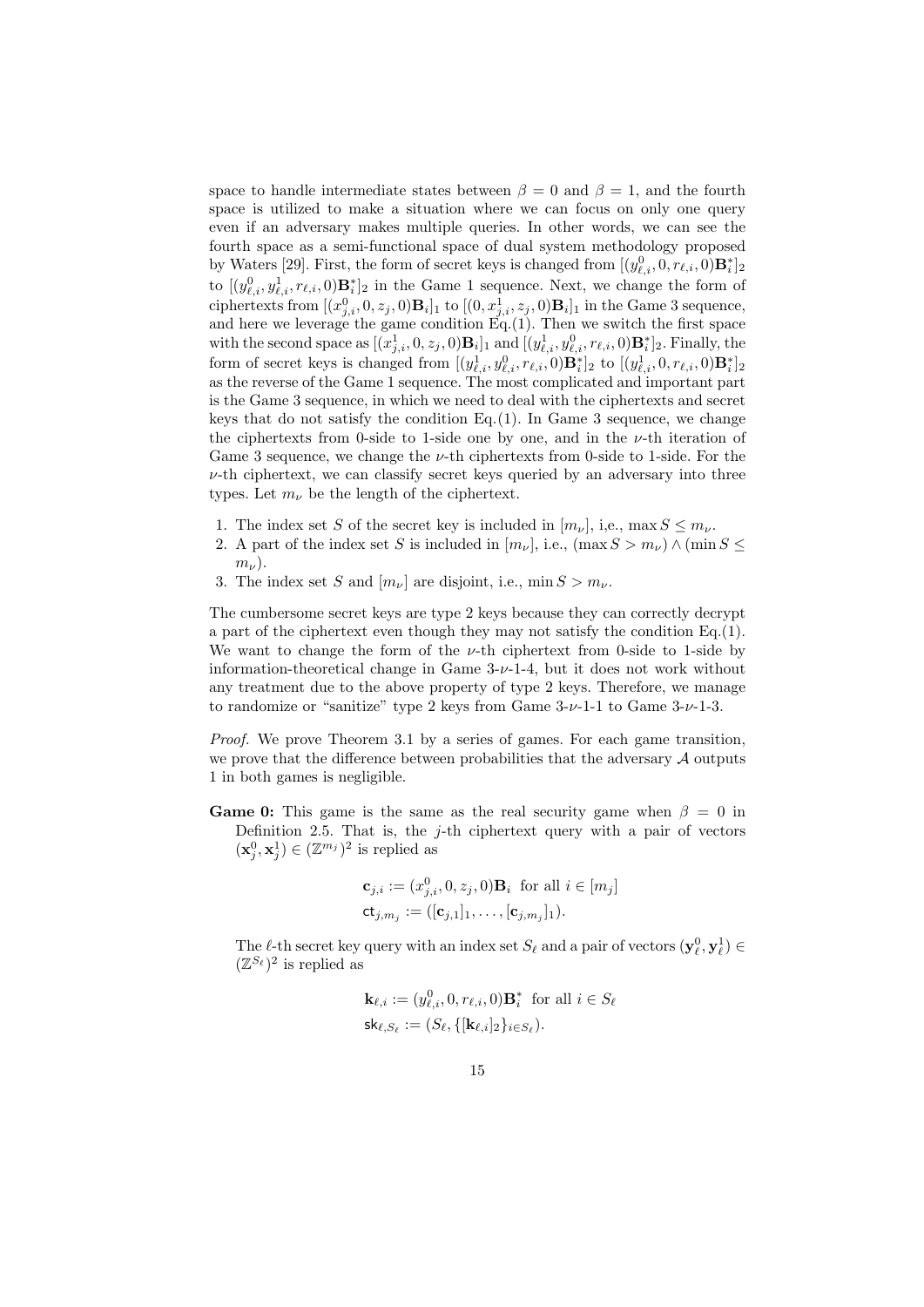space to handle intermediate states between $\beta = 0$ and $\beta = 1$, and the fourth space is utilized to make a situation where we can focus on only one query even if an adversary makes multiple queries. In other words, we can see the fourth space as a semi-functional space of dual system methodology proposed by Waters [29]. First, the form of secret keys is changed from $[(y^0_{\ell,i}, 0, r_{\ell,i}, 0)\mathbf{B}^*_i]_2$ to $[(y^0_{\ell,i}, y^1_{\ell,i}, r_{\ell,i}, 0)\mathbf{B}^*_i]_2$ in the Game 1 sequence. Next, we change the form of ciphertexts from $[(x^0_{j,i}, 0, z_j, 0)\mathbf{B}_i]_1$ to $[(0, x^1_{j,i}, z_j, 0)\mathbf{B}_i]_1$ in the Game 3 sequence, and here we leverage the game condition Eq.(1). Then we switch the first space with the second space as $[(x^1_{j,i}, 0, z_j, 0)\mathbf{B}_i]_1$ and $[(y^1_{\ell,i}, y^0_{\ell,i}, r_{\ell,i}, 0)\mathbf{B}^*_i]_2$. Finally, the form of secret keys is changed from $[(y^1_{\ell,i}, y^0_{\ell,i}, r_{\ell,i}, 0)\mathbf{B}^*_i]_2$ to $[(y^1_{\ell,i}, 0, r_{\ell,i}, 0)\mathbf{B}^*_i]_2$ as the reverse of the Game 1 sequence. The most complicated and important part is the Game 3 sequence, in which we need to deal with the ciphertexts and secret keys that do not satisfy the condition Eq.(1). In Game 3 sequence, we change the ciphertexts from 0-side to 1-side one by one, and in the $\nu$-th iteration of Game 3 sequence, we change the $\nu$-th ciphertexts from 0-side to 1-side. For the $\nu$-th ciphertext, we can classify secret keys queried by an adversary into three types. Let $m_\nu$ be the length of the ciphertext.

1. The index set $S$ of the secret key is included in $[m_\nu]$, i,e., $\max S \le m_\nu$.
2. A part of the index set $S$ is included in $[m_\nu]$, i.e., $(\max S > m_\nu) \wedge (\min S \le m_\nu)$.
3. The index set $S$ and $[m_\nu]$ are disjoint, i.e., $\min S > m_\nu$.

The cumbersome secret keys are type 2 keys because they can correctly decrypt a part of the ciphertext even though they may not satisfy the condition Eq.(1). We want to change the form of the $\nu$-th ciphertext from 0-side to 1-side by information-theoretical change in Game 3-$\nu$-1-4, but it does not work without any treatment due to the above property of type 2 keys. Therefore, we manage to randomize or "sanitize" type 2 keys from Game 3-$\nu$-1-1 to Game 3-$\nu$-1-3.

*Proof.* We prove Theorem 3.1 by a series of games. For each game transition, we prove that the difference between probabilities that the adversary $\mathcal{A}$ outputs 1 in both games is negligible.

**Game 0:** This game is the same as the real security game when $\beta = 0$ in Definition 2.5. That is, the $j$-th ciphertext query with a pair of vectors $(\mathbf{x}^0_j, \mathbf{x}^1_j) \in (\mathbb{Z}^{m_j})^2$ is replied as

$$\mathbf{c}_{j,i} := (x^0_{j,i}, 0, z_j, 0)\mathbf{B}_i \ \text{ for all } i \in [m_j]$$
$$\mathsf{ct}_{j,m_j} := ([\mathbf{c}_{j,1}]_1, \ldots, [\mathbf{c}_{j,m_j}]_1).$$

The $\ell$-th secret key query with an index set $S_\ell$ and a pair of vectors $(\mathbf{y}^0_\ell, \mathbf{y}^1_\ell) \in (\mathbb{Z}^{S_\ell})^2$ is replied as

$$\mathbf{k}_{\ell,i} := (y^0_{\ell,i}, 0, r_{\ell,i}, 0)\mathbf{B}^*_i \ \text{ for all } i \in S_\ell$$
$$\mathsf{sk}_{\ell,S_\ell} := (S_\ell, \{[\mathbf{k}_{\ell,i}]_2\}_{i \in S_\ell}).$$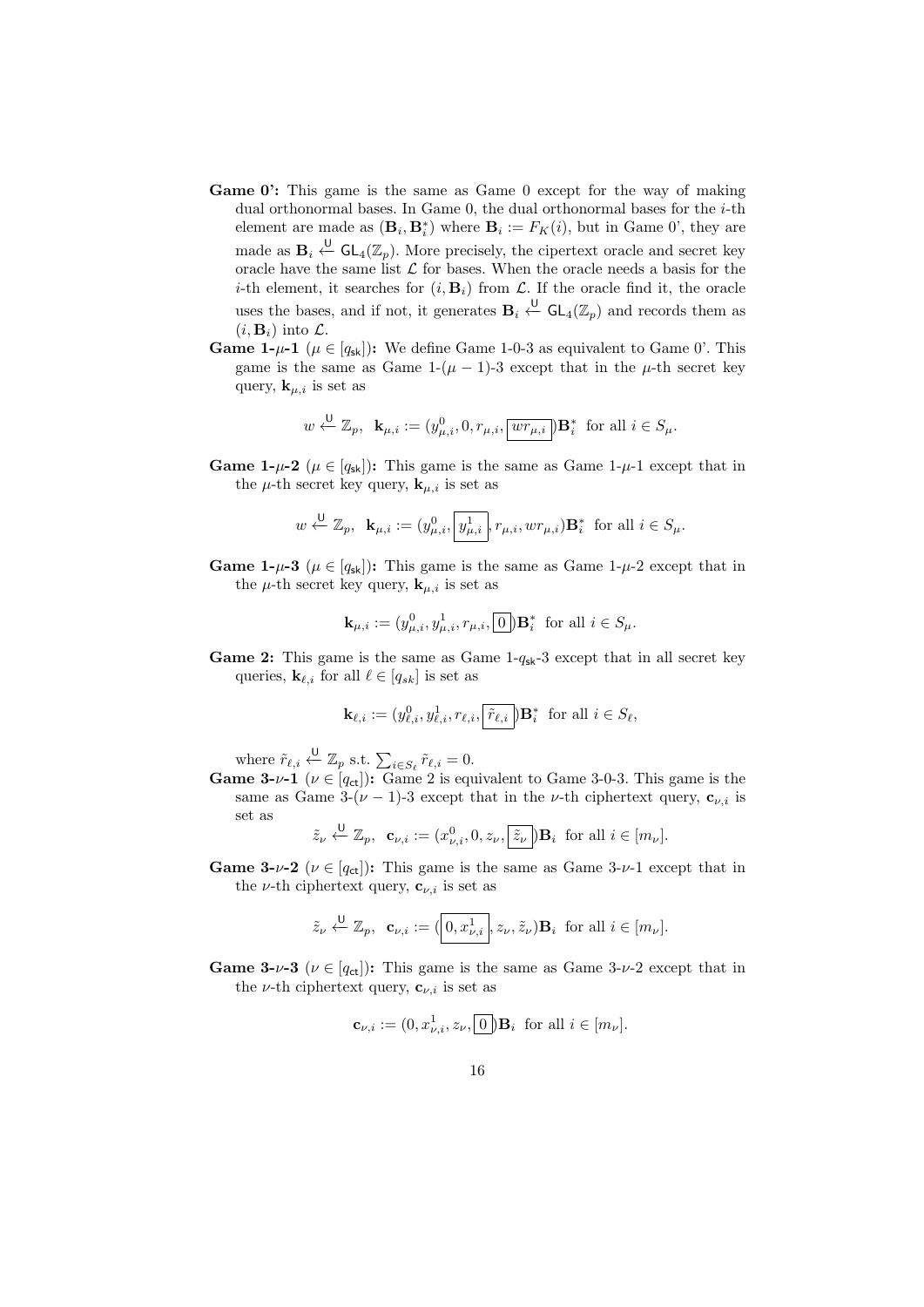- **Game 0':** This game is the same as Game 0 except for the way of making dual orthonormal bases. In Game 0, the dual orthonormal bases for the $i$-th element are made as $(\mathbf{B}_i, \mathbf{B}_i^*)$ where $\mathbf{B}_i := F_K(i)$, but in Game 0', they are made as $\mathbf{B}_i \xleftarrow{\mathsf{U}} \mathsf{GL}_4(\mathbb{Z}_p)$. More precisely, the cipertext oracle and secret key oracle have the same list $\mathcal{L}$ for bases. When the oracle needs a basis for the $i$-th element, it searches for $(i, \mathbf{B}_i)$ from $\mathcal{L}$. If the oracle find it, the oracle uses the bases, and if not, it generates $\mathbf{B}_i \xleftarrow{\mathsf{U}} \mathsf{GL}_4(\mathbb{Z}_p)$ and records them as $(i, \mathbf{B}_i)$ into $\mathcal{L}$.
- **Game 1-$\mu$-1 ($\mu \in [q_{\mathsf{sk}}]$):** We define Game 1-0-3 as equivalent to Game 0'. This game is the same as Game 1-$(\mu-1)$-3 except that in the $\mu$-th secret key query, $\mathbf{k}_{\mu,i}$ is set as

$$w \xleftarrow{\mathsf{U}} \mathbb{Z}_p, \ \ \mathbf{k}_{\mu,i} := (y^0_{\mu,i}, 0, r_{\mu,i}, \boxed{wr_{\mu,i}})\mathbf{B}_i^* \ \text{ for all } i \in S_\mu.$$

- **Game 1-$\mu$-2 ($\mu \in [q_{\mathsf{sk}}]$):** This game is the same as Game 1-$\mu$-1 except that in the $\mu$-th secret key query, $\mathbf{k}_{\mu,i}$ is set as

$$w \xleftarrow{\mathsf{U}} \mathbb{Z}_p, \ \ \mathbf{k}_{\mu,i} := (y^0_{\mu,i}, \boxed{y^1_{\mu,i}}, r_{\mu,i}, wr_{\mu,i})\mathbf{B}_i^* \ \text{ for all } i \in S_\mu.$$

- **Game 1-$\mu$-3 ($\mu \in [q_{\mathsf{sk}}]$):** This game is the same as Game 1-$\mu$-2 except that in the $\mu$-th secret key query, $\mathbf{k}_{\mu,i}$ is set as

$$\mathbf{k}_{\mu,i} := (y^0_{\mu,i}, y^1_{\mu,i}, r_{\mu,i}, \boxed{0})\mathbf{B}_i^* \ \text{ for all } i \in S_\mu.$$

- **Game 2:** This game is the same as Game 1-$q_{\mathsf{sk}}$-3 except that in all secret key queries, $\mathbf{k}_{\ell,i}$ for all $\ell \in [q_{sk}]$ is set as

$$\mathbf{k}_{\ell,i} := (y^0_{\ell,i}, y^1_{\ell,i}, r_{\ell,i}, \boxed{\tilde{r}_{\ell,i}})\mathbf{B}_i^* \ \text{ for all } i \in S_\ell,$$

  where $\tilde{r}_{\ell,i} \xleftarrow{\mathsf{U}} \mathbb{Z}_p$ s.t. $\sum_{i \in S_\ell} \tilde{r}_{\ell,i} = 0$.
- **Game 3-$\nu$-1 ($\nu \in [q_{\mathsf{ct}}]$):** Game 2 is equivalent to Game 3-0-3. This game is the same as Game 3-$(\nu-1)$-3 except that in the $\nu$-th ciphertext query, $\mathbf{c}_{\nu,i}$ is set as

$$\tilde{z}_\nu \xleftarrow{\mathsf{U}} \mathbb{Z}_p, \ \ \mathbf{c}_{\nu,i} := (x^0_{\nu,i}, 0, z_\nu, \boxed{\tilde{z}_\nu})\mathbf{B}_i \ \text{ for all } i \in [m_\nu].$$

- **Game 3-$\nu$-2 ($\nu \in [q_{\mathsf{ct}}]$):** This game is the same as Game 3-$\nu$-1 except that in the $\nu$-th ciphertext query, $\mathbf{c}_{\nu,i}$ is set as

$$\tilde{z}_\nu \xleftarrow{\mathsf{U}} \mathbb{Z}_p, \ \ \mathbf{c}_{\nu,i} := (\boxed{0, x^1_{\nu,i}}, z_\nu, \tilde{z}_\nu)\mathbf{B}_i \ \text{ for all } i \in [m_\nu].$$

- **Game 3-$\nu$-3 ($\nu \in [q_{\mathsf{ct}}]$):** This game is the same as Game 3-$\nu$-2 except that in the $\nu$-th ciphertext query, $\mathbf{c}_{\nu,i}$ is set as

$$\mathbf{c}_{\nu,i} := (0, x^1_{\nu,i}, z_\nu, \boxed{0})\mathbf{B}_i \ \text{ for all } i \in [m_\nu].$$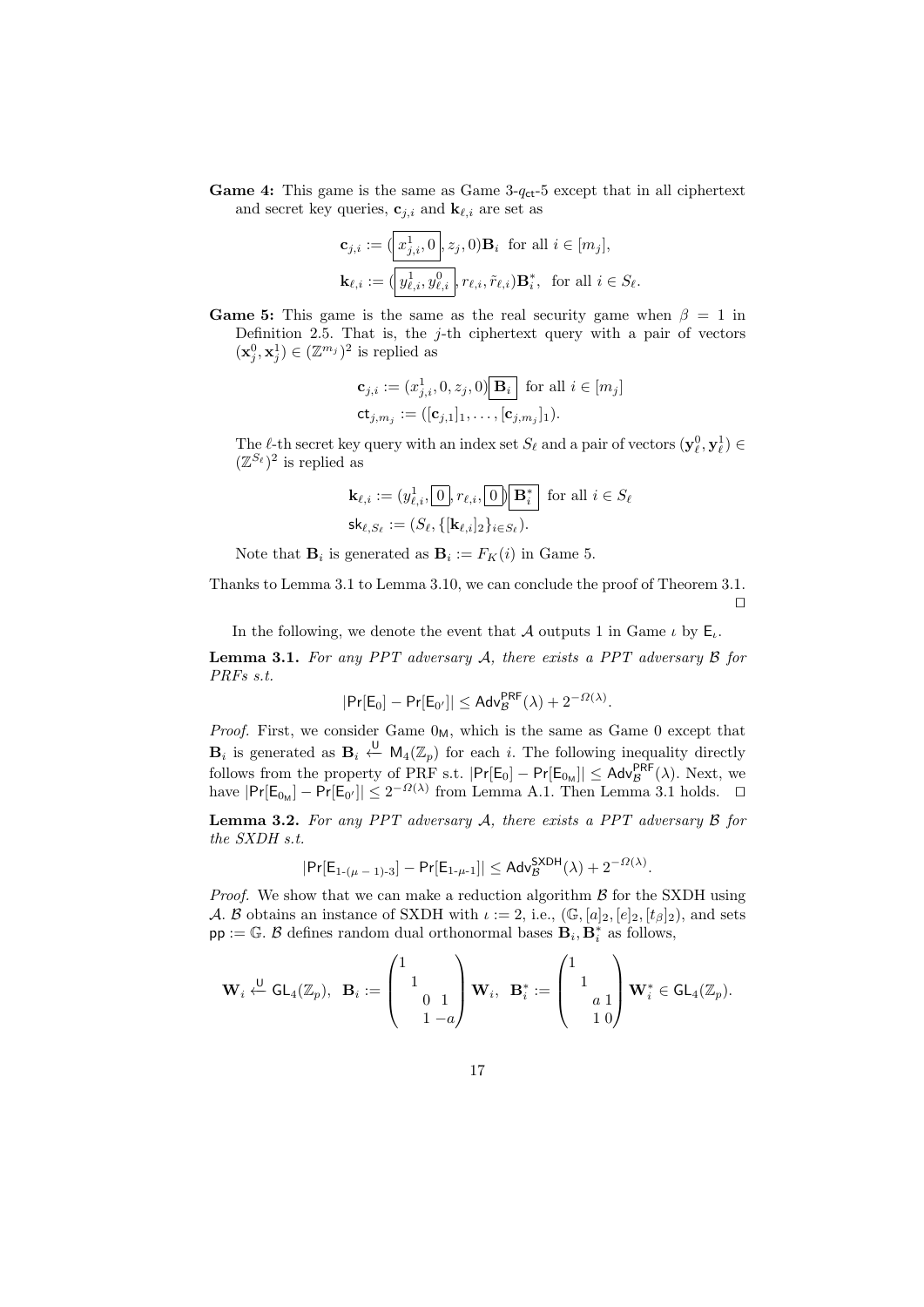**Game 4:** This game is the same as Game 3-$q_{\mathsf{ct}}$-5 except that in all ciphertext and secret key queries, $\mathbf{c}_{j,i}$ and $\mathbf{k}_{\ell,i}$ are set as

$$\mathbf{c}_{j,i} := (\boxed{x^1_{j,i}, 0}, z_j, 0)\mathbf{B}_i \ \text{ for all } i \in [m_j],$$
$$\mathbf{k}_{\ell,i} := (\boxed{y^1_{\ell,i}, y^0_{\ell,i}}, r_{\ell,i}, \tilde{r}_{\ell,i})\mathbf{B}^*_i, \ \text{ for all } i \in S_\ell.$$

**Game 5:** This game is the same as the real security game when $\beta = 1$ in Definition 2.5. That is, the $j$-th ciphertext query with a pair of vectors $(\mathbf{x}^0_j, \mathbf{x}^1_j) \in (\mathbb{Z}^{m_j})^2$ is replied as

$$\mathbf{c}_{j,i} := (x^1_{j,i}, 0, z_j, 0)\boxed{\mathbf{B}_i} \ \text{ for all } i \in [m_j]$$
$$\mathsf{ct}_{j,m_j} := ([\mathbf{c}_{j,1}]_1, \ldots, [\mathbf{c}_{j,m_j}]_1).$$

The $\ell$-th secret key query with an index set $S_\ell$ and a pair of vectors $(\mathbf{y}^0_\ell, \mathbf{y}^1_\ell) \in (\mathbb{Z}^{S_\ell})^2$ is replied as

$$\mathbf{k}_{\ell,i} := (y^1_{\ell,i}, \boxed{0}, r_{\ell,i}, \boxed{0})\boxed{\mathbf{B}^*_i} \ \text{ for all } i \in S_\ell$$
$$\mathsf{sk}_{\ell,S_\ell} := (S_\ell, \{[\mathbf{k}_{\ell,i}]_2\}_{i \in S_\ell}).$$

Note that $\mathbf{B}_i$ is generated as $\mathbf{B}_i := F_K(i)$ in Game 5.

Thanks to Lemma 3.1 to Lemma 3.10, we can conclude the proof of Theorem 3.1. $\square$

In the following, we denote the event that $\mathcal{A}$ outputs 1 in Game $\iota$ by $\mathsf{E}_\iota$.

**Lemma 3.1.** *For any PPT adversary $\mathcal{A}$, there exists a PPT adversary $\mathcal{B}$ for PRFs s.t.*

$$|\Pr[\mathsf{E}_0] - \Pr[\mathsf{E}_{0'}]| \leq \mathsf{Adv}^{\mathsf{PRF}}_{\mathcal{B}}(\lambda) + 2^{-\Omega(\lambda)}.$$

*Proof.* First, we consider Game $0_{\mathsf{M}}$, which is the same as Game 0 except that $\mathbf{B}_i$ is generated as $\mathbf{B}_i \xleftarrow{\mathsf{U}} \mathsf{M}_4(\mathbb{Z}_p)$ for each $i$. The following inequality directly follows from the property of PRF s.t. $|\Pr[\mathsf{E}_0] - \Pr[\mathsf{E}_{0_{\mathsf{M}}}]| \leq \mathsf{Adv}^{\mathsf{PRF}}_{\mathcal{B}}(\lambda)$. Next, we have $|\Pr[\mathsf{E}_{0_{\mathsf{M}}}] - \Pr[\mathsf{E}_{0'}]| \leq 2^{-\Omega(\lambda)}$ from Lemma A.1. Then Lemma 3.1 holds. $\square$

**Lemma 3.2.** *For any PPT adversary $\mathcal{A}$, there exists a PPT adversary $\mathcal{B}$ for the SXDH s.t.*

$$|\Pr[\mathsf{E}_{1\text{-}(\mu-1)\text{-}3}] - \Pr[\mathsf{E}_{1\text{-}\mu\text{-}1}]| \leq \mathsf{Adv}^{\mathsf{SXDH}}_{\mathcal{B}}(\lambda) + 2^{-\Omega(\lambda)}.$$

*Proof.* We show that we can make a reduction algorithm $\mathcal{B}$ for the SXDH using $\mathcal{A}$. $\mathcal{B}$ obtains an instance of SXDH with $\iota := 2$, i.e., $(\mathbb{G}, [a]_2, [e]_2, [t_\beta]_2)$, and sets $\mathsf{pp} := \mathbb{G}$. $\mathcal{B}$ defines random dual orthonormal bases $\mathbf{B}_i, \mathbf{B}^*_i$ as follows,

$$\mathbf{W}_i \xleftarrow{\mathsf{U}} \mathsf{GL}_4(\mathbb{Z}_p), \ \ \mathbf{B}_i := \begin{pmatrix} 1 & & & \\ & 1 & & \\ & & 0 & 1 \\ & & 1 & -a \end{pmatrix} \mathbf{W}_i, \ \ \mathbf{B}^*_i := \begin{pmatrix} 1 & & & \\ & 1 & & \\ & & a & 1 \\ & & 1 & 0 \end{pmatrix} \mathbf{W}^*_i \in \mathsf{GL}_4(\mathbb{Z}_p).$$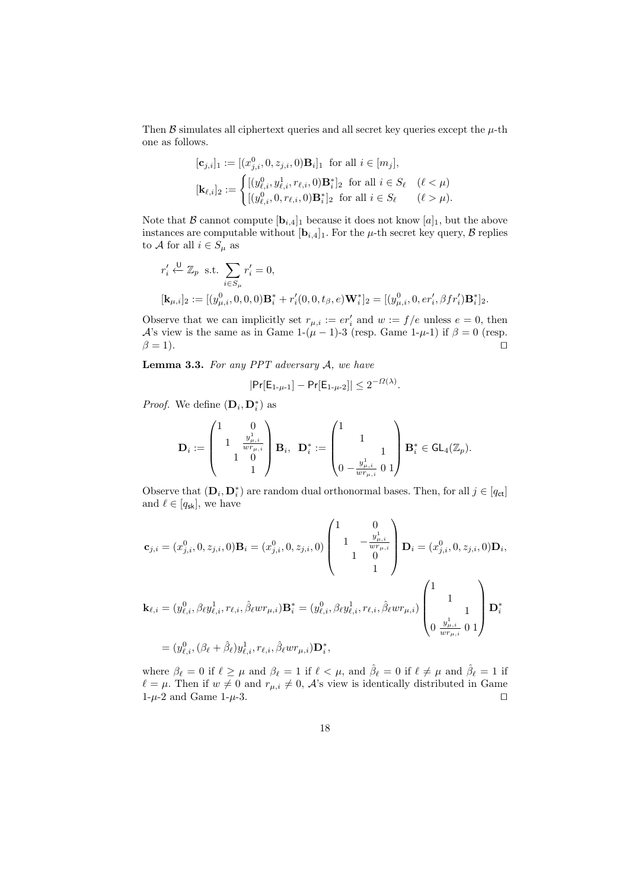Then $\mathcal{B}$ simulates all ciphertext queries and all secret key queries except the $\mu$-th one as follows.

$$
[\mathbf{c}_{j,i}]_1 := [(x^0_{j,i}, 0, z_{j,i}, 0)\mathbf{B}_i]_1 \text{ for all } i \in [m_j],
$$

$$
[\mathbf{k}_{\ell,i}]_2 := \begin{cases} [(y^0_{\ell,i}, y^1_{\ell,i}, r_{\ell,i}, 0)\mathbf{B}^*_i]_2 & \text{for all } i \in S_\ell \quad (\ell < \mu) \\ [(y^0_{\ell,i}, 0, r_{\ell,i}, 0)\mathbf{B}^*_i]_2 & \text{for all } i \in S_\ell \quad (\ell > \mu). \end{cases}
$$

Note that $\mathcal{B}$ cannot compute $[\mathbf{b}_{i,4}]_1$ because it does not know $[a]_1$, but the above instances are computable without $[\mathbf{b}_{i,4}]_1$. For the $\mu$-th secret key query, $\mathcal{B}$ replies to $\mathcal{A}$ for all $i \in S_\mu$ as

$$
r'_i \xleftarrow{\mathsf{U}} \mathbb{Z}_p \text{ s.t. } \sum_{i \in S_\mu} r'_i = 0,
$$

$$
[\mathbf{k}_{\mu,i}]_2 := [(y^0_{\mu,i}, 0, 0, 0)\mathbf{B}^*_i + r'_i(0, 0, t_\beta, e)\mathbf{W}^*_i]_2 = [(y^0_{\mu,i}, 0, er'_i, \beta f r'_i)\mathbf{B}^*_i]_2.
$$

Observe that we can implicitly set $r_{\mu,i} := er'_i$ and $w := f/e$ unless $e = 0$, then $\mathcal{A}$'s view is the same as in Game 1-$(\mu-1)$-3 (resp. Game 1-$\mu$-1) if $\beta = 0$ (resp. $\beta = 1$). $\square$

**Lemma 3.3.** *For any PPT adversary $\mathcal{A}$, we have*

$$
|\Pr[\mathsf{E}_{1\text{-}\mu\text{-}1}] - \Pr[\mathsf{E}_{1\text{-}\mu\text{-}2}]| \le 2^{-\Omega(\lambda)}.
$$

*Proof.* We define $(\mathbf{D}_i, \mathbf{D}^*_i)$ as

$$
\mathbf{D}_i := \begin{pmatrix} 1 & & & 0 \\ & 1 & & \frac{y^1_{\mu,i}}{wr_{\mu,i}} \\ & & 1 & 0 \\ & & & 1 \end{pmatrix} \mathbf{B}_i, \quad \mathbf{D}^*_i := \begin{pmatrix} 1 & & & \\ & 1 & & \\ & & 1 & \\ 0 & -\frac{y^1_{\mu,i}}{wr_{\mu,i}} & 0 & 1 \end{pmatrix} \mathbf{B}^*_i \in \mathsf{GL}_4(\mathbb{Z}_p).
$$

Observe that $(\mathbf{D}_i, \mathbf{D}^*_i)$ are random dual orthonormal bases. Then, for all $j \in [q_{\mathsf{ct}}]$ and $\ell \in [q_{\mathsf{sk}}]$, we have

$$
\mathbf{c}_{j,i} = (x^0_{j,i}, 0, z_{j,i}, 0)\mathbf{B}_i = (x^0_{j,i}, 0, z_{j,i}, 0) \begin{pmatrix} 1 & & & 0 \\ & 1 & & -\frac{y^1_{\mu,i}}{wr_{\mu,i}} \\ & & 1 & 0 \\ & & & 1 \end{pmatrix} \mathbf{D}_i = (x^0_{j,i}, 0, z_{j,i}, 0)\mathbf{D}_i,
$$

$$
\begin{aligned}
\mathbf{k}_{\ell,i} &= (y^0_{\ell,i}, \beta_\ell y^1_{\ell,i}, r_{\ell,i}, \hat{\beta}_\ell w r_{\mu,i})\mathbf{B}^*_i = (y^0_{\ell,i}, \beta_\ell y^1_{\ell,i}, r_{\ell,i}, \hat{\beta}_\ell w r_{\mu,i}) \begin{pmatrix} 1 & & & \\ & 1 & & \\ & & 1 & \\ 0 & \frac{y^1_{\mu,i}}{wr_{\mu,i}} & 0 & 1 \end{pmatrix} \mathbf{D}^*_i \\
&= (y^0_{\ell,i}, (\beta_\ell + \hat{\beta}_\ell) y^1_{\ell,i}, r_{\ell,i}, \hat{\beta}_\ell w r_{\mu,i})\mathbf{D}^*_i,
\end{aligned}
$$

where $\beta_\ell = 0$ if $\ell \ge \mu$ and $\beta_\ell = 1$ if $\ell < \mu$, and $\hat{\beta}_\ell = 0$ if $\ell \ne \mu$ and $\hat{\beta}_\ell = 1$ if $\ell = \mu$. Then if $w \ne 0$ and $r_{\mu,i} \ne 0$, $\mathcal{A}$'s view is identically distributed in Game 1-$\mu$-2 and Game 1-$\mu$-3. $\square$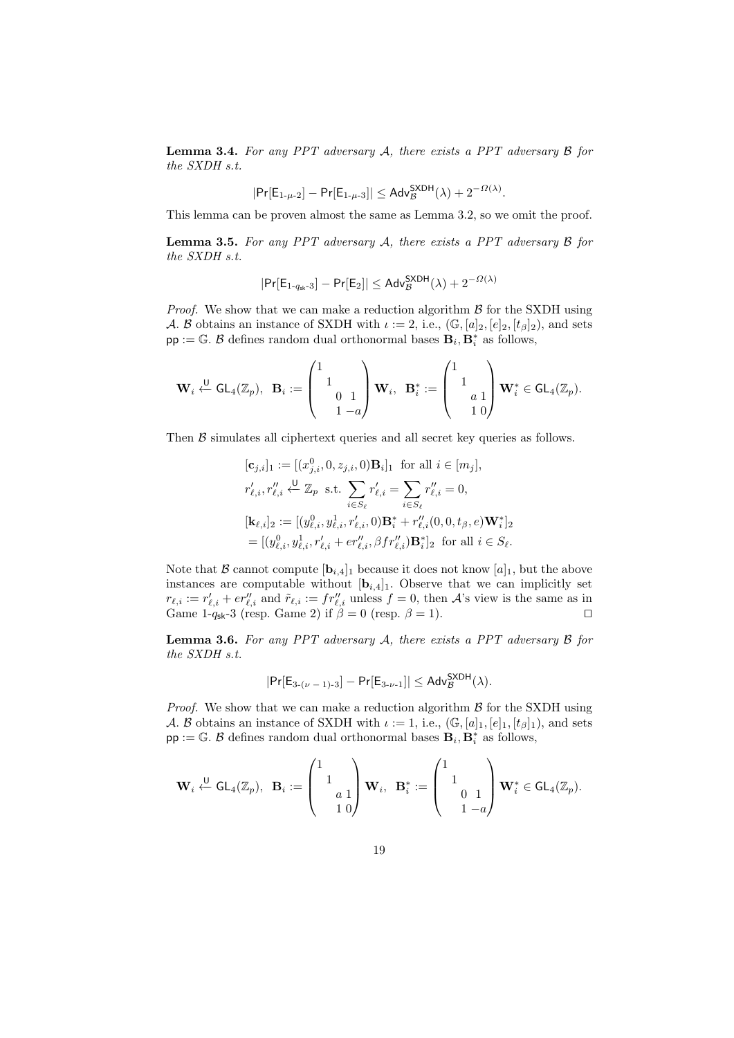**Lemma 3.4.** *For any PPT adversary $\mathcal{A}$, there exists a PPT adversary $\mathcal{B}$ for the SXDH s.t.*

$$|\Pr[\mathsf{E}_{1\text{-}\mu\text{-}2}] - \Pr[\mathsf{E}_{1\text{-}\mu\text{-}3}]| \leq \mathsf{Adv}^{\mathsf{SXDH}}_{\mathcal{B}}(\lambda) + 2^{-\Omega(\lambda)}.$$

This lemma can be proven almost the same as Lemma 3.2, so we omit the proof.

**Lemma 3.5.** *For any PPT adversary $\mathcal{A}$, there exists a PPT adversary $\mathcal{B}$ for the SXDH s.t.*

$$|\Pr[\mathsf{E}_{1\text{-}q_{\mathsf{sk}}\text{-}3}] - \Pr[\mathsf{E}_{2}]| \leq \mathsf{Adv}^{\mathsf{SXDH}}_{\mathcal{B}}(\lambda) + 2^{-\Omega(\lambda)}$$

*Proof.* We show that we can make a reduction algorithm $\mathcal{B}$ for the SXDH using $\mathcal{A}$. $\mathcal{B}$ obtains an instance of SXDH with $\iota := 2$, i.e., $(\mathbb{G}, [a]_2, [e]_2, [t_\beta]_2)$, and sets $\mathsf{pp} := \mathbb{G}$. $\mathcal{B}$ defines random dual orthonormal bases $\mathbf{B}_i, \mathbf{B}^*_i$ as follows,

$$\mathbf{W}_i \xleftarrow{\mathsf{U}} \mathsf{GL}_4(\mathbb{Z}_p),\ \ \mathbf{B}_i := \begin{pmatrix} 1 & & & \\ & 1 & & \\ & & 0 & 1 \\ & & 1 & -a \end{pmatrix} \mathbf{W}_i,\ \ \mathbf{B}^*_i := \begin{pmatrix} 1 & & & \\ & 1 & & \\ & & a & 1 \\ & & 1 & 0 \end{pmatrix} \mathbf{W}^*_i \in \mathsf{GL}_4(\mathbb{Z}_p).$$

Then $\mathcal{B}$ simulates all ciphertext queries and all secret key queries as follows.

$$\begin{aligned}
&[\mathbf{c}_{j,i}]_1 := [(x^0_{j,i}, 0, z_{j,i}, 0)\mathbf{B}_i]_1 \ \text{ for all } i \in [m_j],\\
&r'_{\ell,i}, r''_{\ell,i} \xleftarrow{\mathsf{U}} \mathbb{Z}_p \ \text{ s.t. } \sum_{i \in S_\ell} r'_{\ell,i} = \sum_{i \in S_\ell} r''_{\ell,i} = 0,\\
&[\mathbf{k}_{\ell,i}]_2 := [(y^0_{\ell,i}, y^1_{\ell,i}, r'_{\ell,i}, 0)\mathbf{B}^*_i + r''_{\ell,i}(0, 0, t_\beta, e)\mathbf{W}^*_i]_2\\
&\quad = [(y^0_{\ell,i}, y^1_{\ell,i}, r'_{\ell,i} + e r''_{\ell,i}, \beta f r''_{\ell,i})\mathbf{B}^*_i]_2 \ \text{ for all } i \in S_\ell.
\end{aligned}$$

Note that $\mathcal{B}$ cannot compute $[\mathbf{b}_{i,4}]_1$ because it does not know $[a]_1$, but the above instances are computable without $[\mathbf{b}_{i,4}]_1$. Observe that we can implicitly set $r_{\ell,i} := r'_{\ell,i} + e r''_{\ell,i}$ and $\tilde{r}_{\ell,i} := f r''_{\ell,i}$ unless $f = 0$, then $\mathcal{A}$'s view is the same as in Game 1-$q_{\mathsf{sk}}$-3 (resp. Game 2) if $\beta = 0$ (resp. $\beta = 1$). $\square$

**Lemma 3.6.** *For any PPT adversary $\mathcal{A}$, there exists a PPT adversary $\mathcal{B}$ for the SXDH s.t.*

$$|\Pr[\mathsf{E}_{3\text{-}(\nu-1)\text{-}3}] - \Pr[\mathsf{E}_{3\text{-}\nu\text{-}1}]| \leq \mathsf{Adv}^{\mathsf{SXDH}}_{\mathcal{B}}(\lambda).$$

*Proof.* We show that we can make a reduction algorithm $\mathcal{B}$ for the SXDH using $\mathcal{A}$. $\mathcal{B}$ obtains an instance of SXDH with $\iota := 1$, i.e., $(\mathbb{G}, [a]_1, [e]_1, [t_\beta]_1)$, and sets $\mathsf{pp} := \mathbb{G}$. $\mathcal{B}$ defines random dual orthonormal bases $\mathbf{B}_i, \mathbf{B}^*_i$ as follows,

$$\mathbf{W}_i \xleftarrow{\mathsf{U}} \mathsf{GL}_4(\mathbb{Z}_p),\ \ \mathbf{B}_i := \begin{pmatrix} 1 & & & \\ & 1 & & \\ & & a & 1 \\ & & 1 & 0 \end{pmatrix} \mathbf{W}_i,\ \ \mathbf{B}^*_i := \begin{pmatrix} 1 & & & \\ & 1 & & \\ & & 0 & 1 \\ & & 1 & -a \end{pmatrix} \mathbf{W}^*_i \in \mathsf{GL}_4(\mathbb{Z}_p).$$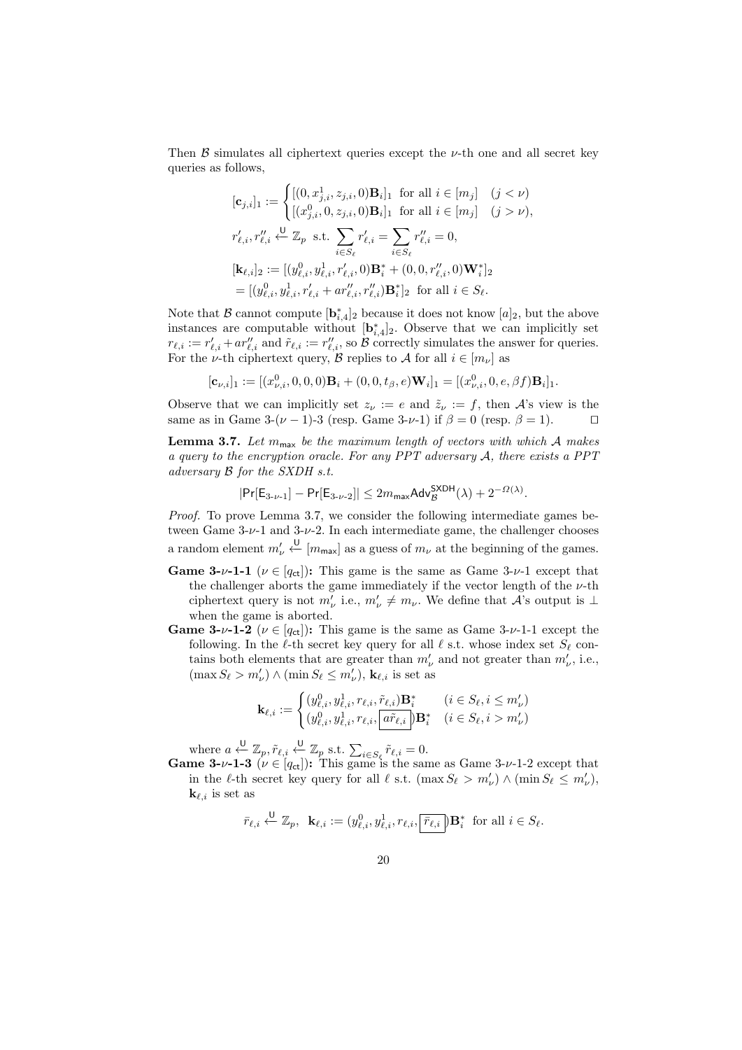Then $\mathcal{B}$ simulates all ciphertext queries except the $\nu$-th one and all secret key queries as follows,

$$
\begin{aligned}
[\mathbf{c}_{j,i}]_1 &:= \begin{cases} [(0, x^1_{j,i}, z_{j,i}, 0)\mathbf{B}_i]_1 & \text{for all } i \in [m_j] \quad (j < \nu) \\ [(x^0_{j,i}, 0, z_{j,i}, 0)\mathbf{B}_i]_1 & \text{for all } i \in [m_j] \quad (j > \nu), \end{cases} \\
r'_{\ell,i}, r''_{\ell,i} &\overset{\mathsf{U}}{\leftarrow} \mathbb{Z}_p \;\; \text{s.t.} \sum_{i \in S_\ell} r'_{\ell,i} = \sum_{i \in S_\ell} r''_{\ell,i} = 0, \\
[\mathbf{k}_{\ell,i}]_2 &:= [(y^0_{\ell,i}, y^1_{\ell,i}, r'_{\ell,i}, 0)\mathbf{B}^*_i + (0, 0, r''_{\ell,i}, 0)\mathbf{W}^*_i]_2 \\
&= [(y^0_{\ell,i}, y^1_{\ell,i}, r'_{\ell,i} + ar''_{\ell,i}, r''_{\ell,i})\mathbf{B}^*_i]_2 \;\; \text{for all } i \in S_\ell.
\end{aligned}
$$

Note that $\mathcal{B}$ cannot compute $[\mathbf{b}^*_{i,4}]_2$ because it does not know $[a]_2$, but the above instances are computable without $[\mathbf{b}^*_{i,4}]_2$. Observe that we can implicitly set $r_{\ell,i} := r'_{\ell,i} + ar''_{\ell,i}$ and $\tilde{r}_{\ell,i} := r''_{\ell,i}$, so $\mathcal{B}$ correctly simulates the answer for queries. For the $\nu$-th ciphertext query, $\mathcal{B}$ replies to $\mathcal{A}$ for all $i \in [m_\nu]$ as

$$
[\mathbf{c}_{\nu,i}]_1 := [(x^0_{\nu,i}, 0, 0, 0)\mathbf{B}_i + (0, 0, t_\beta, e)\mathbf{W}_i]_1 = [(x^0_{\nu,i}, 0, e, \beta f)\mathbf{B}_i]_1.
$$

Observe that we can implicitly set $z_\nu := e$ and $\tilde{z}_\nu := f$, then $\mathcal{A}$'s view is the same as in Game 3-($\nu - 1$)-3 (resp. Game 3-$\nu$-1) if $\beta = 0$ (resp. $\beta = 1$). $\square$

**Lemma 3.7.** *Let $m_{\mathsf{max}}$ be the maximum length of vectors with which $\mathcal{A}$ makes a query to the encryption oracle. For any PPT adversary $\mathcal{A}$, there exists a PPT adversary $\mathcal{B}$ for the SXDH s.t.*

$$
|\Pr[\mathsf{E}_{3\text{-}\nu\text{-}1}] - \Pr[\mathsf{E}_{3\text{-}\nu\text{-}2}]| \leq 2m_{\mathsf{max}}\mathsf{Adv}^{\mathsf{SXDH}}_{\mathcal{B}}(\lambda) + 2^{-\Omega(\lambda)}.
$$

*Proof.* To prove Lemma 3.7, we consider the following intermediate games between Game 3-$\nu$-1 and 3-$\nu$-2. In each intermediate game, the challenger chooses a random element $m'_\nu \overset{\mathsf{U}}{\leftarrow} [m_{\mathsf{max}}]$ as a guess of $m_\nu$ at the beginning of the games.

- **Game 3-$\nu$-1-1 ($\nu \in [q_{\mathsf{ct}}]$):** This game is the same as Game 3-$\nu$-1 except that the challenger aborts the game immediately if the vector length of the $\nu$-th ciphertext query is not $m'_\nu$ i.e., $m'_\nu \neq m_\nu$. We define that $\mathcal{A}$'s output is $\perp$ when the game is aborted.
- **Game 3-$\nu$-1-2 ($\nu \in [q_{\mathsf{ct}}]$):** This game is the same as Game 3-$\nu$-1-1 except the following. In the $\ell$-th secret key query for all $\ell$ s.t. whose index set $S_\ell$ contains both elements that are greater than $m'_\nu$ and not greater than $m'_\nu$, i.e., $(\max S_\ell > m'_\nu) \wedge (\min S_\ell \leq m'_\nu)$, $\mathbf{k}_{\ell,i}$ is set as

$$
\mathbf{k}_{\ell,i} := \begin{cases} (y^0_{\ell,i}, y^1_{\ell,i}, r_{\ell,i}, \tilde{r}_{\ell,i})\mathbf{B}^*_i & (i \in S_\ell, i \leq m'_\nu) \\ (y^0_{\ell,i}, y^1_{\ell,i}, r_{\ell,i}, \boxed{a\tilde{r}_{\ell,i}})\mathbf{B}^*_i & (i \in S_\ell, i > m'_\nu) \end{cases}
$$

  where $a \overset{\mathsf{U}}{\leftarrow} \mathbb{Z}_p, \tilde{r}_{\ell,i} \overset{\mathsf{U}}{\leftarrow} \mathbb{Z}_p$ s.t. $\sum_{i \in S_\ell} \tilde{r}_{\ell,i} = 0$.
- **Game 3-$\nu$-1-3 ($\nu \in [q_{\mathsf{ct}}]$):** This game is the same as Game 3-$\nu$-1-2 except that in the $\ell$-th secret key query for all $\ell$ s.t. $(\max S_\ell > m'_\nu) \wedge (\min S_\ell \leq m'_\nu)$, $\mathbf{k}_{\ell,i}$ is set as

$$
\bar{r}_{\ell,i} \overset{\mathsf{U}}{\leftarrow} \mathbb{Z}_p, \;\; \mathbf{k}_{\ell,i} := (y^0_{\ell,i}, y^1_{\ell,i}, r_{\ell,i}, \boxed{\bar{r}_{\ell,i}})\mathbf{B}^*_i \;\; \text{for all } i \in S_\ell.
$$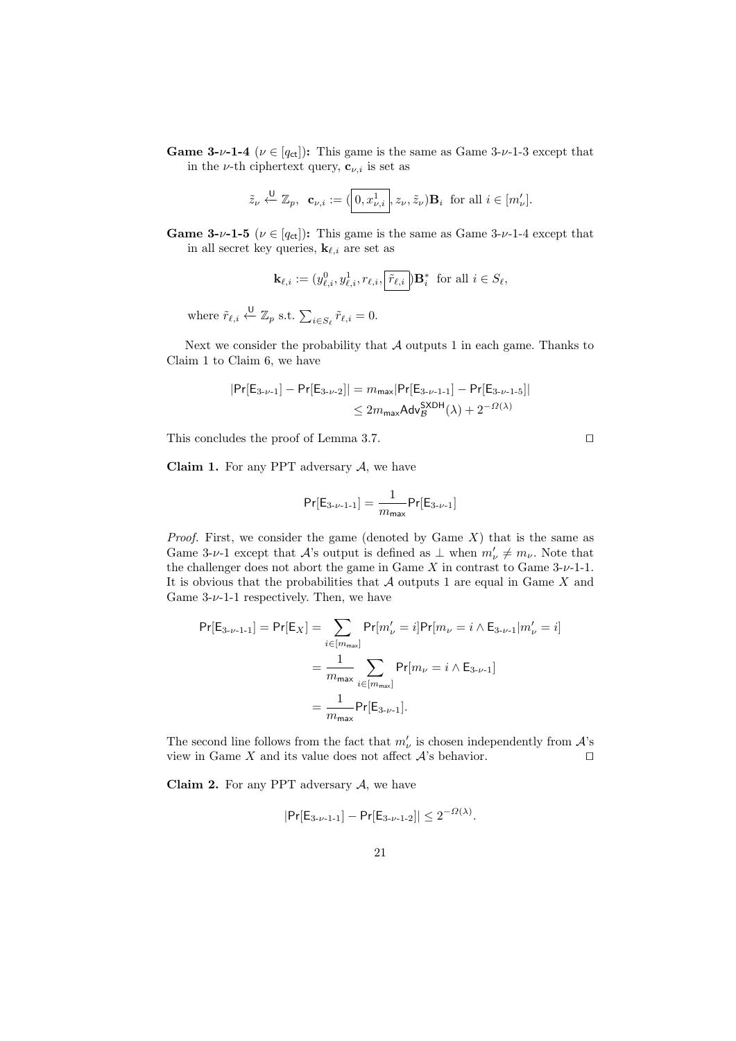**Game 3-$\nu$-1-4** ($\nu \in [q_{\mathsf{ct}}]$)**:** This game is the same as Game 3-$\nu$-1-3 except that in the $\nu$-th ciphertext query, $\mathbf{c}_{\nu,i}$ is set as

$$\tilde{z}_\nu \xleftarrow{\mathsf{U}} \mathbb{Z}_p, \quad \mathbf{c}_{\nu,i} := (\boxed{0, x^1_{\nu,i}}, z_\nu, \tilde{z}_\nu)\mathbf{B}_i \text{ for all } i \in [m'_\nu].$$

**Game 3-$\nu$-1-5** ($\nu \in [q_{\mathsf{ct}}]$)**:** This game is the same as Game 3-$\nu$-1-4 except that in all secret key queries, $\mathbf{k}_{\ell,i}$ are set as

$$\mathbf{k}_{\ell,i} := (y^0_{\ell,i}, y^1_{\ell,i}, r_{\ell,i}, \boxed{\tilde{r}_{\ell,i}})\mathbf{B}^*_i \text{ for all } i \in S_\ell,$$

where $\tilde{r}_{\ell,i} \xleftarrow{\mathsf{U}} \mathbb{Z}_p$ s.t. $\sum_{i \in S_\ell} \tilde{r}_{\ell,i} = 0$.

Next we consider the probability that $\mathcal{A}$ outputs 1 in each game. Thanks to Claim 1 to Claim 6, we have

$$\begin{aligned}|\Pr[\mathsf{E}_{3\text{-}\nu\text{-}1}] - \Pr[\mathsf{E}_{3\text{-}\nu\text{-}2}]| &= m_{\mathsf{max}}|\Pr[\mathsf{E}_{3\text{-}\nu\text{-}1\text{-}1}] - \Pr[\mathsf{E}_{3\text{-}\nu\text{-}1\text{-}5}]| \\ &\leq 2m_{\mathsf{max}}\mathsf{Adv}^{\mathsf{SXDH}}_{\mathcal{B}}(\lambda) + 2^{-\Omega(\lambda)}\end{aligned}$$

This concludes the proof of Lemma 3.7. $\square$

**Claim 1.** For any PPT adversary $\mathcal{A}$, we have

$$\Pr[\mathsf{E}_{3\text{-}\nu\text{-}1\text{-}1}] = \frac{1}{m_{\mathsf{max}}}\Pr[\mathsf{E}_{3\text{-}\nu\text{-}1}]$$

*Proof.* First, we consider the game (denoted by Game $X$) that is the same as Game 3-$\nu$-1 except that $\mathcal{A}$'s output is defined as $\perp$ when $m'_\nu \neq m_\nu$. Note that the challenger does not abort the game in Game $X$ in contrast to Game 3-$\nu$-1-1. It is obvious that the probabilities that $\mathcal{A}$ outputs 1 are equal in Game $X$ and Game 3-$\nu$-1-1 respectively. Then, we have

$$\begin{aligned}\Pr[\mathsf{E}_{3\text{-}\nu\text{-}1\text{-}1}] = \Pr[\mathsf{E}_X] &= \sum_{i \in [m_{\mathsf{max}}]} \Pr[m'_\nu = i]\Pr[m_\nu = i \wedge \mathsf{E}_{3\text{-}\nu\text{-}1} | m'_\nu = i] \\ &= \frac{1}{m_{\mathsf{max}}} \sum_{i \in [m_{\mathsf{max}}]} \Pr[m_\nu = i \wedge \mathsf{E}_{3\text{-}\nu\text{-}1}] \\ &= \frac{1}{m_{\mathsf{max}}}\Pr[\mathsf{E}_{3\text{-}\nu\text{-}1}].\end{aligned}$$

The second line follows from the fact that $m'_\nu$ is chosen independently from $\mathcal{A}$'s view in Game $X$ and its value does not affect $\mathcal{A}$'s behavior. $\square$

**Claim 2.** For any PPT adversary $\mathcal{A}$, we have

$$|\Pr[\mathsf{E}_{3\text{-}\nu\text{-}1\text{-}1}] - \Pr[\mathsf{E}_{3\text{-}\nu\text{-}1\text{-}2}]| \leq 2^{-\Omega(\lambda)}.$$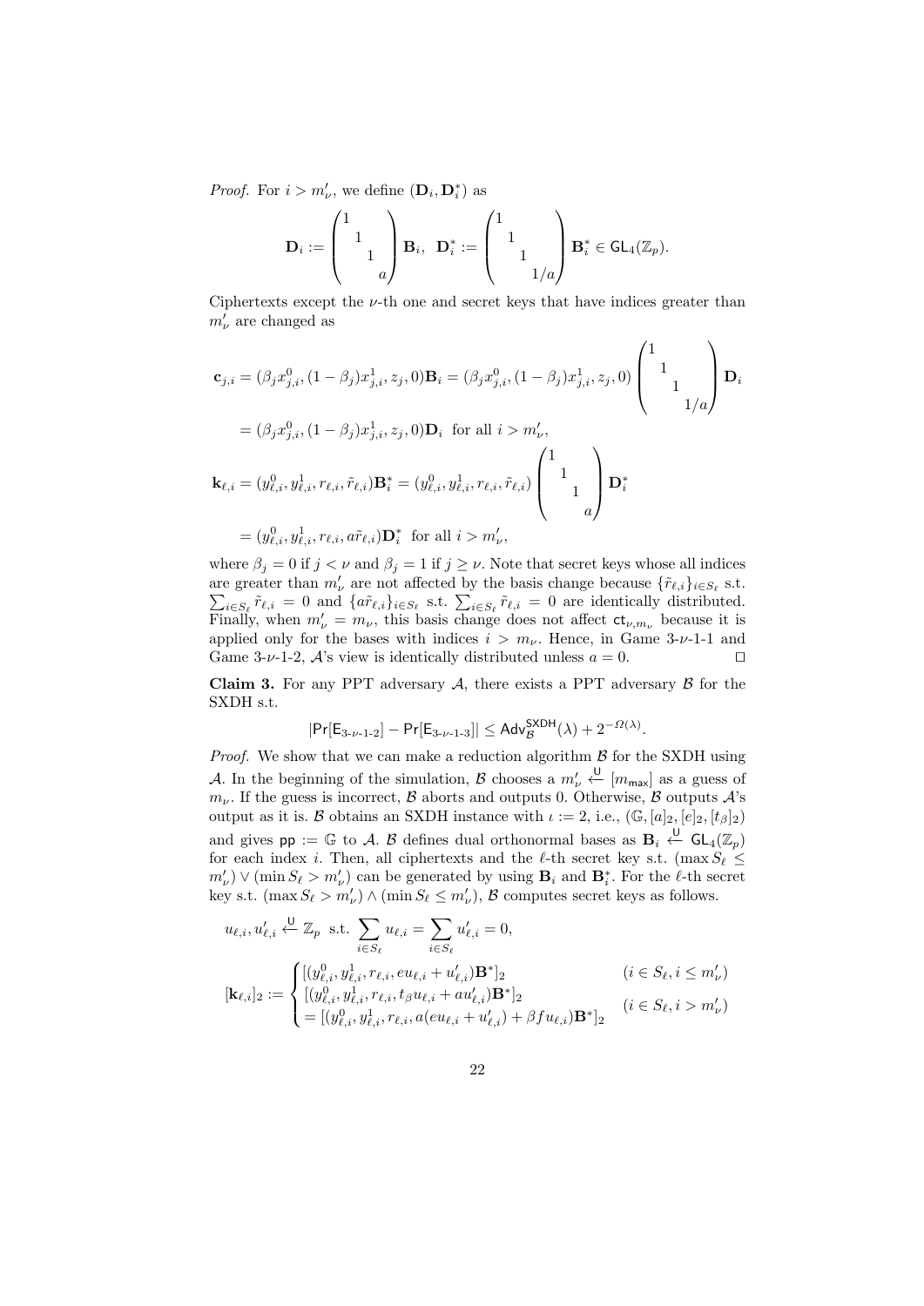*Proof.* For $i > m'_\nu$, we define $(\mathbf{D}_i, \mathbf{D}^*_i)$ as

$$\mathbf{D}_i := \begin{pmatrix} 1 & & & \\ & 1 & & \\ & & 1 & \\ & & & a \end{pmatrix} \mathbf{B}_i, \;\; \mathbf{D}^*_i := \begin{pmatrix} 1 & & & \\ & 1 & & \\ & & 1 & \\ & & & 1/a \end{pmatrix} \mathbf{B}^*_i \in \mathsf{GL}_4(\mathbb{Z}_p).$$

Ciphertexts except the $\nu$-th one and secret keys that have indices greater than $m'_\nu$ are changed as

$$\begin{aligned}
\mathbf{c}_{j,i} &= (\beta_j x^0_{j,i}, (1-\beta_j) x^1_{j,i}, z_j, 0)\mathbf{B}_i = (\beta_j x^0_{j,i}, (1-\beta_j) x^1_{j,i}, z_j, 0) \begin{pmatrix} 1 & & & \\ & 1 & & \\ & & 1 & \\ & & & 1/a \end{pmatrix} \mathbf{D}_i \\
&= (\beta_j x^0_{j,i}, (1-\beta_j) x^1_{j,i}, z_j, 0)\mathbf{D}_i \;\text{ for all } i > m'_\nu, \\
\mathbf{k}_{\ell,i} &= (y^0_{\ell,i}, y^1_{\ell,i}, r_{\ell,i}, \tilde{r}_{\ell,i})\mathbf{B}^*_i = (y^0_{\ell,i}, y^1_{\ell,i}, r_{\ell,i}, \tilde{r}_{\ell,i}) \begin{pmatrix} 1 & & & \\ & 1 & & \\ & & 1 & \\ & & & a \end{pmatrix} \mathbf{D}^*_i \\
&= (y^0_{\ell,i}, y^1_{\ell,i}, r_{\ell,i}, a\tilde{r}_{\ell,i})\mathbf{D}^*_i \;\text{ for all } i > m'_\nu,
\end{aligned}$$

where $\beta_j = 0$ if $j < \nu$ and $\beta_j = 1$ if $j \geq \nu$. Note that secret keys whose all indices are greater than $m'_\nu$ are not affected by the basis change because $\{\tilde{r}_{\ell,i}\}_{i \in S_\ell}$ s.t. $\sum_{i \in S_\ell} \tilde{r}_{\ell,i} = 0$ and $\{a\tilde{r}_{\ell,i}\}_{i \in S_\ell}$ s.t. $\sum_{i \in S_\ell} \tilde{r}_{\ell,i} = 0$ are identically distributed. Finally, when $m'_\nu = m_\nu$, this basis change does not affect $\mathsf{ct}_{\nu,m_\nu}$ because it is applied only for the bases with indices $i > m_\nu$. Hence, in Game 3-$\nu$-1-1 and Game 3-$\nu$-1-2, $\mathcal{A}$'s view is identically distributed unless $a = 0$. ◻

**Claim 3.** For any PPT adversary $\mathcal{A}$, there exists a PPT adversary $\mathcal{B}$ for the SXDH s.t.

$$|\Pr[\mathsf{E}_{3\text{-}\nu\text{-}1\text{-}2}] - \Pr[\mathsf{E}_{3\text{-}\nu\text{-}1\text{-}3}]| \leq \mathsf{Adv}^{\mathsf{SXDH}}_{\mathcal{B}}(\lambda) + 2^{-\Omega(\lambda)}.$$

*Proof.* We show that we can make a reduction algorithm $\mathcal{B}$ for the SXDH using $\mathcal{A}$. In the beginning of the simulation, $\mathcal{B}$ chooses a $m'_\nu \xleftarrow{\mathsf{U}} [m_{\mathsf{max}}]$ as a guess of $m_\nu$. If the guess is incorrect, $\mathcal{B}$ aborts and outputs 0. Otherwise, $\mathcal{B}$ outputs $\mathcal{A}$'s output as it is. $\mathcal{B}$ obtains an SXDH instance with $\iota := 2$, i.e., $(\mathbb{G}, [a]_2, [e]_2, [t_\beta]_2)$ and gives $\mathsf{pp} := \mathbb{G}$ to $\mathcal{A}$. $\mathcal{B}$ defines dual orthonormal bases as $\mathbf{B}_i \xleftarrow{\mathsf{U}} \mathsf{GL}_4(\mathbb{Z}_p)$ for each index $i$. Then, all ciphertexts and the $\ell$-th secret key s.t. $(\max S_\ell \leq m'_\nu) \vee (\min S_\ell > m'_\nu)$ can be generated by using $\mathbf{B}_i$ and $\mathbf{B}^*_i$. For the $\ell$-th secret key s.t. $(\max S_\ell > m'_\nu) \wedge (\min S_\ell \leq m'_\nu)$, $\mathcal{B}$ computes secret keys as follows.

$$u_{\ell,i}, u'_{\ell,i} \xleftarrow{\mathsf{U}} \mathbb{Z}_p \;\text{ s.t. } \sum_{i \in S_\ell} u_{\ell,i} = \sum_{i \in S_\ell} u'_{\ell,i} = 0,$$

$$[\mathbf{k}_{\ell,i}]_2 := \begin{cases} [(y^0_{\ell,i}, y^1_{\ell,i}, r_{\ell,i}, eu_{\ell,i} + u'_{\ell,i})\mathbf{B}^*]_2 & (i \in S_\ell, i \leq m'_\nu) \\ [(y^0_{\ell,i}, y^1_{\ell,i}, r_{\ell,i}, t_\beta u_{\ell,i} + au'_{\ell,i})\mathbf{B}^*]_2 & \\ = [(y^0_{\ell,i}, y^1_{\ell,i}, r_{\ell,i}, a(eu_{\ell,i} + u'_{\ell,i}) + \beta f u_{\ell,i})\mathbf{B}^*]_2 & (i \in S_\ell, i > m'_\nu) \end{cases}$$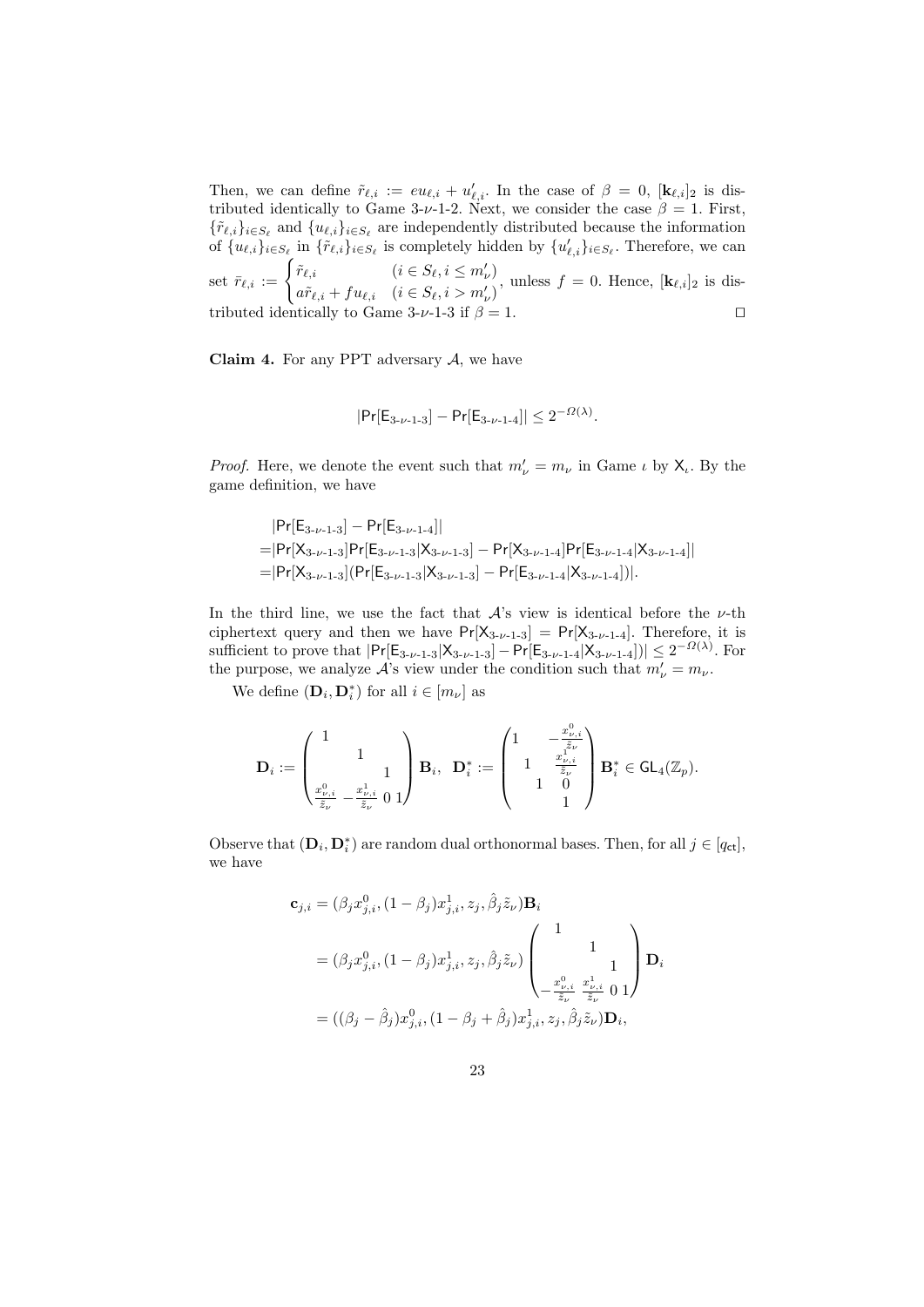Then, we can define $\tilde{r}_{\ell,i} := eu_{\ell,i} + u'_{\ell,i}$. In the case of $\beta = 0$, $[\mathbf{k}_{\ell,i}]_2$ is distributed identically to Game 3-$\nu$-1-2. Next, we consider the case $\beta = 1$. First, $\{\tilde{r}_{\ell,i}\}_{i \in S_\ell}$ and $\{u_{\ell,i}\}_{i \in S_\ell}$ are independently distributed because the information of $\{u_{\ell,i}\}_{i \in S_\ell}$ in $\{\tilde{r}_{\ell,i}\}_{i \in S_\ell}$ is completely hidden by $\{u'_{\ell,i}\}_{i \in S_\ell}$. Therefore, we can set $\bar{r}_{\ell,i} := \begin{cases} \tilde{r}_{\ell,i} & (i \in S_\ell, i \leq m'_\nu) \\ a\tilde{r}_{\ell,i} + fu_{\ell,i} & (i \in S_\ell, i > m'_\nu) \end{cases}$, unless $f = 0$. Hence, $[\mathbf{k}_{\ell,i}]_2$ is distributed identically to Game 3-$\nu$-1-3 if $\beta = 1$. ☐

**Claim 4.** For any PPT adversary $\mathcal{A}$, we have

$$|\Pr[\mathsf{E}_{3\text{-}\nu\text{-}1\text{-}3}] - \Pr[\mathsf{E}_{3\text{-}\nu\text{-}1\text{-}4}]| \leq 2^{-\Omega(\lambda)}.$$

*Proof.* Here, we denote the event such that $m'_\nu = m_\nu$ in Game $\iota$ by $\mathsf{X}_\iota$. By the game definition, we have

$$\begin{aligned}
&|\Pr[\mathsf{E}_{3\text{-}\nu\text{-}1\text{-}3}] - \Pr[\mathsf{E}_{3\text{-}\nu\text{-}1\text{-}4}]| \\
=&|\Pr[\mathsf{X}_{3\text{-}\nu\text{-}1\text{-}3}]\Pr[\mathsf{E}_{3\text{-}\nu\text{-}1\text{-}3}|\mathsf{X}_{3\text{-}\nu\text{-}1\text{-}3}] - \Pr[\mathsf{X}_{3\text{-}\nu\text{-}1\text{-}4}]\Pr[\mathsf{E}_{3\text{-}\nu\text{-}1\text{-}4}|\mathsf{X}_{3\text{-}\nu\text{-}1\text{-}4}]| \\
=&|\Pr[\mathsf{X}_{3\text{-}\nu\text{-}1\text{-}3}](\Pr[\mathsf{E}_{3\text{-}\nu\text{-}1\text{-}3}|\mathsf{X}_{3\text{-}\nu\text{-}1\text{-}3}] - \Pr[\mathsf{E}_{3\text{-}\nu\text{-}1\text{-}4}|\mathsf{X}_{3\text{-}\nu\text{-}1\text{-}4}])|.
\end{aligned}$$

In the third line, we use the fact that $\mathcal{A}$'s view is identical before the $\nu$-th ciphertext query and then we have $\Pr[\mathsf{X}_{3\text{-}\nu\text{-}1\text{-}3}] = \Pr[\mathsf{X}_{3\text{-}\nu\text{-}1\text{-}4}]$. Therefore, it is sufficient to prove that $|\Pr[\mathsf{E}_{3\text{-}\nu\text{-}1\text{-}3}|\mathsf{X}_{3\text{-}\nu\text{-}1\text{-}3}] - \Pr[\mathsf{E}_{3\text{-}\nu\text{-}1\text{-}4}|\mathsf{X}_{3\text{-}\nu\text{-}1\text{-}4}])| \leq 2^{-\Omega(\lambda)}$. For the purpose, we analyze $\mathcal{A}$'s view under the condition such that $m'_\nu = m_\nu$.

We define $(\mathbf{D}_i, \mathbf{D}^*_i)$ for all $i \in [m_\nu]$ as

$$\mathbf{D}_i := \begin{pmatrix} 1 & & & \\ & 1 & & \\ & & 1 & \\ \frac{x^0_{\nu,i}}{\tilde{z}_\nu} & -\frac{x^1_{\nu,i}}{\tilde{z}_\nu} & 0 & 1 \end{pmatrix} \mathbf{B}_i, \quad \mathbf{D}^*_i := \begin{pmatrix} 1 & & & -\frac{x^0_{\nu,i}}{\tilde{z}_\nu} \\ & 1 & & \frac{x^1_{\nu,i}}{\tilde{z}_\nu} \\ & & 1 & 0 \\ & & & 1 \end{pmatrix} \mathbf{B}^*_i \in \mathsf{GL}_4(\mathbb{Z}_p).$$

Observe that $(\mathbf{D}_i, \mathbf{D}^*_i)$ are random dual orthonormal bases. Then, for all $j \in [q_{\mathsf{ct}}]$, we have

$$\begin{aligned}
\mathbf{c}_{j,i} &= (\beta_j x^0_{j,i}, (1-\beta_j)x^1_{j,i}, z_j, \hat{\beta}_j \tilde{z}_\nu)\mathbf{B}_i \\
&= (\beta_j x^0_{j,i}, (1-\beta_j)x^1_{j,i}, z_j, \hat{\beta}_j \tilde{z}_\nu) \begin{pmatrix} 1 & & & \\ & 1 & & \\ & & 1 & \\ -\frac{x^0_{\nu,i}}{\tilde{z}_\nu} & \frac{x^1_{\nu,i}}{\tilde{z}_\nu} & 0 & 1 \end{pmatrix} \mathbf{D}_i \\
&= ((\beta_j - \hat{\beta}_j)x^0_{j,i}, (1-\beta_j+\hat{\beta}_j)x^1_{j,i}, z_j, \hat{\beta}_j \tilde{z}_\nu)\mathbf{D}_i,
\end{aligned}$$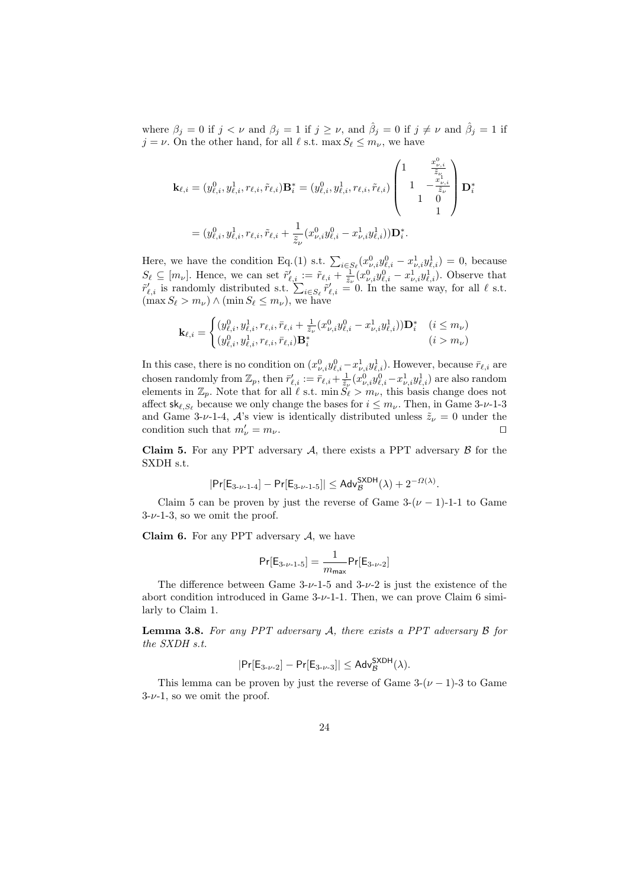where $\beta_j = 0$ if $j < \nu$ and $\beta_j = 1$ if $j \geq \nu$, and $\hat{\beta}_j = 0$ if $j \neq \nu$ and $\hat{\beta}_j = 1$ if $j = \nu$. On the other hand, for all $\ell$ s.t. $\max S_\ell \leq m_\nu$, we have

$$\mathbf{k}_{\ell,i} = (y^0_{\ell,i}, y^1_{\ell,i}, r_{\ell,i}, \tilde{r}_{\ell,i})\mathbf{B}^*_i = (y^0_{\ell,i}, y^1_{\ell,i}, r_{\ell,i}, \tilde{r}_{\ell,i}) \begin{pmatrix} 1 & & & \frac{x^0_{\nu,i}}{\tilde{z}_\nu} \\ & 1 & & -\frac{x^1_{\nu,i}}{\tilde{z}_\nu} \\ & & 1 & 0 \\ & & & 1 \end{pmatrix} \mathbf{D}^*_i$$

$$= (y^0_{\ell,i}, y^1_{\ell,i}, r_{\ell,i}, \tilde{r}_{\ell,i} + \frac{1}{\tilde{z}_\nu}(x^0_{\nu,i}y^0_{\ell,i} - x^1_{\nu,i}y^1_{\ell,i}))\mathbf{D}^*_i.$$

Here, we have the condition Eq.(1) s.t. $\sum_{i \in S_\ell}(x^0_{\nu,i}y^0_{\ell,i} - x^1_{\nu,i}y^1_{\ell,i}) = 0$, because $S_\ell \subseteq [m_\nu]$. Hence, we can set $\tilde{r}'_{\ell,i} := \tilde{r}_{\ell,i} + \frac{1}{\tilde{z}_\nu}(x^0_{\nu,i}y^0_{\ell,i} - x^1_{\nu,i}y^1_{\ell,i})$. Observe that $\tilde{r}'_{\ell,i}$ is randomly distributed s.t. $\sum_{i \in S_\ell} \tilde{r}'_{\ell,i} = 0$. In the same way, for all $\ell$ s.t. $(\max S_\ell > m_\nu) \wedge (\min S_\ell \leq m_\nu)$, we have

$$\mathbf{k}_{\ell,i} = \begin{cases} (y^0_{\ell,i}, y^1_{\ell,i}, r_{\ell,i}, \bar{r}_{\ell,i} + \frac{1}{\tilde{z}_\nu}(x^0_{\nu,i}y^0_{\ell,i} - x^1_{\nu,i}y^1_{\ell,i}))\mathbf{D}^*_i & (i \leq m_\nu) \\ (y^0_{\ell,i}, y^1_{\ell,i}, r_{\ell,i}, \bar{r}_{\ell,i})\mathbf{B}^*_i & (i > m_\nu) \end{cases}$$

In this case, there is no condition on $(x^0_{\nu,i}y^0_{\ell,i} - x^1_{\nu,i}y^1_{\ell,i})$. However, because $\bar{r}_{\ell,i}$ are chosen randomly from $\mathbb{Z}_p$, then $\bar{r}'_{\ell,i} := \bar{r}_{\ell,i} + \frac{1}{\tilde{z}_\nu}(x^0_{\nu,i}y^0_{\ell,i} - x^1_{\nu,i}y^1_{\ell,i})$ are also random elements in $\mathbb{Z}_p$. Note that for all $\ell$ s.t. $\min S_\ell > m_\nu$, this basis change does not affect $\mathsf{sk}_{\ell,S_\ell}$ because we only change the bases for $i \leq m_\nu$. Then, in Game 3-$\nu$-1-3 and Game 3-$\nu$-1-4, $\mathcal{A}$'s view is identically distributed unless $\tilde{z}_\nu = 0$ under the condition such that $m'_\nu = m_\nu$. $\square$

**Claim 5.** For any PPT adversary $\mathcal{A}$, there exists a PPT adversary $\mathcal{B}$ for the SXDH s.t.

$$|\Pr[\mathsf{E}_{3\text{-}\nu\text{-}1\text{-}4}] - \Pr[\mathsf{E}_{3\text{-}\nu\text{-}1\text{-}5}]| \leq \mathsf{Adv}^{\mathsf{SXDH}}_{\mathcal{B}}(\lambda) + 2^{-\Omega(\lambda)}.$$

Claim 5 can be proven by just the reverse of Game 3-$(\nu-1)$-1-1 to Game 3-$\nu$-1-3, so we omit the proof.

**Claim 6.** For any PPT adversary $\mathcal{A}$, we have

$$\Pr[\mathsf{E}_{3\text{-}\nu\text{-}1\text{-}5}] = \frac{1}{m_{\mathsf{max}}}\Pr[\mathsf{E}_{3\text{-}\nu\text{-}2}]$$

The difference between Game 3-$\nu$-1-5 and 3-$\nu$-2 is just the existence of the abort condition introduced in Game 3-$\nu$-1-1. Then, we can prove Claim 6 similarly to Claim 1.

**Lemma 3.8.** *For any PPT adversary $\mathcal{A}$, there exists a PPT adversary $\mathcal{B}$ for the SXDH s.t.*

$$|\Pr[\mathsf{E}_{3\text{-}\nu\text{-}2}] - \Pr[\mathsf{E}_{3\text{-}\nu\text{-}3}]| \leq \mathsf{Adv}^{\mathsf{SXDH}}_{\mathcal{B}}(\lambda).$$

This lemma can be proven by just the reverse of Game 3-$(\nu-1)$-3 to Game 3-$\nu$-1, so we omit the proof.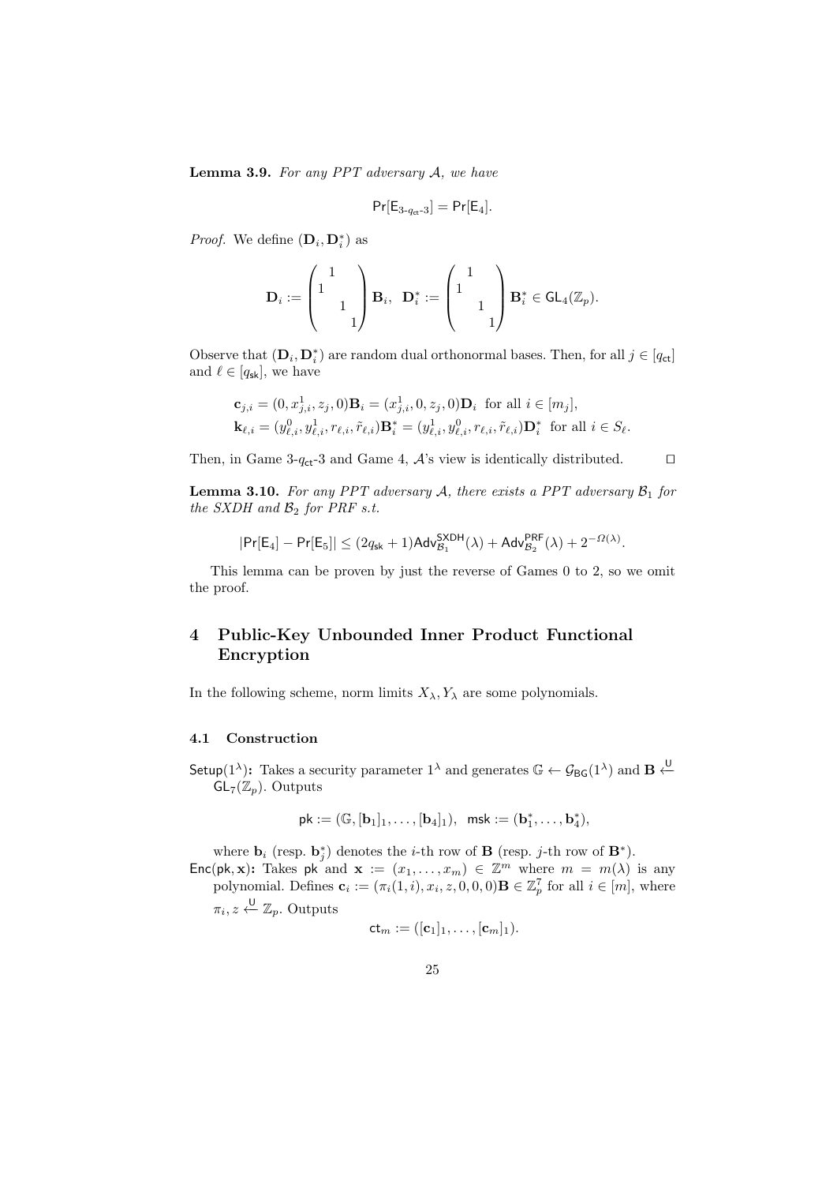**Lemma 3.9.** *For any PPT adversary $\mathcal{A}$, we have*

$$\Pr[\mathsf{E}_{3\text{-}q_{\mathsf{ct}}\text{-}3}] = \Pr[\mathsf{E}_4].$$

*Proof.* We define $(\mathbf{D}_i, \mathbf{D}_i^*)$ as

$$\mathbf{D}_i := \begin{pmatrix} & 1 & & \\ 1 & & & \\ & & 1 & \\ & & & 1 \end{pmatrix} \mathbf{B}_i, \quad \mathbf{D}_i^* := \begin{pmatrix} & 1 & & \\ 1 & & & \\ & & 1 & \\ & & & 1 \end{pmatrix} \mathbf{B}_i^* \in \mathsf{GL}_4(\mathbb{Z}_p).$$

Observe that $(\mathbf{D}_i, \mathbf{D}_i^*)$ are random dual orthonormal bases. Then, for all $j \in [q_{\mathsf{ct}}]$ and $\ell \in [q_{\mathsf{sk}}]$, we have

$$\mathbf{c}_{j,i} = (0, x_{j,i}^1, z_j, 0)\mathbf{B}_i = (x_{j,i}^1, 0, z_j, 0)\mathbf{D}_i \text{ for all } i \in [m_j],$$
$$\mathbf{k}_{\ell,i} = (y_{\ell,i}^0, y_{\ell,i}^1, r_{\ell,i}, \tilde{r}_{\ell,i})\mathbf{B}_i^* = (y_{\ell,i}^1, y_{\ell,i}^0, r_{\ell,i}, \tilde{r}_{\ell,i})\mathbf{D}_i^* \text{ for all } i \in S_\ell.$$

Then, in Game 3-$q_{\mathsf{ct}}$-3 and Game 4, $\mathcal{A}$'s view is identically distributed. $\square$

**Lemma 3.10.** *For any PPT adversary $\mathcal{A}$, there exists a PPT adversary $\mathcal{B}_1$ for the SXDH and $\mathcal{B}_2$ for PRF s.t.*

$$|\Pr[\mathsf{E}_4] - \Pr[\mathsf{E}_5]| \le (2q_{\mathsf{sk}} + 1)\mathsf{Adv}_{\mathcal{B}_1}^{\mathsf{SXDH}}(\lambda) + \mathsf{Adv}_{\mathcal{B}_2}^{\mathsf{PRF}}(\lambda) + 2^{-\Omega(\lambda)}.$$

This lemma can be proven by just the reverse of Games 0 to 2, so we omit the proof.

# 4 Public-Key Unbounded Inner Product Functional Encryption

In the following scheme, norm limits $X_\lambda, Y_\lambda$ are some polynomials.

## 4.1 Construction

$\mathsf{Setup}(1^\lambda)$**:** Takes a security parameter $1^\lambda$ and generates $\mathbb{G} \leftarrow \mathcal{G}_{\mathsf{BG}}(1^\lambda)$ and $\mathbf{B} \xleftarrow{\mathsf{U}} \mathsf{GL}_7(\mathbb{Z}_p)$. Outputs

$$\mathsf{pk} := (\mathbb{G}, [\mathbf{b}_1]_1, \dots, [\mathbf{b}_4]_1), \quad \mathsf{msk} := (\mathbf{b}_1^*, \dots, \mathbf{b}_4^*),$$

where $\mathbf{b}_i$ (resp. $\mathbf{b}_j^*$) denotes the $i$-th row of $\mathbf{B}$ (resp. $j$-th row of $\mathbf{B}^*$).

$\mathsf{Enc}(\mathsf{pk}, \mathbf{x})$**:** Takes $\mathsf{pk}$ and $\mathbf{x} := (x_1, \dots, x_m) \in \mathbb{Z}^m$ where $m = m(\lambda)$ is any polynomial. Defines $\mathbf{c}_i := (\pi_i(1, i), x_i, z, 0, 0, 0)\mathbf{B} \in \mathbb{Z}_p^7$ for all $i \in [m]$, where $\pi_i, z \xleftarrow{\mathsf{U}} \mathbb{Z}_p$. Outputs

$$\mathsf{ct}_m := ([\mathbf{c}_1]_1, \dots, [\mathbf{c}_m]_1).$$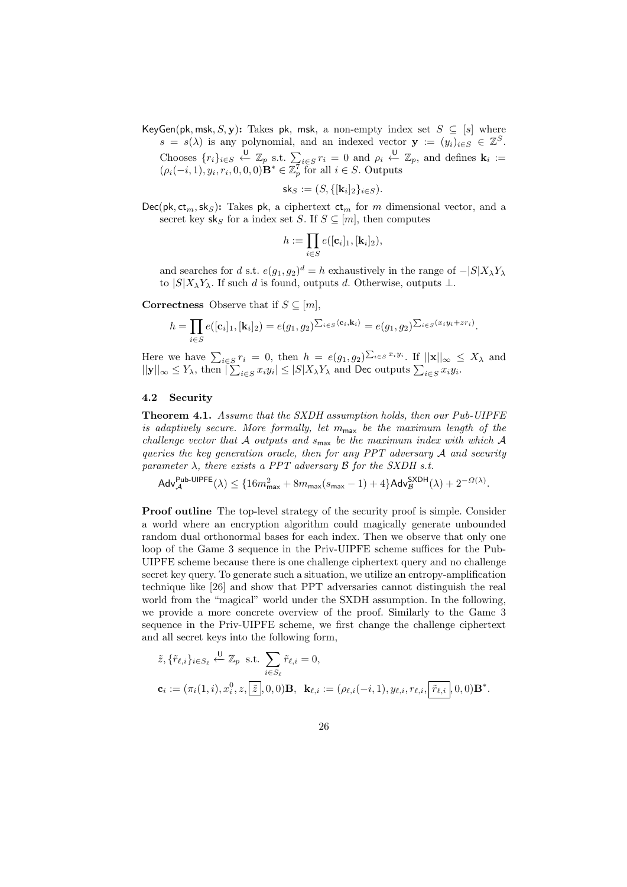**KeyGen(pk, msk, $S$, $\mathbf{y}$):** Takes pk, msk, a non-empty index set $S \subseteq [s]$ where $s = s(\lambda)$ is any polynomial, and an indexed vector $\mathbf{y} := (y_i)_{i \in S} \in \mathbb{Z}^S$. Chooses $\{r_i\}_{i \in S} \xleftarrow{\mathsf{U}} \mathbb{Z}_p$ s.t. $\sum_{i \in S} r_i = 0$ and $\rho_i \xleftarrow{\mathsf{U}} \mathbb{Z}_p$, and defines $\mathbf{k}_i := (\rho_i(-i, 1), y_i, r_i, 0, 0, 0)\mathbf{B}^* \in \mathbb{Z}_p^7$ for all $i \in S$. Outputs

$$\mathsf{sk}_S := (S, \{[\mathbf{k}_i]_2\}_{i \in S}).$$

**Dec(pk, $\mathsf{ct}_m$, $\mathsf{sk}_S$):** Takes pk, a ciphertext $\mathsf{ct}_m$ for $m$ dimensional vector, and a secret key $\mathsf{sk}_S$ for a index set $S$. If $S \subseteq [m]$, then computes

$$h := \prod_{i \in S} e([\mathbf{c}_i]_1, [\mathbf{k}_i]_2),$$

and searches for $d$ s.t. $e(g_1, g_2)^d = h$ exhaustively in the range of $-|S|X_\lambda Y_\lambda$ to $|S|X_\lambda Y_\lambda$. If such $d$ is found, outputs $d$. Otherwise, outputs $\perp$.

**Correctness** Observe that if $S \subseteq [m]$,

$$h = \prod_{i \in S} e([\mathbf{c}_i]_1, [\mathbf{k}_i]_2) = e(g_1, g_2)^{\sum_{i \in S} \langle \mathbf{c}_i, \mathbf{k}_i \rangle} = e(g_1, g_2)^{\sum_{i \in S}(x_i y_i + z r_i)}.$$

Here we have $\sum_{i \in S} r_i = 0$, then $h = e(g_1, g_2)^{\sum_{i \in S} x_i y_i}$. If $||\mathbf{x}||_\infty \leq X_\lambda$ and $||\mathbf{y}||_\infty \leq Y_\lambda$, then $|\sum_{i \in S} x_i y_i| \leq |S|X_\lambda Y_\lambda$ and Dec outputs $\sum_{i \in S} x_i y_i$.

### 4.2 Security

**Theorem 4.1.** *Assume that the SXDH assumption holds, then our Pub-UIPFE is adaptively secure. More formally, let $m_{\mathsf{max}}$ be the maximum length of the challenge vector that $\mathcal{A}$ outputs and $s_{\mathsf{max}}$ be the maximum index with which $\mathcal{A}$ queries the key generation oracle, then for any PPT adversary $\mathcal{A}$ and security parameter $\lambda$, there exists a PPT adversary $\mathcal{B}$ for the SXDH s.t.*

$$\mathsf{Adv}_{\mathcal{A}}^{\mathsf{Pub\text{-}UIPFE}}(\lambda) \leq \{16m_{\mathsf{max}}^2 + 8m_{\mathsf{max}}(s_{\mathsf{max}} - 1) + 4\}\mathsf{Adv}_{\mathcal{B}}^{\mathsf{SXDH}}(\lambda) + 2^{-\Omega(\lambda)}.$$

**Proof outline** The top-level strategy of the security proof is simple. Consider a world where an encryption algorithm could magically generate unbounded random dual orthonormal bases for each index. Then we observe that only one loop of the Game 3 sequence in the Priv-UIPFE scheme suffices for the Pub-UIPFE scheme because there is one challenge ciphertext query and no challenge secret key query. To generate such a situation, we utilize an entropy-amplification technique like [26] and show that PPT adversaries cannot distinguish the real world from the "magical" world under the SXDH assumption. In the following, we provide a more concrete overview of the proof. Similarly to the Game 3 sequence in the Priv-UIPFE scheme, we first change the challenge ciphertext and all secret keys into the following form,

$$\tilde{z}, \{\tilde{r}_{\ell,i}\}_{i \in S_\ell} \xleftarrow{\mathsf{U}} \mathbb{Z}_p \text{ s.t. } \sum_{i \in S_\ell} \tilde{r}_{\ell,i} = 0,$$

$$\mathbf{c}_i := (\pi_i(1, i), x_i^0, z, \boxed{\tilde{z}}, 0, 0)\mathbf{B}, \quad \mathbf{k}_{\ell,i} := (\rho_{\ell,i}(-i, 1), y_{\ell,i}, r_{\ell,i}, \boxed{\tilde{r}_{\ell,i}}, 0, 0)\mathbf{B}^*.$$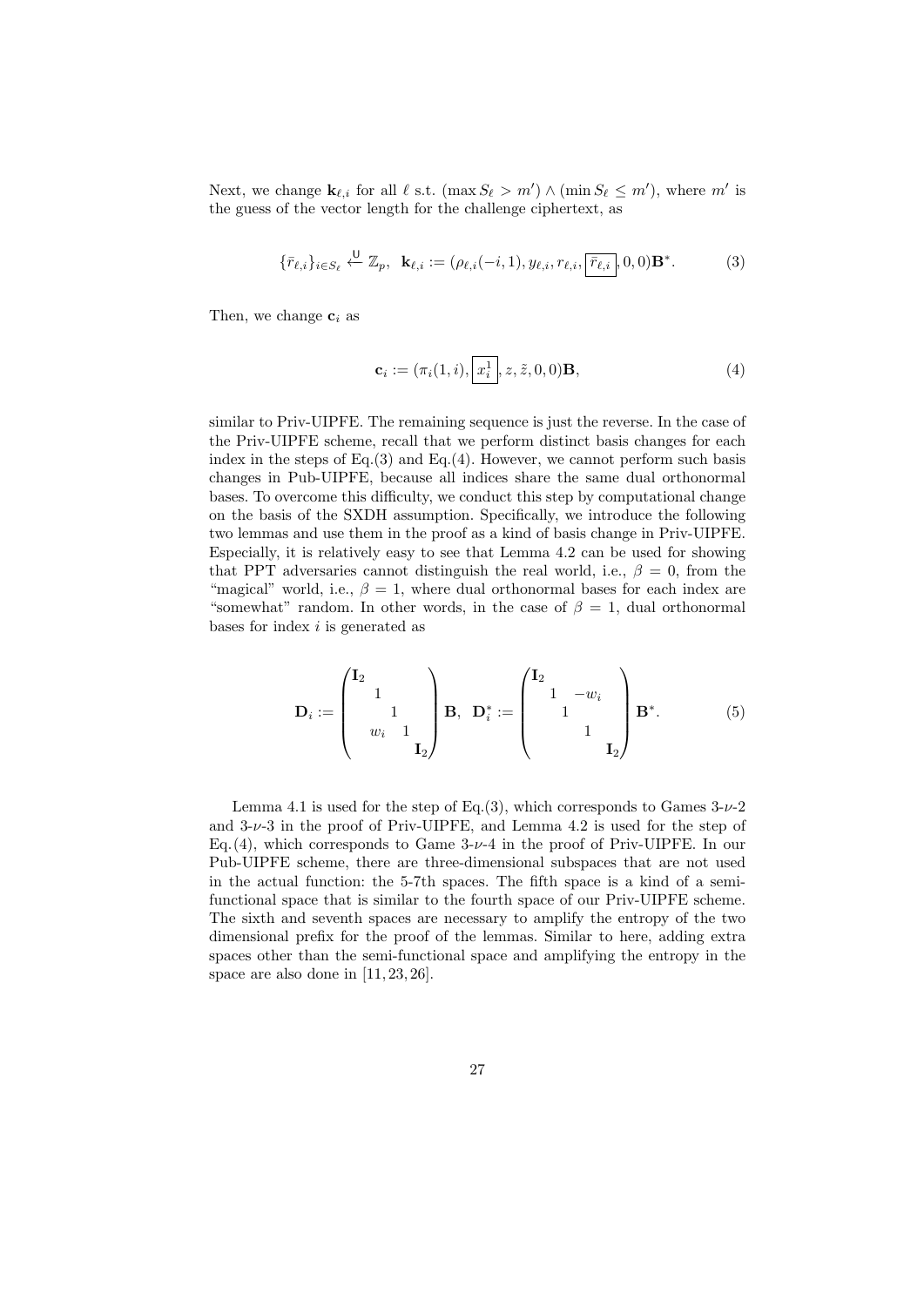Next, we change $\mathbf{k}_{\ell,i}$ for all $\ell$ s.t. $(\max S_\ell > m') \wedge (\min S_\ell \leq m')$, where $m'$ is the guess of the vector length for the challenge ciphertext, as

$$\{\bar{r}_{\ell,i}\}_{i \in S_\ell} \xleftarrow{\mathsf{U}} \mathbb{Z}_p, \quad \mathbf{k}_{\ell,i} := (\rho_{\ell,i}(-i,1), y_{\ell,i}, r_{\ell,i}, \boxed{\bar{r}_{\ell,i}}, 0, 0)\mathbf{B}^*. \tag{3}$$

Then, we change $\mathbf{c}_i$ as

$$\mathbf{c}_i := (\pi_i(1,i), \boxed{x_i^1}, z, \tilde{z}, 0, 0)\mathbf{B}, \tag{4}$$

similar to Priv-UIPFE. The remaining sequence is just the reverse. In the case of the Priv-UIPFE scheme, recall that we perform distinct basis changes for each index in the steps of Eq.(3) and Eq.(4). However, we cannot perform such basis changes in Pub-UIPFE, because all indices share the same dual orthonormal bases. To overcome this difficulty, we conduct this step by computational change on the basis of the SXDH assumption. Specifically, we introduce the following two lemmas and use them in the proof as a kind of basis change in Priv-UIPFE. Especially, it is relatively easy to see that Lemma 4.2 can be used for showing that PPT adversaries cannot distinguish the real world, i.e., $\beta = 0$, from the "magical" world, i.e., $\beta = 1$, where dual orthonormal bases for each index are "somewhat" random. In other words, in the case of $\beta = 1$, dual orthonormal bases for index $i$ is generated as

$$\mathbf{D}_i := \begin{pmatrix} \mathbf{I}_2 & & & & \\ & 1 & & & \\ & & 1 & & \\ & w_i & & 1 & \\ & & & & \mathbf{I}_2 \end{pmatrix} \mathbf{B}, \quad \mathbf{D}_i^* := \begin{pmatrix} \mathbf{I}_2 & & & & \\ & 1 & & -w_i & \\ & & 1 & & \\ & & & 1 & \\ & & & & \mathbf{I}_2 \end{pmatrix} \mathbf{B}^*. \tag{5}$$

Lemma 4.1 is used for the step of Eq.(3), which corresponds to Games 3-$\nu$-2 and 3-$\nu$-3 in the proof of Priv-UIPFE, and Lemma 4.2 is used for the step of Eq.(4), which corresponds to Game 3-$\nu$-4 in the proof of Priv-UIPFE. In our Pub-UIPFE scheme, there are three-dimensional subspaces that are not used in the actual function: the 5-7th spaces. The fifth space is a kind of a semi-functional space that is similar to the fourth space of our Priv-UIPFE scheme. The sixth and seventh spaces are necessary to amplify the entropy of the two dimensional prefix for the proof of the lemmas. Similar to here, adding extra spaces other than the semi-functional space and amplifying the entropy in the space are also done in [11, 23, 26].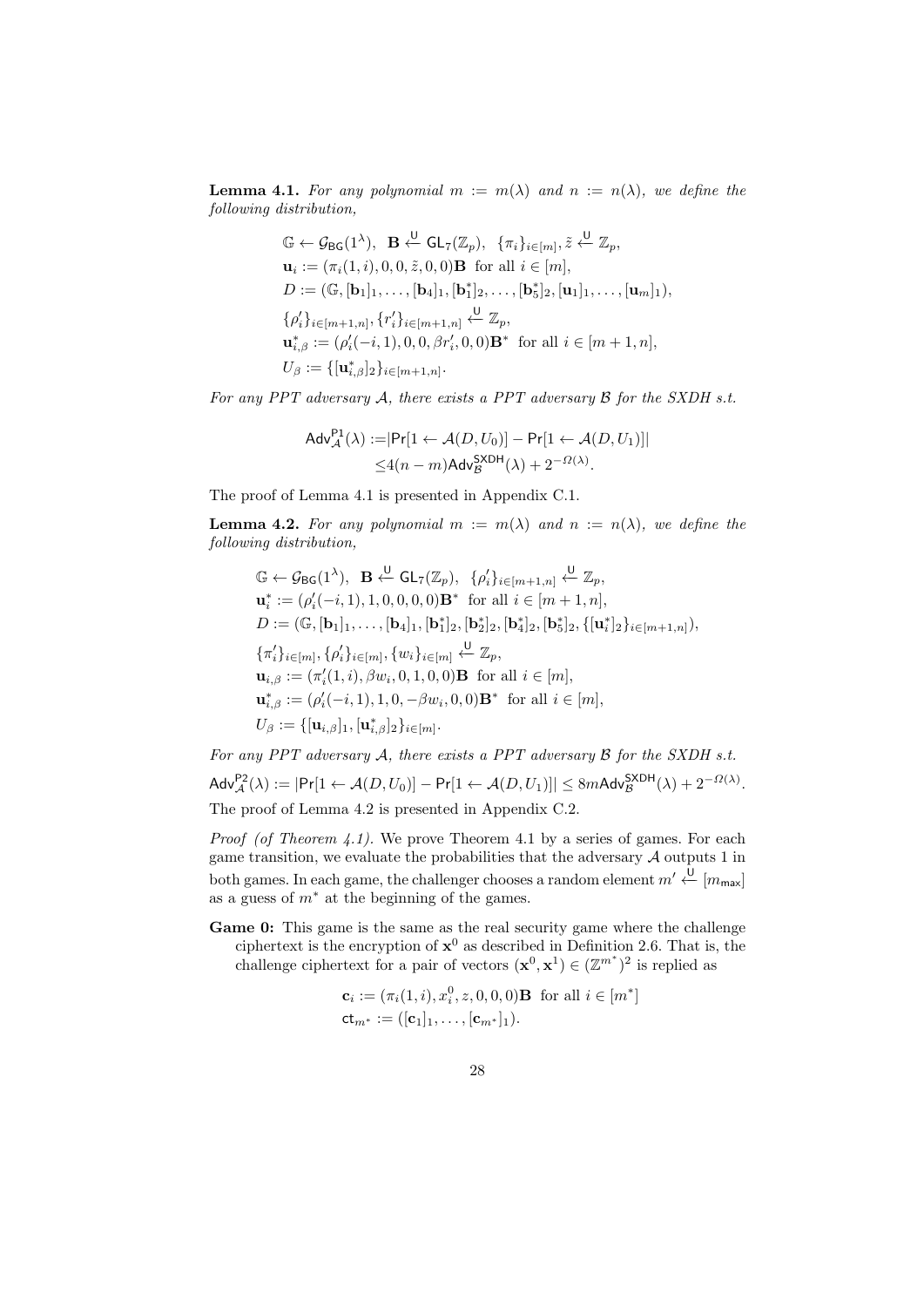**Lemma 4.1.** *For any polynomial $m := m(\lambda)$ and $n := n(\lambda)$, we define the following distribution,*

$$
\begin{aligned}
&\mathbb{G} \leftarrow \mathcal{G}_{\mathsf{BG}}(1^\lambda), \;\; \mathbf{B} \xleftarrow{\mathsf{U}} \mathsf{GL}_7(\mathbb{Z}_p), \;\; \{\pi_i\}_{i\in[m]}, \tilde{z} \xleftarrow{\mathsf{U}} \mathbb{Z}_p, \\
&\mathbf{u}_i := (\pi_i(1,i), 0, 0, \tilde{z}, 0, 0)\mathbf{B} \;\text{ for all } i \in [m], \\
&D := (\mathbb{G}, [\mathbf{b}_1]_1, \ldots, [\mathbf{b}_4]_1, [\mathbf{b}_1^*]_2, \ldots, [\mathbf{b}_5^*]_2, [\mathbf{u}_1]_1, \ldots, [\mathbf{u}_m]_1), \\
&\{\rho_i'\}_{i\in[m+1,n]}, \{r_i'\}_{i\in[m+1,n]} \xleftarrow{\mathsf{U}} \mathbb{Z}_p, \\
&\mathbf{u}_{i,\beta}^* := (\rho_i'(-i,1), 0, 0, \beta r_i', 0, 0)\mathbf{B}^* \;\text{ for all } i \in [m+1,n], \\
&U_\beta := \{[\mathbf{u}_{i,\beta}^*]_2\}_{i\in[m+1,n]}.
\end{aligned}
$$

*For any PPT adversary $\mathcal{A}$, there exists a PPT adversary $\mathcal{B}$ for the SXDH s.t.*

$$
\begin{aligned}
\mathsf{Adv}_{\mathcal{A}}^{\mathsf{P1}}(\lambda) :=& |\Pr[1 \leftarrow \mathcal{A}(D, U_0)] - \Pr[1 \leftarrow \mathcal{A}(D, U_1)]| \\
\leq& 4(n-m)\mathsf{Adv}_{\mathcal{B}}^{\mathsf{SXDH}}(\lambda) + 2^{-\Omega(\lambda)}.
\end{aligned}
$$

The proof of Lemma 4.1 is presented in Appendix C.1.

**Lemma 4.2.** *For any polynomial $m := m(\lambda)$ and $n := n(\lambda)$, we define the following distribution,*

$$
\begin{aligned}
&\mathbb{G} \leftarrow \mathcal{G}_{\mathsf{BG}}(1^\lambda), \;\; \mathbf{B} \xleftarrow{\mathsf{U}} \mathsf{GL}_7(\mathbb{Z}_p), \;\; \{\rho_i'\}_{i\in[m+1,n]} \xleftarrow{\mathsf{U}} \mathbb{Z}_p, \\
&\mathbf{u}_i^* := (\rho_i'(-i,1), 1, 0, 0, 0, 0)\mathbf{B}^* \;\text{ for all } i \in [m+1,n], \\
&D := (\mathbb{G}, [\mathbf{b}_1]_1, \ldots, [\mathbf{b}_4]_1, [\mathbf{b}_1^*]_2, [\mathbf{b}_2^*]_2, [\mathbf{b}_4^*]_2, [\mathbf{b}_5^*]_2, \{[\mathbf{u}_i^*]_2\}_{i\in[m+1,n]}), \\
&\{\pi_i'\}_{i\in[m]}, \{\rho_i'\}_{i\in[m]}, \{w_i\}_{i\in[m]} \xleftarrow{\mathsf{U}} \mathbb{Z}_p, \\
&\mathbf{u}_{i,\beta} := (\pi_i'(1,i), \beta w_i, 0, 1, 0, 0)\mathbf{B} \;\text{ for all } i \in [m], \\
&\mathbf{u}_{i,\beta}^* := (\rho_i'(-i,1), 1, 0, -\beta w_i, 0, 0)\mathbf{B}^* \;\text{ for all } i \in [m], \\
&U_\beta := \{[\mathbf{u}_{i,\beta}]_1, [\mathbf{u}_{i,\beta}^*]_2\}_{i\in[m]}.
\end{aligned}
$$

*For any PPT adversary $\mathcal{A}$, there exists a PPT adversary $\mathcal{B}$ for the SXDH s.t.*
$\mathsf{Adv}_{\mathcal{A}}^{\mathsf{P2}}(\lambda) := |\Pr[1 \leftarrow \mathcal{A}(D, U_0)] - \Pr[1 \leftarrow \mathcal{A}(D, U_1)]| \leq 8m\mathsf{Adv}_{\mathcal{B}}^{\mathsf{SXDH}}(\lambda) + 2^{-\Omega(\lambda)}$.
The proof of Lemma 4.2 is presented in Appendix C.2.

*Proof (of Theorem 4.1).* We prove Theorem 4.1 by a series of games. For each game transition, we evaluate the probabilities that the adversary $\mathcal{A}$ outputs 1 in both games. In each game, the challenger chooses a random element $m' \xleftarrow{\mathsf{U}} [m_{\mathsf{max}}]$ as a guess of $m^*$ at the beginning of the games.

**Game 0:** This game is the same as the real security game where the challenge ciphertext is the encryption of $\mathbf{x}^0$ as described in Definition 2.6. That is, the challenge ciphertext for a pair of vectors $(\mathbf{x}^0, \mathbf{x}^1) \in (\mathbb{Z}^{m^*})^2$ is replied as

$$
\begin{aligned}
&\mathbf{c}_i := (\pi_i(1,i), x_i^0, z, 0, 0, 0)\mathbf{B} \;\text{ for all } i \in [m^*] \\
&\mathsf{ct}_{m^*} := ([\mathbf{c}_1]_1, \ldots, [\mathbf{c}_{m^*}]_1).
\end{aligned}
$$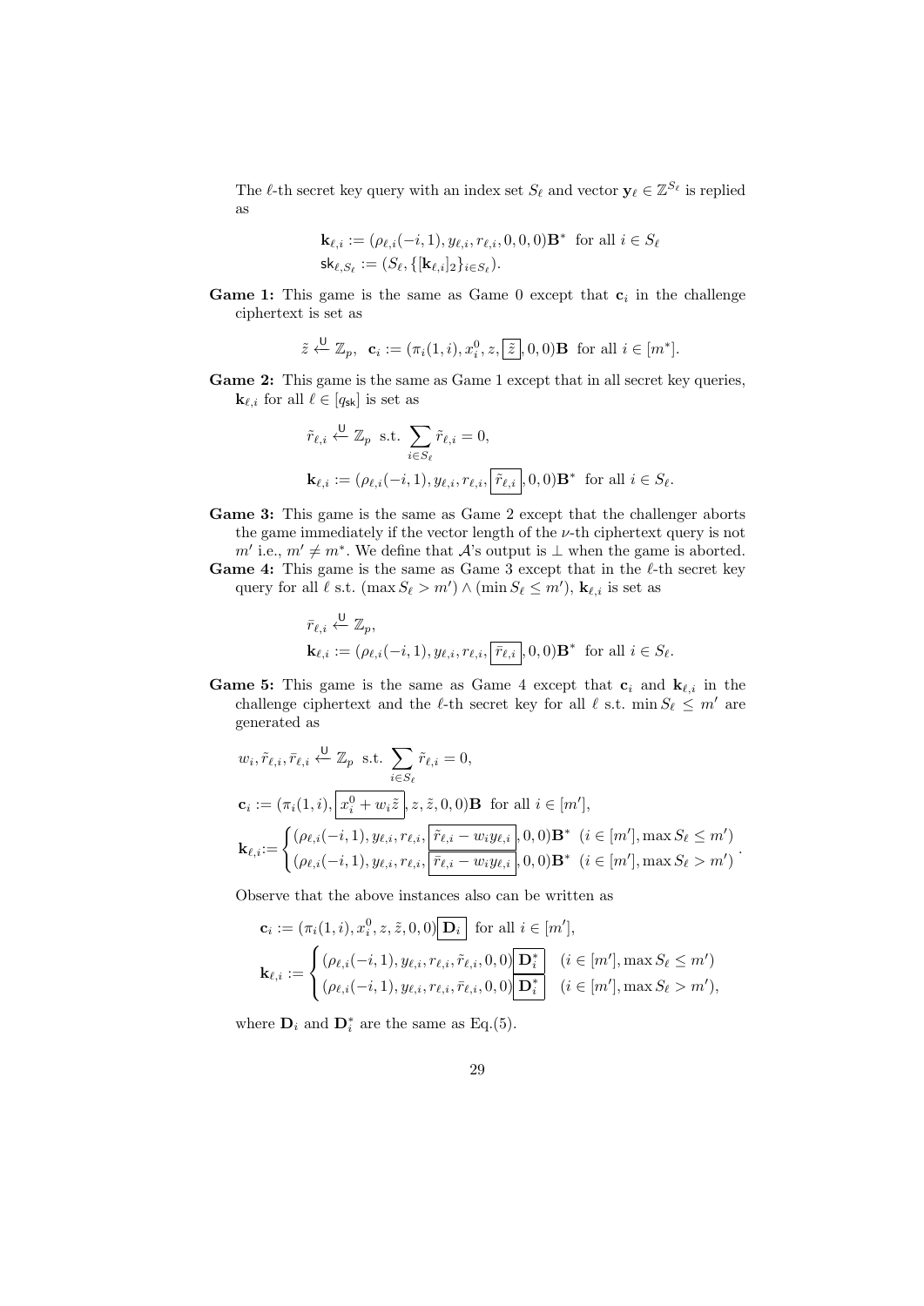The $\ell$-th secret key query with an index set $S_\ell$ and vector $\mathbf{y}_\ell \in \mathbb{Z}^{S_\ell}$ is replied as

$$\mathbf{k}_{\ell,i} := (\rho_{\ell,i}(-i,1), y_{\ell,i}, r_{\ell,i}, 0, 0, 0)\mathbf{B}^* \text{ for all } i \in S_\ell$$
$$\mathsf{sk}_{\ell,S_\ell} := (S_\ell, \{[\mathbf{k}_{\ell,i}]_2\}_{i\in S_\ell}).$$

**Game 1:** This game is the same as Game 0 except that $\mathbf{c}_i$ in the challenge ciphertext is set as

$$\tilde{z} \xleftarrow{\mathsf{U}} \mathbb{Z}_p, \quad \mathbf{c}_i := (\pi_i(1,i), x_i^0, z, \boxed{\tilde{z}}, 0, 0)\mathbf{B} \text{ for all } i \in [m^*].$$

**Game 2:** This game is the same as Game 1 except that in all secret key queries, $\mathbf{k}_{\ell,i}$ for all $\ell \in [q_{\mathsf{sk}}]$ is set as

$$\tilde{r}_{\ell,i} \xleftarrow{\mathsf{U}} \mathbb{Z}_p \text{ s.t. } \sum_{i\in S_\ell} \tilde{r}_{\ell,i} = 0,$$
$$\mathbf{k}_{\ell,i} := (\rho_{\ell,i}(-i,1), y_{\ell,i}, r_{\ell,i}, \boxed{\tilde{r}_{\ell,i}}, 0, 0)\mathbf{B}^* \text{ for all } i \in S_\ell.$$

**Game 3:** This game is the same as Game 2 except that the challenger aborts the game immediately if the vector length of the $\nu$-th ciphertext query is not $m'$ i.e., $m' \neq m^*$. We define that $\mathcal{A}$'s output is $\perp$ when the game is aborted.

**Game 4:** This game is the same as Game 3 except that in the $\ell$-th secret key query for all $\ell$ s.t. $(\max S_\ell > m') \land (\min S_\ell \leq m')$, $\mathbf{k}_{\ell,i}$ is set as

$$\bar{r}_{\ell,i} \xleftarrow{\mathsf{U}} \mathbb{Z}_p,$$
$$\mathbf{k}_{\ell,i} := (\rho_{\ell,i}(-i,1), y_{\ell,i}, r_{\ell,i}, \boxed{\bar{r}_{\ell,i}}, 0, 0)\mathbf{B}^* \text{ for all } i \in S_\ell.$$

**Game 5:** This game is the same as Game 4 except that $\mathbf{c}_i$ and $\mathbf{k}_{\ell,i}$ in the challenge ciphertext and the $\ell$-th secret key for all $\ell$ s.t. $\min S_\ell \leq m'$ are generated as

$$w_i, \tilde{r}_{\ell,i}, \bar{r}_{\ell,i} \xleftarrow{\mathsf{U}} \mathbb{Z}_p \text{ s.t. } \sum_{i\in S_\ell} \tilde{r}_{\ell,i} = 0,$$
$$\mathbf{c}_i := (\pi_i(1,i), \boxed{x_i^0 + w_i\tilde{z}}, z, \tilde{z}, 0, 0)\mathbf{B} \text{ for all } i \in [m'],$$
$$\mathbf{k}_{\ell,i} := \begin{cases} (\rho_{\ell,i}(-i,1), y_{\ell,i}, r_{\ell,i}, \boxed{\tilde{r}_{\ell,i} - w_i y_{\ell,i}}, 0, 0)\mathbf{B}^* & (i \in [m'], \max S_\ell \leq m') \\ (\rho_{\ell,i}(-i,1), y_{\ell,i}, r_{\ell,i}, \boxed{\bar{r}_{\ell,i} - w_i y_{\ell,i}}, 0, 0)\mathbf{B}^* & (i \in [m'], \max S_\ell > m') \end{cases}.$$

Observe that the above instances also can be written as

$$\mathbf{c}_i := (\pi_i(1,i), x_i^0, z, \tilde{z}, 0, 0)\boxed{\mathbf{D}_i} \text{ for all } i \in [m'],$$
$$\mathbf{k}_{\ell,i} := \begin{cases} (\rho_{\ell,i}(-i,1), y_{\ell,i}, r_{\ell,i}, \tilde{r}_{\ell,i}, 0, 0)\boxed{\mathbf{D}_i^*} & (i \in [m'], \max S_\ell \leq m') \\ (\rho_{\ell,i}(-i,1), y_{\ell,i}, r_{\ell,i}, \bar{r}_{\ell,i}, 0, 0)\boxed{\mathbf{D}_i^*} & (i \in [m'], \max S_\ell > m'), \end{cases}$$

where $\mathbf{D}_i$ and $\mathbf{D}_i^*$ are the same as Eq.(5).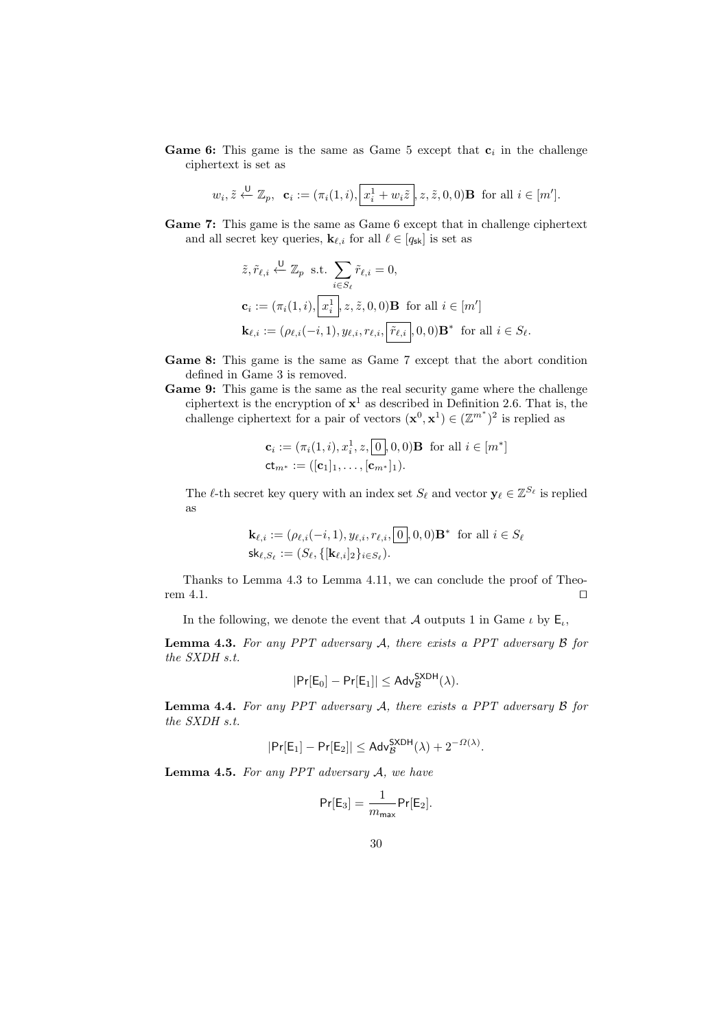**Game 6:** This game is the same as Game 5 except that $\mathbf{c}_i$ in the challenge ciphertext is set as

$$w_i, \tilde{z} \xleftarrow{\mathsf{U}} \mathbb{Z}_p, \;\; \mathbf{c}_i := (\pi_i(1,i), \boxed{x_i^1 + w_i\tilde{z}}, z, \tilde{z}, 0, 0)\mathbf{B} \;\text{ for all } i \in [m'].$$

**Game 7:** This game is the same as Game 6 except that in challenge ciphertext and all secret key queries, $\mathbf{k}_{\ell,i}$ for all $\ell \in [q_{\mathsf{sk}}]$ is set as

$$\tilde{z}, \tilde{r}_{\ell,i} \xleftarrow{\mathsf{U}} \mathbb{Z}_p \;\text{ s.t. } \sum_{i \in S_\ell} \tilde{r}_{\ell,i} = 0,$$

$$\mathbf{c}_i := (\pi_i(1,i), \boxed{x_i^1}, z, \tilde{z}, 0, 0)\mathbf{B} \;\text{ for all } i \in [m']$$

$$\mathbf{k}_{\ell,i} := (\rho_{\ell,i}(-i,1), y_{\ell,i}, r_{\ell,i}, \boxed{\tilde{r}_{\ell,i}}, 0, 0)\mathbf{B}^* \;\text{ for all } i \in S_\ell.$$

**Game 8:** This game is the same as Game 7 except that the abort condition defined in Game 3 is removed.

**Game 9:** This game is the same as the real security game where the challenge ciphertext is the encryption of $\mathbf{x}^1$ as described in Definition 2.6. That is, the challenge ciphertext for a pair of vectors $(\mathbf{x}^0, \mathbf{x}^1) \in (\mathbb{Z}^{m^*})^2$ is replied as

$$\mathbf{c}_i := (\pi_i(1,i), x_i^1, z, \boxed{0}, 0, 0)\mathbf{B} \;\text{ for all } i \in [m^*]$$
$$\mathsf{ct}_{m^*} := ([\mathbf{c}_1]_1, \ldots, [\mathbf{c}_{m^*}]_1).$$

The $\ell$-th secret key query with an index set $S_\ell$ and vector $\mathbf{y}_\ell \in \mathbb{Z}^{S_\ell}$ is replied as

$$\mathbf{k}_{\ell,i} := (\rho_{\ell,i}(-i,1), y_{\ell,i}, r_{\ell,i}, \boxed{0}, 0, 0)\mathbf{B}^* \;\text{ for all } i \in S_\ell$$
$$\mathsf{sk}_{\ell,S_\ell} := (S_\ell, \{[\mathbf{k}_{\ell,i}]_2\}_{i \in S_\ell}).$$

Thanks to Lemma 4.3 to Lemma 4.11, we can conclude the proof of Theorem 4.1. $\square$

In the following, we denote the event that $\mathcal{A}$ outputs 1 in Game $\iota$ by $\mathsf{E}_\iota$,

**Lemma 4.3.** *For any PPT adversary $\mathcal{A}$, there exists a PPT adversary $\mathcal{B}$ for the SXDH s.t.*

$$|\Pr[\mathsf{E}_0] - \Pr[\mathsf{E}_1]| \le \mathsf{Adv}_{\mathcal{B}}^{\mathsf{SXDH}}(\lambda).$$

**Lemma 4.4.** *For any PPT adversary $\mathcal{A}$, there exists a PPT adversary $\mathcal{B}$ for the SXDH s.t.*

$$|\Pr[\mathsf{E}_1] - \Pr[\mathsf{E}_2]| \le \mathsf{Adv}_{\mathcal{B}}^{\mathsf{SXDH}}(\lambda) + 2^{-\Omega(\lambda)}.$$

**Lemma 4.5.** *For any PPT adversary $\mathcal{A}$, we have*

$$\Pr[\mathsf{E}_3] = \frac{1}{m_{\mathsf{max}}}\Pr[\mathsf{E}_2].$$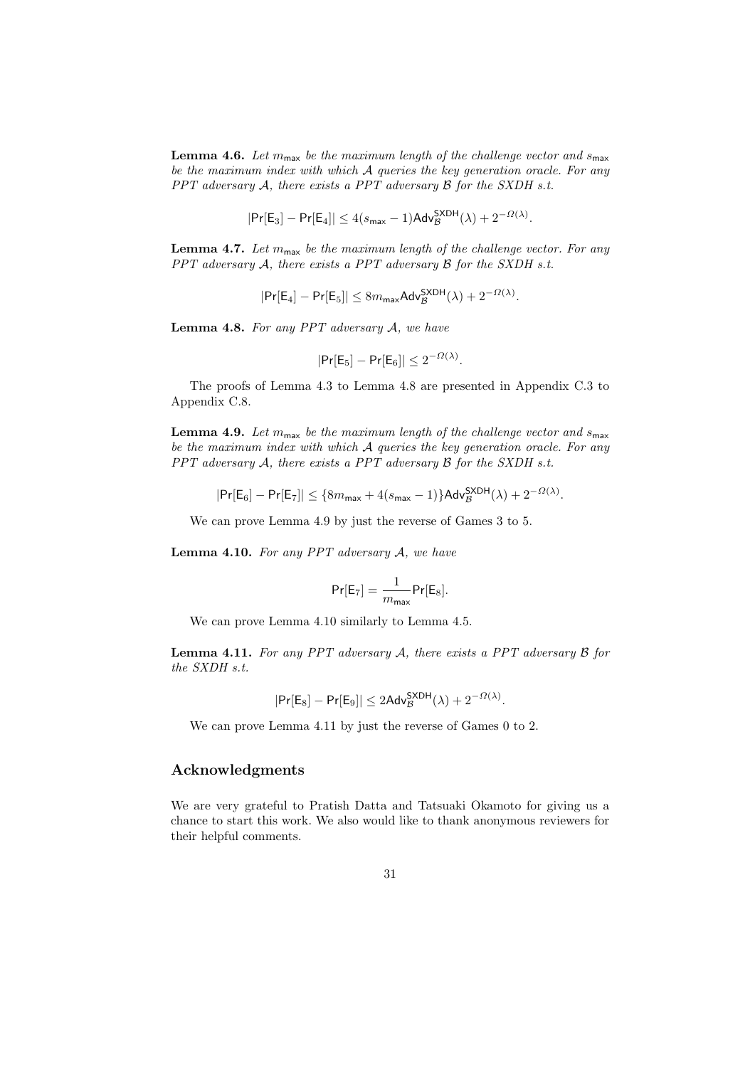**Lemma 4.6.** *Let $m_{\mathsf{max}}$ be the maximum length of the challenge vector and $s_{\mathsf{max}}$ be the maximum index with which $\mathcal{A}$ queries the key generation oracle. For any PPT adversary $\mathcal{A}$, there exists a PPT adversary $\mathcal{B}$ for the SXDH s.t.*

$$|\mathsf{Pr}[\mathsf{E}_3] - \mathsf{Pr}[\mathsf{E}_4]| \leq 4(s_{\mathsf{max}} - 1)\mathsf{Adv}_{\mathcal{B}}^{\mathsf{SXDH}}(\lambda) + 2^{-\Omega(\lambda)}.$$

**Lemma 4.7.** *Let $m_{\mathsf{max}}$ be the maximum length of the challenge vector. For any PPT adversary $\mathcal{A}$, there exists a PPT adversary $\mathcal{B}$ for the SXDH s.t.*

$$|\mathsf{Pr}[\mathsf{E}_4] - \mathsf{Pr}[\mathsf{E}_5]| \leq 8m_{\mathsf{max}}\mathsf{Adv}_{\mathcal{B}}^{\mathsf{SXDH}}(\lambda) + 2^{-\Omega(\lambda)}.$$

**Lemma 4.8.** *For any PPT adversary $\mathcal{A}$, we have*

$$|\mathsf{Pr}[\mathsf{E}_5] - \mathsf{Pr}[\mathsf{E}_6]| \leq 2^{-\Omega(\lambda)}.$$

The proofs of Lemma 4.3 to Lemma 4.8 are presented in Appendix C.3 to Appendix C.8.

**Lemma 4.9.** *Let $m_{\mathsf{max}}$ be the maximum length of the challenge vector and $s_{\mathsf{max}}$ be the maximum index with which $\mathcal{A}$ queries the key generation oracle. For any PPT adversary $\mathcal{A}$, there exists a PPT adversary $\mathcal{B}$ for the SXDH s.t.*

$$|\mathsf{Pr}[\mathsf{E}_6] - \mathsf{Pr}[\mathsf{E}_7]| \leq \{8m_{\mathsf{max}} + 4(s_{\mathsf{max}} - 1)\}\mathsf{Adv}_{\mathcal{B}}^{\mathsf{SXDH}}(\lambda) + 2^{-\Omega(\lambda)}.$$

We can prove Lemma 4.9 by just the reverse of Games 3 to 5.

**Lemma 4.10.** *For any PPT adversary $\mathcal{A}$, we have*

$$\mathsf{Pr}[\mathsf{E}_7] = \frac{1}{m_{\mathsf{max}}}\mathsf{Pr}[\mathsf{E}_8].$$

We can prove Lemma 4.10 similarly to Lemma 4.5.

**Lemma 4.11.** *For any PPT adversary $\mathcal{A}$, there exists a PPT adversary $\mathcal{B}$ for the SXDH s.t.*

$$|\mathsf{Pr}[\mathsf{E}_8] - \mathsf{Pr}[\mathsf{E}_9]| \leq 2\mathsf{Adv}_{\mathcal{B}}^{\mathsf{SXDH}}(\lambda) + 2^{-\Omega(\lambda)}.$$

We can prove Lemma 4.11 by just the reverse of Games 0 to 2.

## Acknowledgments

We are very grateful to Pratish Datta and Tatsuaki Okamoto for giving us a chance to start this work. We also would like to thank anonymous reviewers for their helpful comments.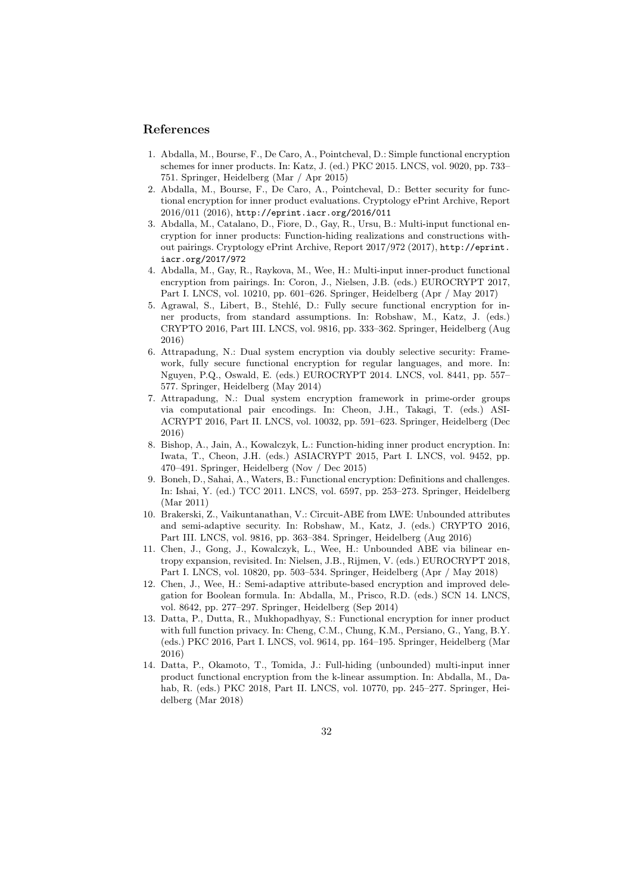## References

1. Abdalla, M., Bourse, F., De Caro, A., Pointcheval, D.: Simple functional encryption schemes for inner products. In: Katz, J. (ed.) PKC 2015. LNCS, vol. 9020, pp. 733–751. Springer, Heidelberg (Mar / Apr 2015)
2. Abdalla, M., Bourse, F., De Caro, A., Pointcheval, D.: Better security for functional encryption for inner product evaluations. Cryptology ePrint Archive, Report 2016/011 (2016), http://eprint.iacr.org/2016/011
3. Abdalla, M., Catalano, D., Fiore, D., Gay, R., Ursu, B.: Multi-input functional encryption for inner products: Function-hiding realizations and constructions without pairings. Cryptology ePrint Archive, Report 2017/972 (2017), http://eprint.iacr.org/2017/972
4. Abdalla, M., Gay, R., Raykova, M., Wee, H.: Multi-input inner-product functional encryption from pairings. In: Coron, J., Nielsen, J.B. (eds.) EUROCRYPT 2017, Part I. LNCS, vol. 10210, pp. 601–626. Springer, Heidelberg (Apr / May 2017)
5. Agrawal, S., Libert, B., Stehlé, D.: Fully secure functional encryption for inner products, from standard assumptions. In: Robshaw, M., Katz, J. (eds.) CRYPTO 2016, Part III. LNCS, vol. 9816, pp. 333–362. Springer, Heidelberg (Aug 2016)
6. Attrapadung, N.: Dual system encryption via doubly selective security: Framework, fully secure functional encryption for regular languages, and more. In: Nguyen, P.Q., Oswald, E. (eds.) EUROCRYPT 2014. LNCS, vol. 8441, pp. 557–577. Springer, Heidelberg (May 2014)
7. Attrapadung, N.: Dual system encryption framework in prime-order groups via computational pair encodings. In: Cheon, J.H., Takagi, T. (eds.) ASIACRYPT 2016, Part II. LNCS, vol. 10032, pp. 591–623. Springer, Heidelberg (Dec 2016)
8. Bishop, A., Jain, A., Kowalczyk, L.: Function-hiding inner product encryption. In: Iwata, T., Cheon, J.H. (eds.) ASIACRYPT 2015, Part I. LNCS, vol. 9452, pp. 470–491. Springer, Heidelberg (Nov / Dec 2015)
9. Boneh, D., Sahai, A., Waters, B.: Functional encryption: Definitions and challenges. In: Ishai, Y. (ed.) TCC 2011. LNCS, vol. 6597, pp. 253–273. Springer, Heidelberg (Mar 2011)
10. Brakerski, Z., Vaikuntanathan, V.: Circuit-ABE from LWE: Unbounded attributes and semi-adaptive security. In: Robshaw, M., Katz, J. (eds.) CRYPTO 2016, Part III. LNCS, vol. 9816, pp. 363–384. Springer, Heidelberg (Aug 2016)
11. Chen, J., Gong, J., Kowalczyk, L., Wee, H.: Unbounded ABE via bilinear entropy expansion, revisited. In: Nielsen, J.B., Rijmen, V. (eds.) EUROCRYPT 2018, Part I. LNCS, vol. 10820, pp. 503–534. Springer, Heidelberg (Apr / May 2018)
12. Chen, J., Wee, H.: Semi-adaptive attribute-based encryption and improved delegation for Boolean formula. In: Abdalla, M., Prisco, R.D. (eds.) SCN 14. LNCS, vol. 8642, pp. 277–297. Springer, Heidelberg (Sep 2014)
13. Datta, P., Dutta, R., Mukhopadhyay, S.: Functional encryption for inner product with full function privacy. In: Cheng, C.M., Chung, K.M., Persiano, G., Yang, B.Y. (eds.) PKC 2016, Part I. LNCS, vol. 9614, pp. 164–195. Springer, Heidelberg (Mar 2016)
14. Datta, P., Okamoto, T., Tomida, J.: Full-hiding (unbounded) multi-input inner product functional encryption from the k-linear assumption. In: Abdalla, M., Dahab, R. (eds.) PKC 2018, Part II. LNCS, vol. 10770, pp. 245–277. Springer, Heidelberg (Mar 2018)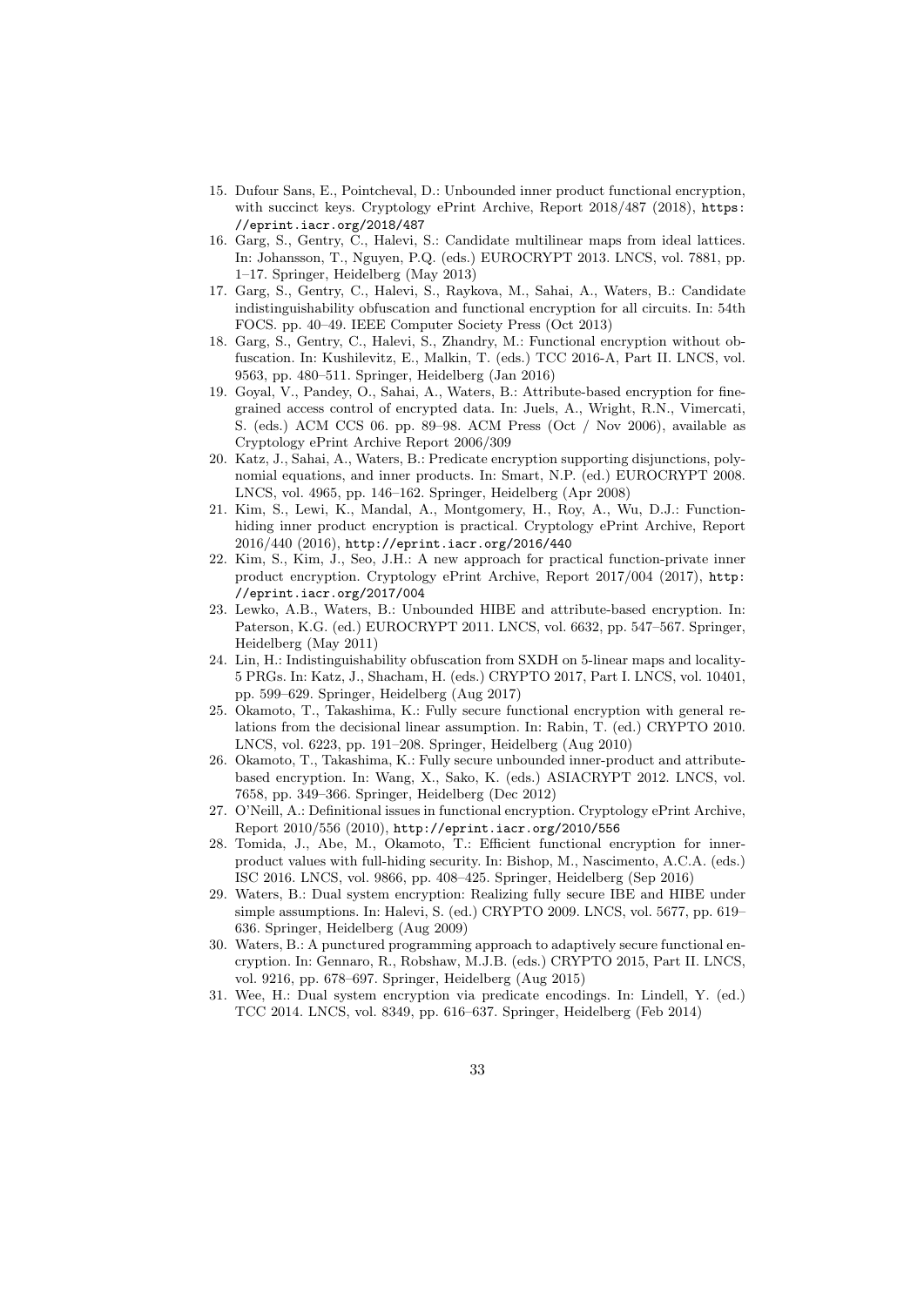15. Dufour Sans, E., Pointcheval, D.: Unbounded inner product functional encryption, with succinct keys. Cryptology ePrint Archive, Report 2018/487 (2018), https://eprint.iacr.org/2018/487
16. Garg, S., Gentry, C., Halevi, S.: Candidate multilinear maps from ideal lattices. In: Johansson, T., Nguyen, P.Q. (eds.) EUROCRYPT 2013. LNCS, vol. 7881, pp. 1–17. Springer, Heidelberg (May 2013)
17. Garg, S., Gentry, C., Halevi, S., Raykova, M., Sahai, A., Waters, B.: Candidate indistinguishability obfuscation and functional encryption for all circuits. In: 54th FOCS. pp. 40–49. IEEE Computer Society Press (Oct 2013)
18. Garg, S., Gentry, C., Halevi, S., Zhandry, M.: Functional encryption without obfuscation. In: Kushilevitz, E., Malkin, T. (eds.) TCC 2016-A, Part II. LNCS, vol. 9563, pp. 480–511. Springer, Heidelberg (Jan 2016)
19. Goyal, V., Pandey, O., Sahai, A., Waters, B.: Attribute-based encryption for fine-grained access control of encrypted data. In: Juels, A., Wright, R.N., Vimercati, S. (eds.) ACM CCS 06. pp. 89–98. ACM Press (Oct / Nov 2006), available as Cryptology ePrint Archive Report 2006/309
20. Katz, J., Sahai, A., Waters, B.: Predicate encryption supporting disjunctions, polynomial equations, and inner products. In: Smart, N.P. (ed.) EUROCRYPT 2008. LNCS, vol. 4965, pp. 146–162. Springer, Heidelberg (Apr 2008)
21. Kim, S., Lewi, K., Mandal, A., Montgomery, H., Roy, A., Wu, D.J.: Function-hiding inner product encryption is practical. Cryptology ePrint Archive, Report 2016/440 (2016), http://eprint.iacr.org/2016/440
22. Kim, S., Kim, J., Seo, J.H.: A new approach for practical function-private inner product encryption. Cryptology ePrint Archive, Report 2017/004 (2017), http://eprint.iacr.org/2017/004
23. Lewko, A.B., Waters, B.: Unbounded HIBE and attribute-based encryption. In: Paterson, K.G. (ed.) EUROCRYPT 2011. LNCS, vol. 6632, pp. 547–567. Springer, Heidelberg (May 2011)
24. Lin, H.: Indistinguishability obfuscation from SXDH on 5-linear maps and locality-5 PRGs. In: Katz, J., Shacham, H. (eds.) CRYPTO 2017, Part I. LNCS, vol. 10401, pp. 599–629. Springer, Heidelberg (Aug 2017)
25. Okamoto, T., Takashima, K.: Fully secure functional encryption with general relations from the decisional linear assumption. In: Rabin, T. (ed.) CRYPTO 2010. LNCS, vol. 6223, pp. 191–208. Springer, Heidelberg (Aug 2010)
26. Okamoto, T., Takashima, K.: Fully secure unbounded inner-product and attribute-based encryption. In: Wang, X., Sako, K. (eds.) ASIACRYPT 2012. LNCS, vol. 7658, pp. 349–366. Springer, Heidelberg (Dec 2012)
27. O'Neill, A.: Definitional issues in functional encryption. Cryptology ePrint Archive, Report 2010/556 (2010), http://eprint.iacr.org/2010/556
28. Tomida, J., Abe, M., Okamoto, T.: Efficient functional encryption for inner-product values with full-hiding security. In: Bishop, M., Nascimento, A.C.A. (eds.) ISC 2016. LNCS, vol. 9866, pp. 408–425. Springer, Heidelberg (Sep 2016)
29. Waters, B.: Dual system encryption: Realizing fully secure IBE and HIBE under simple assumptions. In: Halevi, S. (ed.) CRYPTO 2009. LNCS, vol. 5677, pp. 619–636. Springer, Heidelberg (Aug 2009)
30. Waters, B.: A punctured programming approach to adaptively secure functional encryption. In: Gennaro, R., Robshaw, M.J.B. (eds.) CRYPTO 2015, Part II. LNCS, vol. 9216, pp. 678–697. Springer, Heidelberg (Aug 2015)
31. Wee, H.: Dual system encryption via predicate encodings. In: Lindell, Y. (ed.) TCC 2014. LNCS, vol. 8349, pp. 616–637. Springer, Heidelberg (Feb 2014)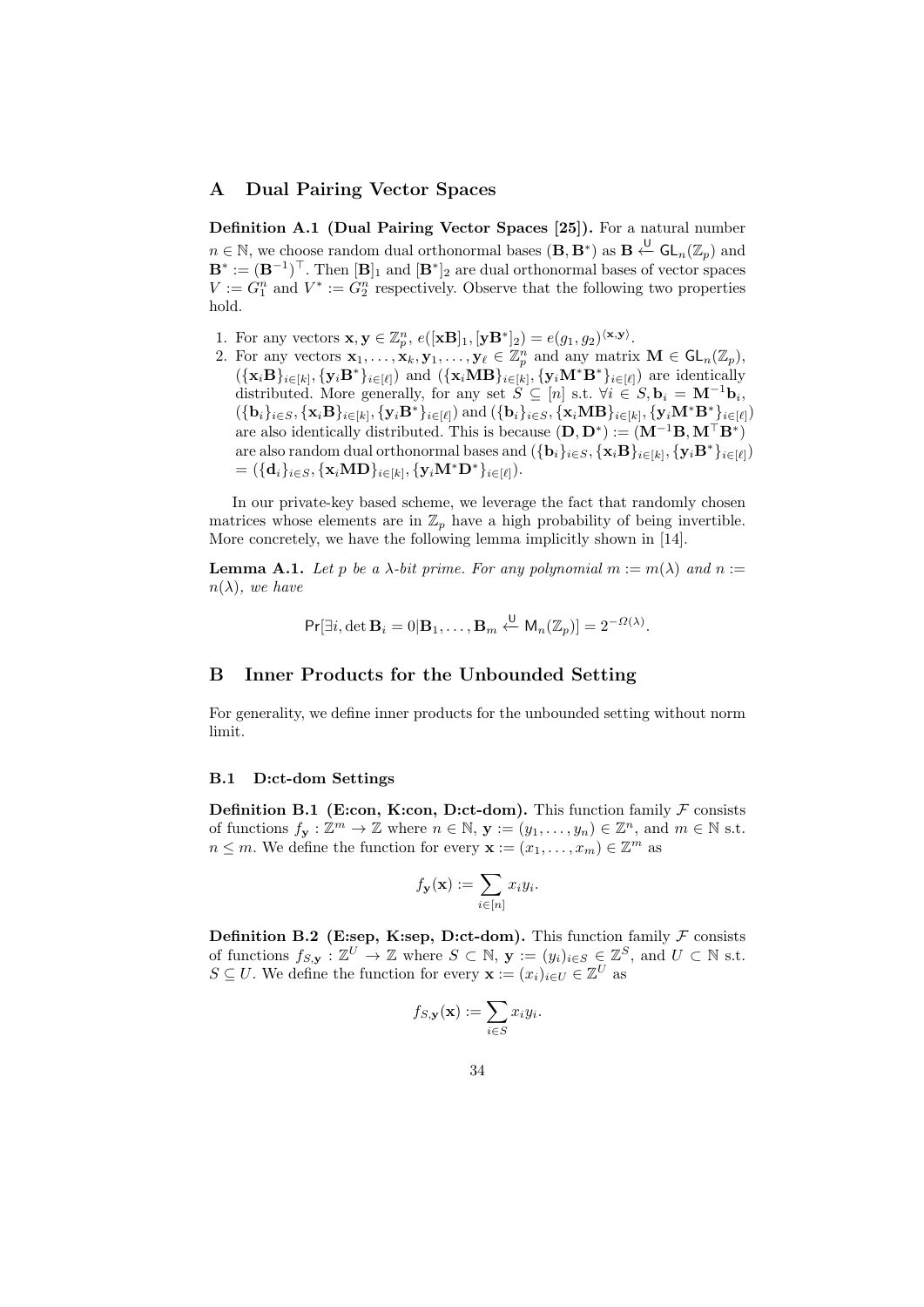## A Dual Pairing Vector Spaces

**Definition A.1 (Dual Pairing Vector Spaces [25]).** For a natural number $n \in \mathbb{N}$, we choose random dual orthonormal bases $(\mathbf{B}, \mathbf{B}^*)$ as $\mathbf{B} \overset{\mathsf{U}}{\leftarrow} \mathsf{GL}_n(\mathbb{Z}_p)$ and $\mathbf{B}^* := (\mathbf{B}^{-1})^\top$. Then $[\mathbf{B}]_1$ and $[\mathbf{B}^*]_2$ are dual orthonormal bases of vector spaces $V := G_1^n$ and $V^* := G_2^n$ respectively. Observe that the following two properties hold.

1. For any vectors $\mathbf{x}, \mathbf{y} \in \mathbb{Z}_p^n$, $e([\mathbf{x}\mathbf{B}]_1, [\mathbf{y}\mathbf{B}^*]_2) = e(g_1, g_2)^{\langle \mathbf{x}, \mathbf{y} \rangle}$.
2. For any vectors $\mathbf{x}_1, \ldots, \mathbf{x}_k, \mathbf{y}_1, \ldots, \mathbf{y}_\ell \in \mathbb{Z}_p^n$ and any matrix $\mathbf{M} \in \mathsf{GL}_n(\mathbb{Z}_p)$, $(\{\mathbf{x}_i\mathbf{B}\}_{i\in[k]}, \{\mathbf{y}_i\mathbf{B}^*\}_{i\in[\ell]})$ and $(\{\mathbf{x}_i\mathbf{M}\mathbf{B}\}_{i\in[k]}, \{\mathbf{y}_i\mathbf{M}^*\mathbf{B}^*\}_{i\in[\ell]})$ are identically distributed. More generally, for any set $S \subseteq [n]$ s.t. $\forall i \in S, \mathbf{b}_i = \mathbf{M}^{-1}\mathbf{b}_i$, $(\{\mathbf{b}_i\}_{i\in S}, \{\mathbf{x}_i\mathbf{B}\}_{i\in[k]}, \{\mathbf{y}_i\mathbf{B}^*\}_{i\in[\ell]})$ and $(\{\mathbf{b}_i\}_{i\in S}, \{\mathbf{x}_i\mathbf{M}\mathbf{B}\}_{i\in[k]}, \{\mathbf{y}_i\mathbf{M}^*\mathbf{B}^*\}_{i\in[\ell]})$ are also identically distributed. This is because $(\mathbf{D}, \mathbf{D}^*) := (\mathbf{M}^{-1}\mathbf{B}, \mathbf{M}^\top\mathbf{B}^*)$ are also random dual orthonormal bases and $(\{\mathbf{b}_i\}_{i\in S}, \{\mathbf{x}_i\mathbf{B}\}_{i\in[k]}, \{\mathbf{y}_i\mathbf{B}^*\}_{i\in[\ell]})$ $= (\{\mathbf{d}_i\}_{i\in S}, \{\mathbf{x}_i\mathbf{M}\mathbf{D}\}_{i\in[k]}, \{\mathbf{y}_i\mathbf{M}^*\mathbf{D}^*\}_{i\in[\ell]})$.

In our private-key based scheme, we leverage the fact that randomly chosen matrices whose elements are in $\mathbb{Z}_p$ have a high probability of being invertible. More concretely, we have the following lemma implicitly shown in [14].

**Lemma A.1.** *Let $p$ be a $\lambda$-bit prime. For any polynomial $m := m(\lambda)$ and $n := n(\lambda)$, we have*

$$\Pr[\exists i, \det \mathbf{B}_i = 0 | \mathbf{B}_1, \ldots, \mathbf{B}_m \overset{\mathsf{U}}{\leftarrow} \mathsf{M}_n(\mathbb{Z}_p)] = 2^{-\Omega(\lambda)}.$$

## B Inner Products for the Unbounded Setting

For generality, we define inner products for the unbounded setting without norm limit.

### B.1 D:ct-dom Settings

**Definition B.1 (E:con, K:con, D:ct-dom).** This function family $\mathcal{F}$ consists of functions $f_{\mathbf{y}} : \mathbb{Z}^m \to \mathbb{Z}$ where $n \in \mathbb{N}$, $\mathbf{y} := (y_1, \ldots, y_n) \in \mathbb{Z}^n$, and $m \in \mathbb{N}$ s.t. $n \le m$. We define the function for every $\mathbf{x} := (x_1, \ldots, x_m) \in \mathbb{Z}^m$ as

$$f_{\mathbf{y}}(\mathbf{x}) := \sum_{i\in[n]} x_i y_i.$$

**Definition B.2 (E:sep, K:sep, D:ct-dom).** This function family $\mathcal{F}$ consists of functions $f_{S,\mathbf{y}} : \mathbb{Z}^U \to \mathbb{Z}$ where $S \subset \mathbb{N}$, $\mathbf{y} := (y_i)_{i\in S} \in \mathbb{Z}^S$, and $U \subset \mathbb{N}$ s.t. $S \subseteq U$. We define the function for every $\mathbf{x} := (x_i)_{i\in U} \in \mathbb{Z}^U$ as

$$f_{S,\mathbf{y}}(\mathbf{x}) := \sum_{i\in S} x_i y_i.$$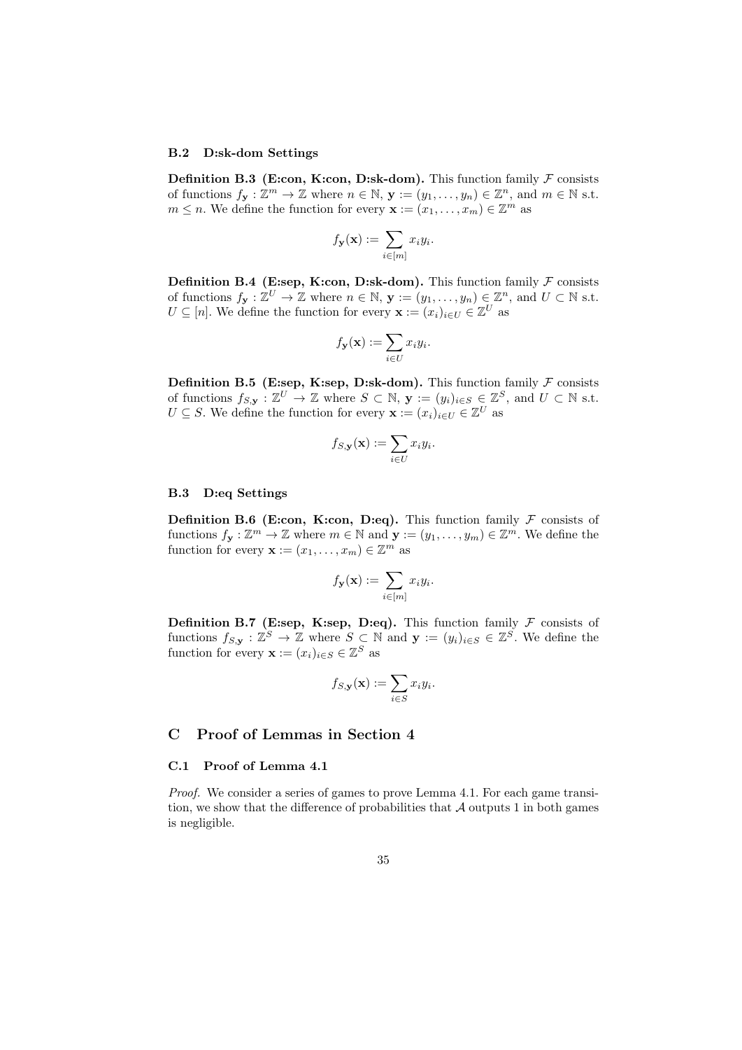### B.2 D:sk-dom Settings

**Definition B.3 (E:con, K:con, D:sk-dom).** This function family $\mathcal{F}$ consists of functions $f_{\mathbf{y}} : \mathbb{Z}^m \to \mathbb{Z}$ where $n \in \mathbb{N}$, $\mathbf{y} := (y_1, \ldots, y_n) \in \mathbb{Z}^n$, and $m \in \mathbb{N}$ s.t. $m \leq n$. We define the function for every $\mathbf{x} := (x_1, \ldots, x_m) \in \mathbb{Z}^m$ as

$$f_{\mathbf{y}}(\mathbf{x}) := \sum_{i \in [m]} x_i y_i.$$

**Definition B.4 (E:sep, K:con, D:sk-dom).** This function family $\mathcal{F}$ consists of functions $f_{\mathbf{y}} : \mathbb{Z}^U \to \mathbb{Z}$ where $n \in \mathbb{N}$, $\mathbf{y} := (y_1, \ldots, y_n) \in \mathbb{Z}^n$, and $U \subset \mathbb{N}$ s.t. $U \subseteq [n]$. We define the function for every $\mathbf{x} := (x_i)_{i \in U} \in \mathbb{Z}^U$ as

$$f_{\mathbf{y}}(\mathbf{x}) := \sum_{i \in U} x_i y_i.$$

**Definition B.5 (E:sep, K:sep, D:sk-dom).** This function family $\mathcal{F}$ consists of functions $f_{S,\mathbf{y}} : \mathbb{Z}^U \to \mathbb{Z}$ where $S \subset \mathbb{N}$, $\mathbf{y} := (y_i)_{i \in S} \in \mathbb{Z}^S$, and $U \subset \mathbb{N}$ s.t. $U \subseteq S$. We define the function for every $\mathbf{x} := (x_i)_{i \in U} \in \mathbb{Z}^U$ as

$$f_{S,\mathbf{y}}(\mathbf{x}) := \sum_{i \in U} x_i y_i.$$

### B.3 D:eq Settings

**Definition B.6 (E:con, K:con, D:eq).** This function family $\mathcal{F}$ consists of functions $f_{\mathbf{y}} : \mathbb{Z}^m \to \mathbb{Z}$ where $m \in \mathbb{N}$ and $\mathbf{y} := (y_1, \ldots, y_m) \in \mathbb{Z}^m$. We define the function for every $\mathbf{x} := (x_1, \ldots, x_m) \in \mathbb{Z}^m$ as

$$f_{\mathbf{y}}(\mathbf{x}) := \sum_{i \in [m]} x_i y_i.$$

**Definition B.7 (E:sep, K:sep, D:eq).** This function family $\mathcal{F}$ consists of functions $f_{S,\mathbf{y}} : \mathbb{Z}^S \to \mathbb{Z}$ where $S \subset \mathbb{N}$ and $\mathbf{y} := (y_i)_{i \in S} \in \mathbb{Z}^S$. We define the function for every $\mathbf{x} := (x_i)_{i \in S} \in \mathbb{Z}^S$ as

$$f_{S,\mathbf{y}}(\mathbf{x}) := \sum_{i \in S} x_i y_i.$$

## C Proof of Lemmas in Section 4

### C.1 Proof of Lemma 4.1

*Proof.* We consider a series of games to prove Lemma 4.1. For each game transition, we show that the difference of probabilities that $\mathcal{A}$ outputs 1 in both games is negligible.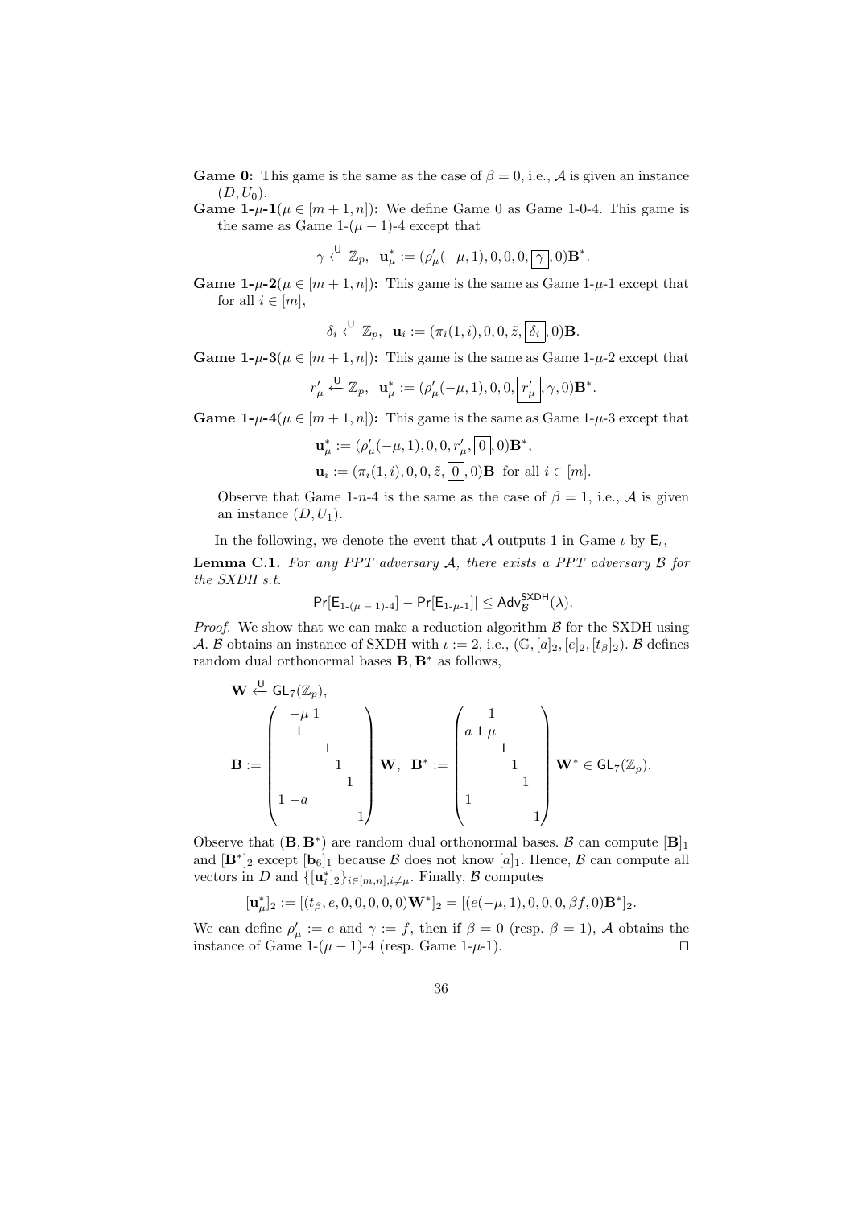**Game 0:** This game is the same as the case of $\beta = 0$, i.e., $\mathcal{A}$ is given an instance $(D, U_0)$.

**Game 1-$\mu$-1**($\mu \in [m+1, n]$)**:** We define Game 0 as Game 1-0-4. This game is the same as Game 1-($\mu - 1$)-4 except that

$$\gamma \xleftarrow{\mathsf{U}} \mathbb{Z}_p, \ \ \mathbf{u}^*_\mu := (\rho'_\mu(-\mu, 1), 0, 0, 0, \boxed{\gamma}, 0)\mathbf{B}^*.$$

**Game 1-$\mu$-2**($\mu \in [m+1, n]$)**:** This game is the same as Game 1-$\mu$-1 except that for all $i \in [m]$,

$$\delta_i \xleftarrow{\mathsf{U}} \mathbb{Z}_p, \ \ \mathbf{u}_i := (\pi_i(1, i), 0, 0, \tilde{z}, \boxed{\delta_i}, 0)\mathbf{B}.$$

**Game 1-$\mu$-3**($\mu \in [m+1, n]$)**:** This game is the same as Game 1-$\mu$-2 except that

$$r'_\mu \xleftarrow{\mathsf{U}} \mathbb{Z}_p, \ \ \mathbf{u}^*_\mu := (\rho'_\mu(-\mu, 1), 0, 0, \boxed{r'_\mu}, \gamma, 0)\mathbf{B}^*.$$

**Game 1-$\mu$-4**($\mu \in [m+1, n]$)**:** This game is the same as Game 1-$\mu$-3 except that

$$\mathbf{u}^*_\mu := (\rho'_\mu(-\mu, 1), 0, 0, r'_\mu, \boxed{0}, 0)\mathbf{B}^*,$$
$$\mathbf{u}_i := (\pi_i(1, i), 0, 0, \tilde{z}, \boxed{0}, 0)\mathbf{B} \ \text{ for all } i \in [m].$$

Observe that Game 1-$n$-4 is the same as the case of $\beta = 1$, i.e., $\mathcal{A}$ is given an instance $(D, U_1)$.

In the following, we denote the event that $\mathcal{A}$ outputs 1 in Game $\iota$ by $\mathsf{E}_\iota$,

**Lemma C.1.** *For any PPT adversary $\mathcal{A}$, there exists a PPT adversary $\mathcal{B}$ for the SXDH s.t.*

$$|\Pr[\mathsf{E}_{1\text{-}(\mu-1)\text{-}4}] - \Pr[\mathsf{E}_{1\text{-}\mu\text{-}1}]| \leq \mathsf{Adv}^{\mathsf{SXDH}}_{\mathcal{B}}(\lambda).$$

*Proof.* We show that we can make a reduction algorithm $\mathcal{B}$ for the SXDH using $\mathcal{A}$. $\mathcal{B}$ obtains an instance of SXDH with $\iota := 2$, i.e., $(\mathbb{G}, [a]_2, [e]_2, [t_\beta]_2)$. $\mathcal{B}$ defines random dual orthonormal bases $\mathbf{B}, \mathbf{B}^*$ as follows,

$$\mathbf{W} \xleftarrow{\mathsf{U}} \mathsf{GL}_7(\mathbb{Z}_p),$$
$$\mathbf{B} := \begin{pmatrix} -\mu & 1 & & & & & \\ 1 & & & & & & \\ & & 1 & & & & \\ & & & 1 & & & \\ & & & & 1 & & \\ 1 & -a & & & & & \\ & & & & & & 1 \end{pmatrix} \mathbf{W}, \ \ \mathbf{B}^* := \begin{pmatrix} & 1 & & & & & \\ a & 1 & \mu & & & & \\ & & & 1 & & & \\ & & & & 1 & & \\ & & & & & 1 & \\ 1 & & & & & & \\ & & & & & & 1 \end{pmatrix} \mathbf{W}^* \in \mathsf{GL}_7(\mathbb{Z}_p).$$

Observe that $(\mathbf{B}, \mathbf{B}^*)$ are random dual orthonormal bases. $\mathcal{B}$ can compute $[\mathbf{B}]_1$ and $[\mathbf{B}^*]_2$ except $[\mathbf{b}_6]_1$ because $\mathcal{B}$ does not know $[a]_1$. Hence, $\mathcal{B}$ can compute all vectors in $D$ and $\{[\mathbf{u}^*_i]_2\}_{i \in [m,n], i \neq \mu}$. Finally, $\mathcal{B}$ computes

$$[\mathbf{u}^*_\mu]_2 := [(t_\beta, e, 0, 0, 0, 0, 0)\mathbf{W}^*]_2 = [(e(-\mu, 1), 0, 0, 0, \beta f, 0)\mathbf{B}^*]_2.$$

We can define $\rho'_\mu := e$ and $\gamma := f$, then if $\beta = 0$ (resp. $\beta = 1$), $\mathcal{A}$ obtains the instance of Game 1-($\mu - 1$)-4 (resp. Game 1-$\mu$-1). $\square$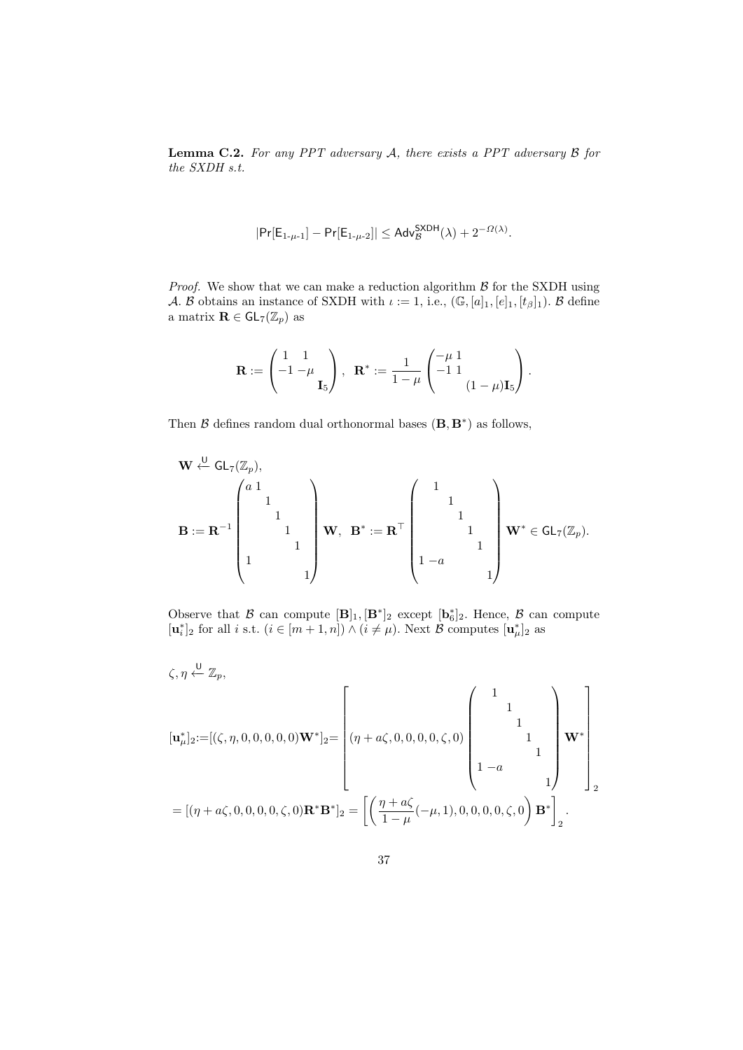**Lemma C.2.** *For any PPT adversary $\mathcal{A}$, there exists a PPT adversary $\mathcal{B}$ for the SXDH s.t.*

$$|\Pr[\mathsf{E}_{1\text{-}\mu\text{-}1}] - \Pr[\mathsf{E}_{1\text{-}\mu\text{-}2}]| \leq \mathsf{Adv}^{\mathsf{SXDH}}_{\mathcal{B}}(\lambda) + 2^{-\Omega(\lambda)}.$$

*Proof.* We show that we can make a reduction algorithm $\mathcal{B}$ for the SXDH using $\mathcal{A}$. $\mathcal{B}$ obtains an instance of SXDH with $\iota := 1$, i.e., $(\mathbb{G}, [a]_1, [e]_1, [t_\beta]_1)$. $\mathcal{B}$ define a matrix $\mathbf{R} \in \mathsf{GL}_7(\mathbb{Z}_p)$ as

$$\mathbf{R} := \begin{pmatrix} 1 & 1 & \\ -1 & -\mu & \\ & & \mathbf{I}_5 \end{pmatrix}, \quad \mathbf{R}^* := \frac{1}{1-\mu} \begin{pmatrix} -\mu & 1 & \\ -1 & 1 & \\ & & (1-\mu)\mathbf{I}_5 \end{pmatrix}.$$

Then $\mathcal{B}$ defines random dual orthonormal bases $(\mathbf{B}, \mathbf{B}^*)$ as follows,

$$\mathbf{W} \xleftarrow{\mathsf{U}} \mathsf{GL}_7(\mathbb{Z}_p),$$

$$\mathbf{B} := \mathbf{R}^{-1} \begin{pmatrix} a & 1 & & & & & \\ & & 1 & & & & \\ & & & 1 & & & \\ & & & & 1 & & \\ & & & & & 1 & \\ 1 & & & & & & \\ & & & & & & 1 \end{pmatrix} \mathbf{W}, \quad \mathbf{B}^* := \mathbf{R}^\top \begin{pmatrix} & 1 & & & & & \\ & & 1 & & & & \\ & & & 1 & & & \\ & & & & 1 & & \\ & & & & & 1 & \\ 1 & -a & & & & & \\ & & & & & & 1 \end{pmatrix} \mathbf{W}^* \in \mathsf{GL}_7(\mathbb{Z}_p).$$

Observe that $\mathcal{B}$ can compute $[\mathbf{B}]_1, [\mathbf{B}^*]_2$ except $[\mathbf{b}^*_6]_2$. Hence, $\mathcal{B}$ can compute $[\mathbf{u}^*_i]_2$ for all $i$ s.t. $(i \in [m+1, n]) \wedge (i \neq \mu)$. Next $\mathcal{B}$ computes $[\mathbf{u}^*_\mu]_2$ as

$$\zeta, \eta \xleftarrow{\mathsf{U}} \mathbb{Z}_p,$$

$$[\mathbf{u}^*_\mu]_2 := [(\zeta, \eta, 0, 0, 0, 0, 0)\mathbf{W}^*]_2 = \left[ (\eta + a\zeta, 0, 0, 0, 0, \zeta, 0) \begin{pmatrix} & 1 & & & & & \\ & & 1 & & & & \\ & & & 1 & & & \\ & & & & 1 & & \\ & & & & & 1 & \\ 1 & -a & & & & & \\ & & & & & & 1 \end{pmatrix} \mathbf{W}^* \right]_2$$

$$= [(\eta + a\zeta, 0, 0, 0, 0, \zeta, 0)\mathbf{R}^* \mathbf{B}^*]_2 = \left[ \left( \frac{\eta + a\zeta}{1-\mu}(-\mu, 1), 0, 0, 0, 0, \zeta, 0 \right) \mathbf{B}^* \right]_2.$$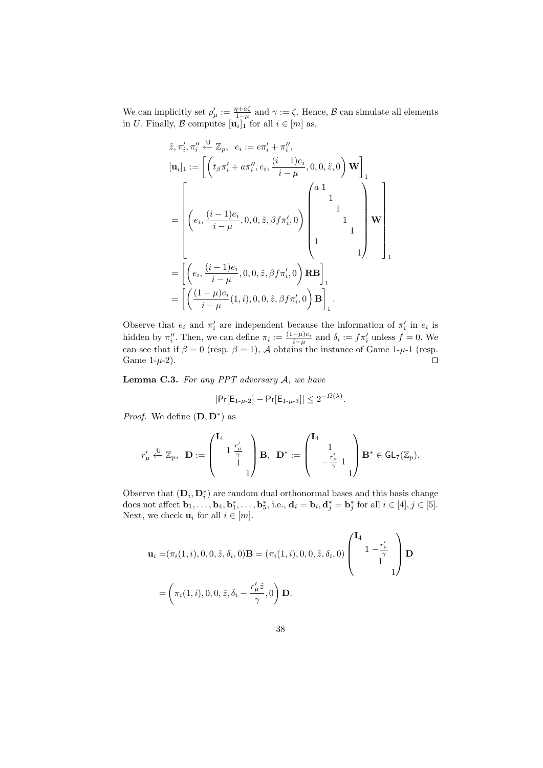We can implicitly set $\rho'_\mu := \frac{\eta + a\zeta}{1-\mu}$ and $\gamma := \zeta$. Hence, $\mathcal{B}$ can simulate all elements in $U$. Finally, $\mathcal{B}$ computes $[\mathbf{u}_i]_1$ for all $i \in [m]$ as,

$$
\begin{aligned}
&\tilde{z}, \pi'_i, \pi''_i \xleftarrow{\mathsf{U}} \mathbb{Z}_p, \quad e_i := e\pi'_i + \pi''_i, \\
&[\mathbf{u}_i]_1 := \left[ \left( t_\beta \pi'_i + a\pi''_i, e_i, \frac{(i-1)e_i}{i-\mu}, 0, 0, \tilde{z}, 0 \right) \mathbf{W} \right]_1 \\
&= \left[ \left( e_i, \frac{(i-1)e_i}{i-\mu}, 0, 0, \tilde{z}, \beta f \pi'_i, 0 \right) \begin{pmatrix} a & 1 & & & & & \\ & & 1 & & & & \\ & & & 1 & & & \\ & & & & 1 & & \\ & & & & & 1 & \\ 1 & & & & & & \\ & & & & & & 1 \end{pmatrix} \mathbf{W} \right]_1 \\
&= \left[ \left( e_i, \frac{(i-1)e_i}{i-\mu}, 0, 0, \tilde{z}, \beta f \pi'_i, 0 \right) \mathbf{R}\mathbf{B} \right]_1 \\
&= \left[ \left( \frac{(1-\mu)e_i}{i-\mu}(1,i), 0, 0, \tilde{z}, \beta f \pi'_i, 0 \right) \mathbf{B} \right]_1 .
\end{aligned}
$$

Observe that $e_i$ and $\pi'_i$ are independent because the information of $\pi'_i$ in $e_i$ is hidden by $\pi''_i$. Then, we can define $\pi_i := \frac{(1-\mu)e_i}{i-\mu}$ and $\delta_i := f\pi'_i$ unless $f = 0$. We can see that if $\beta = 0$ (resp. $\beta = 1$), $\mathcal{A}$ obtains the instance of Game 1-$\mu$-1 (resp. Game 1-$\mu$-2). $\square$

**Lemma C.3.** *For any PPT adversary $\mathcal{A}$, we have*

$$
|\Pr[\mathsf{E}_{1\text{-}\mu\text{-}2}] - \Pr[\mathsf{E}_{1\text{-}\mu\text{-}3}]| \leq 2^{-\Omega(\lambda)}.
$$

*Proof.* We define $(\mathbf{D}, \mathbf{D}^*)$ as

$$
r'_\mu \xleftarrow{\mathsf{U}} \mathbb{Z}_p, \quad \mathbf{D} := \begin{pmatrix} \mathbf{I}_4 & & & \\ & 1 & \frac{r'_\mu}{\gamma} & \\ & & 1 & \\ & & & 1 \end{pmatrix} \mathbf{B}, \quad \mathbf{D}^* := \begin{pmatrix} \mathbf{I}_4 & & & \\ & 1 & & \\ & -\frac{r'_\mu}{\gamma} & 1 & \\ & & & 1 \end{pmatrix} \mathbf{B}^* \in \mathsf{GL}_7(\mathbb{Z}_p).
$$

Observe that $(\mathbf{D}_i, \mathbf{D}^*_i)$ are random dual orthonormal bases and this basis change does not affect $\mathbf{b}_1, \ldots, \mathbf{b}_4, \mathbf{b}^*_1, \ldots, \mathbf{b}^*_5$, i.e., $\mathbf{d}_i = \mathbf{b}_i, \mathbf{d}^*_j = \mathbf{b}^*_j$ for all $i \in [4], j \in [5]$. Next, we check $\mathbf{u}_i$ for all $i \in [m]$.

$$
\begin{aligned}
\mathbf{u}_i &= (\pi_i(1,i), 0, 0, \tilde{z}, \delta_i, 0)\mathbf{B} = (\pi_i(1,i), 0, 0, \tilde{z}, \delta_i, 0) \begin{pmatrix} \mathbf{I}_4 & & & \\ & 1 & -\frac{r'_\mu}{\gamma} & \\ & & 1 & \\ & & & 1 \end{pmatrix} \mathbf{D} \\
&= \left( \pi_i(1,i), 0, 0, \tilde{z}, \delta_i - \frac{r'_\mu \tilde{z}}{\gamma}, 0 \right) \mathbf{D}.
\end{aligned}
$$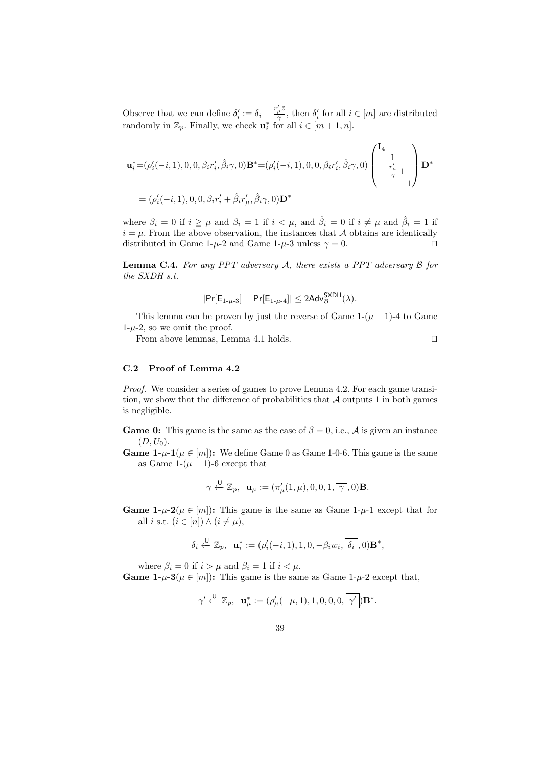Observe that we can define $\delta'_i := \delta_i - \frac{r'_\mu \tilde{z}}{\gamma}$, then $\delta'_i$ for all $i \in [m]$ are distributed randomly in $\mathbb{Z}_p$. Finally, we check $\mathbf{u}^*_i$ for all $i \in [m+1, n]$.

$$
\begin{aligned}
\mathbf{u}^*_i &= (\rho'_i(-i,1), 0, 0, \beta_i r'_i, \hat{\beta}_i \gamma, 0)\mathbf{B}^* = (\rho'_i(-i,1), 0, 0, \beta_i r'_i, \hat{\beta}_i \gamma, 0) \begin{pmatrix} \mathbf{I}_4 & & & \\ & 1 & & \\ & \frac{r'_\mu}{\gamma} & 1 & \\ & & & 1 \end{pmatrix} \mathbf{D}^* \\
&= (\rho'_i(-i,1), 0, 0, \beta_i r'_i + \hat{\beta}_i r'_\mu, \hat{\beta}_i \gamma, 0)\mathbf{D}^*
\end{aligned}
$$

where $\beta_i = 0$ if $i \geq \mu$ and $\beta_i = 1$ if $i < \mu$, and $\hat{\beta}_i = 0$ if $i \neq \mu$ and $\hat{\beta}_i = 1$ if $i = \mu$. From the above observation, the instances that $\mathcal{A}$ obtains are identically distributed in Game 1-$\mu$-2 and Game 1-$\mu$-3 unless $\gamma = 0$. ◻

**Lemma C.4.** *For any PPT adversary $\mathcal{A}$, there exists a PPT adversary $\mathcal{B}$ for the SXDH s.t.*

$$
|\Pr[\mathsf{E}_{1\text{-}\mu\text{-}3}] - \Pr[\mathsf{E}_{1\text{-}\mu\text{-}4}]| \leq 2\mathsf{Adv}^{\mathsf{SXDH}}_{\mathcal{B}}(\lambda).
$$

This lemma can be proven by just the reverse of Game 1-$(\mu-1)$-4 to Game 1-$\mu$-2, so we omit the proof.

From above lemmas, Lemma 4.1 holds. ◻

### C.2 Proof of Lemma 4.2

*Proof.* We consider a series of games to prove Lemma 4.2. For each game transition, we show that the difference of probabilities that $\mathcal{A}$ outputs 1 in both games is negligible.

**Game 0:** This game is the same as the case of $\beta = 0$, i.e., $\mathcal{A}$ is given an instance $(D, U_0)$.

**Game 1-$\mu$-1($\mu \in [m]$):** We define Game 0 as Game 1-0-6. This game is the same as Game 1-$(\mu-1)$-6 except that

$$
\gamma \xleftarrow{\mathsf{U}} \mathbb{Z}_p, \quad \mathbf{u}_\mu := (\pi'_\mu(1,\mu), 0, 0, 1, \boxed{\gamma}, 0)\mathbf{B}.
$$

**Game 1-$\mu$-2($\mu \in [m]$):** This game is the same as Game 1-$\mu$-1 except that for all $i$ s.t. $(i \in [n]) \wedge (i \neq \mu)$,

$$
\delta_i \xleftarrow{\mathsf{U}} \mathbb{Z}_p, \quad \mathbf{u}^*_i := (\rho'_i(-i,1), 1, 0, -\beta_i w_i, \boxed{\delta_i}, 0)\mathbf{B}^*,
$$

where $\beta_i = 0$ if $i > \mu$ and $\beta_i = 1$ if $i < \mu$.

**Game 1-$\mu$-3($\mu \in [m]$):** This game is the same as Game 1-$\mu$-2 except that,

$$
\gamma' \xleftarrow{\mathsf{U}} \mathbb{Z}_p, \quad \mathbf{u}^*_\mu := (\rho'_\mu(-\mu,1), 1, 0, 0, 0, \boxed{\gamma'})\mathbf{B}^*.
$$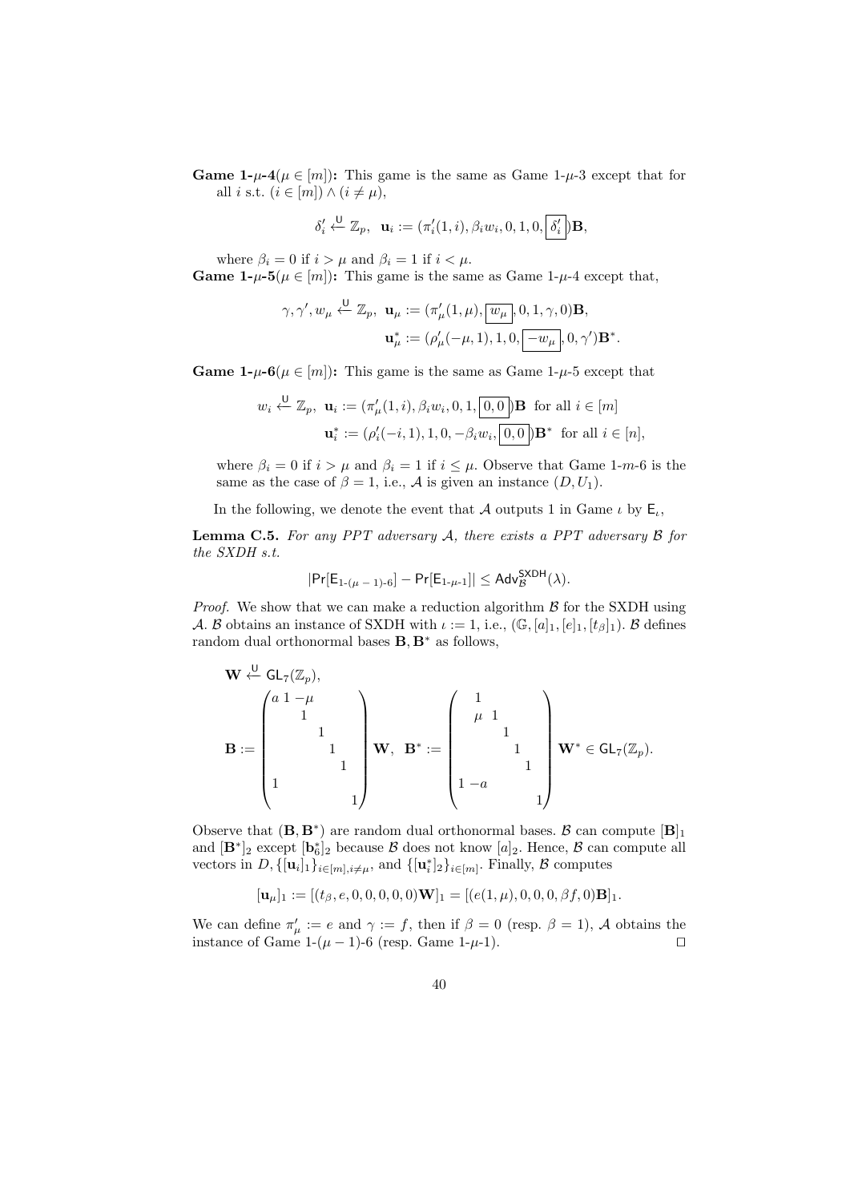**Game 1-$\mu$-4**($\mu \in [m]$)**:** This game is the same as Game 1-$\mu$-3 except that for all $i$ s.t. $(i \in [m]) \wedge (i \neq \mu)$,

$$\delta'_i \xleftarrow{\mathsf{U}} \mathbb{Z}_p, \;\; \mathbf{u}_i := (\pi'_i(1,i), \beta_i w_i, 0, 1, 0, \boxed{\delta'_i})\mathbf{B},$$

where $\beta_i = 0$ if $i > \mu$ and $\beta_i = 1$ if $i < \mu$.

**Game 1-$\mu$-5**($\mu \in [m]$)**:** This game is the same as Game 1-$\mu$-4 except that,

$$\gamma, \gamma', w_\mu \xleftarrow{\mathsf{U}} \mathbb{Z}_p, \;\; \mathbf{u}_\mu := (\pi'_\mu(1,\mu), \boxed{w_\mu}, 0, 1, \gamma, 0)\mathbf{B},$$
$$\mathbf{u}^*_\mu := (\rho'_\mu(-\mu, 1), 1, 0, \boxed{-w_\mu}, 0, \gamma')\mathbf{B}^*.$$

**Game 1-$\mu$-6**($\mu \in [m]$)**:** This game is the same as Game 1-$\mu$-5 except that

$$w_i \xleftarrow{\mathsf{U}} \mathbb{Z}_p, \;\; \mathbf{u}_i := (\pi'_\mu(1,i), \beta_i w_i, 0, 1, \boxed{0, 0})\mathbf{B} \;\; \text{for all } i \in [m]$$
$$\mathbf{u}^*_i := (\rho'_i(-i, 1), 1, 0, -\beta_i w_i, \boxed{0, 0})\mathbf{B}^* \;\; \text{for all } i \in [n],$$

where $\beta_i = 0$ if $i > \mu$ and $\beta_i = 1$ if $i \leq \mu$. Observe that Game 1-$m$-6 is the same as the case of $\beta = 1$, i.e., $\mathcal{A}$ is given an instance $(D, U_1)$.

In the following, we denote the event that $\mathcal{A}$ outputs 1 in Game $\iota$ by $\mathsf{E}_\iota$,

**Lemma C.5.** *For any PPT adversary $\mathcal{A}$, there exists a PPT adversary $\mathcal{B}$ for the SXDH s.t.*

$$|\Pr[\mathsf{E}_{1\text{-}(\mu-1)\text{-}6}] - \Pr[\mathsf{E}_{1\text{-}\mu\text{-}1}]| \leq \mathsf{Adv}^{\mathsf{SXDH}}_{\mathcal{B}}(\lambda).$$

*Proof.* We show that we can make a reduction algorithm $\mathcal{B}$ for the SXDH using $\mathcal{A}$. $\mathcal{B}$ obtains an instance of SXDH with $\iota := 1$, i.e., $(\mathbb{G}, [a]_1, [e]_1, [t_\beta]_1)$. $\mathcal{B}$ defines random dual orthonormal bases $\mathbf{B}, \mathbf{B}^*$ as follows,

$$\mathbf{W} \xleftarrow{\mathsf{U}} \mathsf{GL}_7(\mathbb{Z}_p),$$
$$\mathbf{B} := \begin{pmatrix} a & 1 & -\mu & & & & \\ & 1 & & & & & \\ & & 1 & & & & \\ & & & 1 & & & \\ & & & & 1 & & \\ 1 & & & & & & \\ & & & & & & 1 \end{pmatrix}\mathbf{W}, \;\; \mathbf{B}^* := \begin{pmatrix} & 1 & & & & & \\ & \mu & 1 & & & & \\ & & & 1 & & & \\ & & & & 1 & & \\ & & & & & 1 & \\ 1 & -a & & & & & \\ & & & & & & 1 \end{pmatrix}\mathbf{W}^* \in \mathsf{GL}_7(\mathbb{Z}_p).$$

Observe that $(\mathbf{B}, \mathbf{B}^*)$ are random dual orthonormal bases. $\mathcal{B}$ can compute $[\mathbf{B}]_1$ and $[\mathbf{B}^*]_2$ except $[\mathbf{b}^*_6]_2$ because $\mathcal{B}$ does not know $[a]_2$. Hence, $\mathcal{B}$ can compute all vectors in $D, \{[\mathbf{u}_i]_1\}_{i \in [m], i \neq \mu}$, and $\{[\mathbf{u}^*_i]_2\}_{i \in [m]}$. Finally, $\mathcal{B}$ computes

$$[\mathbf{u}_\mu]_1 := [(t_\beta, e, 0, 0, 0, 0, 0)\mathbf{W}]_1 = [(e(1, \mu), 0, 0, 0, \beta f, 0)\mathbf{B}]_1.$$

We can define $\pi'_\mu := e$ and $\gamma := f$, then if $\beta = 0$ (resp. $\beta = 1$), $\mathcal{A}$ obtains the instance of Game 1-$(\mu - 1)$-6 (resp. Game 1-$\mu$-1). $\square$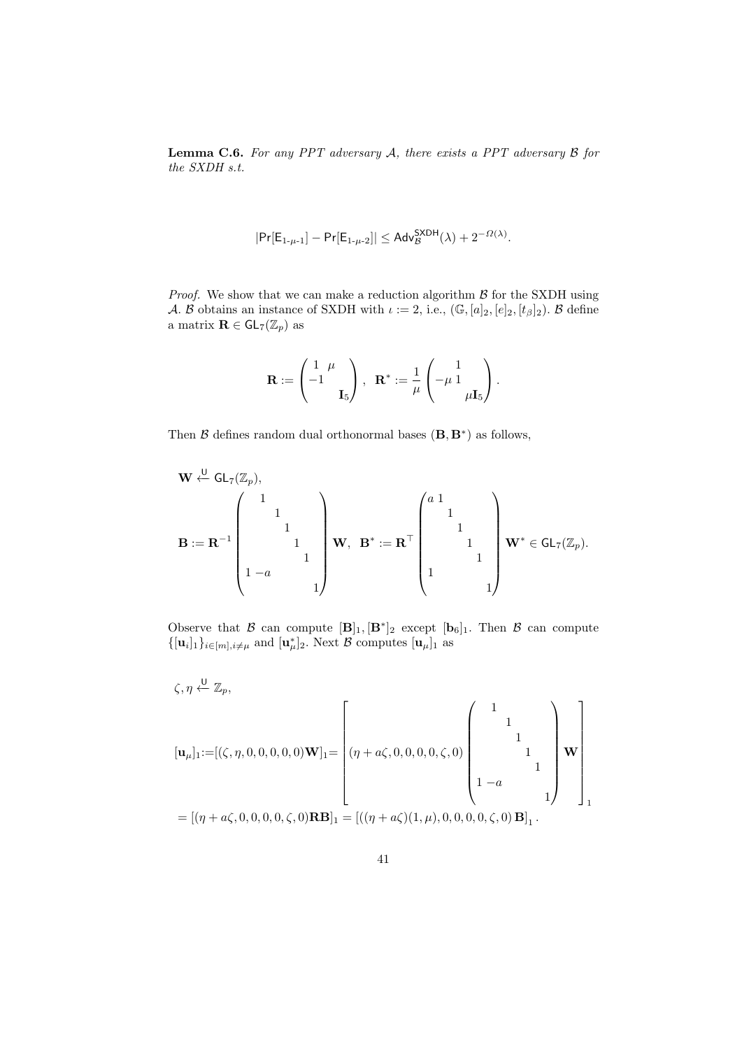**Lemma C.6.** *For any PPT adversary $\mathcal{A}$, there exists a PPT adversary $\mathcal{B}$ for the SXDH s.t.*

$$|\Pr[\mathsf{E}_{1\text{-}\mu\text{-}1}] - \Pr[\mathsf{E}_{1\text{-}\mu\text{-}2}]| \leq \mathsf{Adv}^{\mathsf{SXDH}}_{\mathcal{B}}(\lambda) + 2^{-\Omega(\lambda)}.$$

*Proof.* We show that we can make a reduction algorithm $\mathcal{B}$ for the SXDH using $\mathcal{A}$. $\mathcal{B}$ obtains an instance of SXDH with $\iota := 2$, i.e., $(\mathbb{G}, [a]_2, [e]_2, [t_\beta]_2)$. $\mathcal{B}$ define a matrix $\mathbf{R} \in \mathsf{GL}_7(\mathbb{Z}_p)$ as

$$\mathbf{R} := \begin{pmatrix} 1 & \mu & \\ -1 & & \\ & & \mathbf{I}_5 \end{pmatrix}, \quad \mathbf{R}^* := \frac{1}{\mu} \begin{pmatrix} & 1 & \\ -\mu & 1 & \\ & & \mu \mathbf{I}_5 \end{pmatrix}.$$

Then $\mathcal{B}$ defines random dual orthonormal bases $(\mathbf{B}, \mathbf{B}^*)$ as follows,

$$\mathbf{W} \xleftarrow{\mathsf{U}} \mathsf{GL}_7(\mathbb{Z}_p),$$

$$\mathbf{B} := \mathbf{R}^{-1} \begin{pmatrix} 1 & & & & & & \\ & 1 & & & & & \\ & & 1 & & & & \\ & & & 1 & & & \\ & & & & 1 & & \\ 1 & -a & & & & & \\ & & & & & & 1 \end{pmatrix} \mathbf{W}, \quad \mathbf{B}^* := \mathbf{R}^\top \begin{pmatrix} a & 1 & & & & & \\ & 1 & & & & & \\ & & 1 & & & & \\ & & & 1 & & & \\ & & & & 1 & & \\ 1 & & & & & & \\ & & & & & & 1 \end{pmatrix} \mathbf{W}^* \in \mathsf{GL}_7(\mathbb{Z}_p).$$

Observe that $\mathcal{B}$ can compute $[\mathbf{B}]_1, [\mathbf{B}^*]_2$ except $[\mathbf{b}_6]_1$. Then $\mathcal{B}$ can compute $\{[\mathbf{u}_i]_1\}_{i \in [m], i \neq \mu}$ and $[\mathbf{u}^*_\mu]_2$. Next $\mathcal{B}$ computes $[\mathbf{u}_\mu]_1$ as

$$\zeta, \eta \xleftarrow{\mathsf{U}} \mathbb{Z}_p,$$

$$[\mathbf{u}_\mu]_1 := [(\zeta, \eta, 0, 0, 0, 0, 0)\mathbf{W}]_1 = \left[ (\eta + a\zeta, 0, 0, 0, 0, \zeta, 0) \begin{pmatrix} 1 & & & & & & \\ & 1 & & & & & \\ & & 1 & & & & \\ & & & 1 & & & \\ & & & & 1 & & \\ 1 & -a & & & & & \\ & & & & & & 1 \end{pmatrix} \mathbf{W} \right]_1$$

$$= [(\eta + a\zeta, 0, 0, 0, 0, \zeta, 0)\mathbf{R}\mathbf{B}]_1 = [((\eta + a\zeta)(1, \mu), 0, 0, 0, 0, \zeta, 0)\,\mathbf{B}]_1\,.$$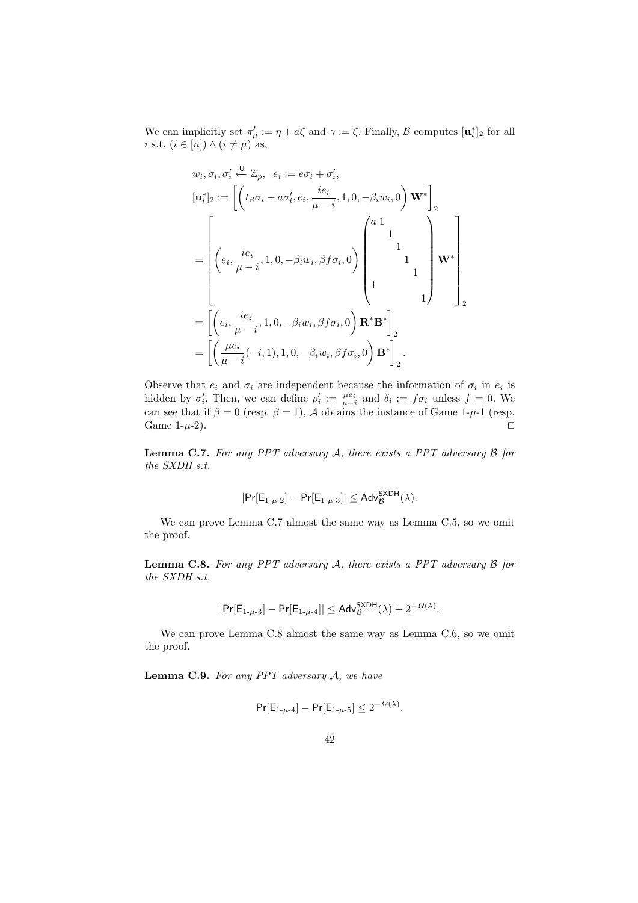We can implicitly set $\pi'_\mu := \eta + a\zeta$ and $\gamma := \zeta$. Finally, $\mathcal{B}$ computes $[\mathbf{u}_i^*]_2$ for all $i$ s.t. $(i \in [n]) \wedge (i \neq \mu)$ as,

$$
\begin{aligned}
& w_i, \sigma_i, \sigma'_i \xleftarrow{\mathsf{U}} \mathbb{Z}_p, \quad e_i := e\sigma_i + \sigma'_i, \\
& [\mathbf{u}_i^*]_2 := \left[ \left( t_\beta \sigma_i + a\sigma'_i, e_i, \frac{ie_i}{\mu - i}, 1, 0, -\beta_i w_i, 0 \right) \mathbf{W}^* \right]_2 \\
& = \left[ \left( e_i, \frac{ie_i}{\mu - i}, 1, 0, -\beta_i w_i, \beta f \sigma_i, 0 \right) \begin{pmatrix} a & 1 & & & & & \\ & & 1 & & & & \\ & & & 1 & & & \\ & & & & 1 & & \\ & & & & & 1 & \\ 1 & & & & & & \\ & & & & & & 1 \end{pmatrix} \mathbf{W}^* \right]_2 \\
& = \left[ \left( e_i, \frac{ie_i}{\mu - i}, 1, 0, -\beta_i w_i, \beta f \sigma_i, 0 \right) \mathbf{R}^* \mathbf{B}^* \right]_2 \\
& = \left[ \left( \frac{\mu e_i}{\mu - i}(-i, 1), 1, 0, -\beta_i w_i, \beta f \sigma_i, 0 \right) \mathbf{B}^* \right]_2 .
\end{aligned}
$$

Observe that $e_i$ and $\sigma_i$ are independent because the information of $\sigma_i$ in $e_i$ is hidden by $\sigma'_i$. Then, we can define $\rho'_i := \frac{\mu e_i}{\mu - i}$ and $\delta_i := f\sigma_i$ unless $f = 0$. We can see that if $\beta = 0$ (resp. $\beta = 1$), $\mathcal{A}$ obtains the instance of Game 1-$\mu$-1 (resp. Game 1-$\mu$-2). $\square$

**Lemma C.7.** *For any PPT adversary $\mathcal{A}$, there exists a PPT adversary $\mathcal{B}$ for the SXDH s.t.*

$$|\Pr[\mathsf{E}_{1\text{-}\mu\text{-}2}] - \Pr[\mathsf{E}_{1\text{-}\mu\text{-}3}]| \leq \mathsf{Adv}_{\mathcal{B}}^{\mathsf{SXDH}}(\lambda).$$

We can prove Lemma C.7 almost the same way as Lemma C.5, so we omit the proof.

**Lemma C.8.** *For any PPT adversary $\mathcal{A}$, there exists a PPT adversary $\mathcal{B}$ for the SXDH s.t.*

$$|\Pr[\mathsf{E}_{1\text{-}\mu\text{-}3}] - \Pr[\mathsf{E}_{1\text{-}\mu\text{-}4}]| \leq \mathsf{Adv}_{\mathcal{B}}^{\mathsf{SXDH}}(\lambda) + 2^{-\Omega(\lambda)}.$$

We can prove Lemma C.8 almost the same way as Lemma C.6, so we omit the proof.

**Lemma C.9.** *For any PPT adversary $\mathcal{A}$, we have*

$$\Pr[\mathsf{E}_{1\text{-}\mu\text{-}4}] - \Pr[\mathsf{E}_{1\text{-}\mu\text{-}5}] \leq 2^{-\Omega(\lambda)}.$$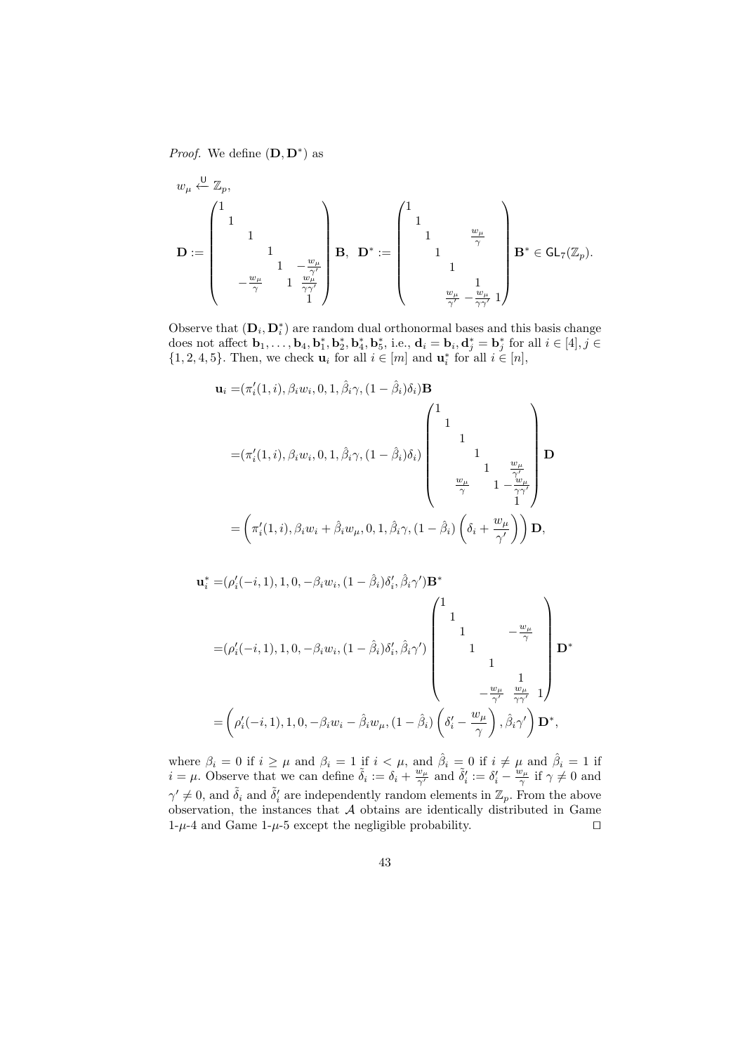*Proof.* We define $(\mathbf{D}, \mathbf{D}^*)$ as

$$w_\mu \xleftarrow{\mathsf{U}} \mathbb{Z}_p,$$

$$\mathbf{D} := \begin{pmatrix} 1 & & & & & & \\ & 1 & & & & & \\ & & 1 & & & & \\ & & & 1 & & & \\ & & & & 1 & -\frac{w_\mu}{\gamma'} & \\ & -\frac{w_\mu}{\gamma} & & & 1 & \frac{w_\mu}{\gamma\gamma'} & \\ & & & & & 1 & \end{pmatrix} \mathbf{B}, \;\; \mathbf{D}^* := \begin{pmatrix} 1 & & & & & & \\ & 1 & & & & & \\ & & 1 & & & \frac{w_\mu}{\gamma} & \\ & & & 1 & & & \\ & & & & 1 & & \\ & & & & & 1 & \\ & & & & \frac{w_\mu}{\gamma'} & -\frac{w_\mu}{\gamma\gamma'} & 1 \end{pmatrix} \mathbf{B}^* \in \mathsf{GL}_7(\mathbb{Z}_p).$$

Observe that $(\mathbf{D}_i, \mathbf{D}_i^*)$ are random dual orthonormal bases and this basis change does not affect $\mathbf{b}_1, \ldots, \mathbf{b}_4, \mathbf{b}_1^*, \mathbf{b}_2^*, \mathbf{b}_4^*, \mathbf{b}_5^*$, i.e., $\mathbf{d}_i = \mathbf{b}_i, \mathbf{d}_j^* = \mathbf{b}_j^*$ for all $i \in [4], j \in \{1, 2, 4, 5\}$. Then, we check $\mathbf{u}_i$ for all $i \in [m]$ and $\mathbf{u}_i^*$ for all $i \in [n]$,

$$\begin{aligned}
\mathbf{u}_i =& (\pi_i'(1, i), \beta_i w_i, 0, 1, \hat{\beta}_i \gamma, (1 - \hat{\beta}_i)\delta_i)\mathbf{B} \\
=& (\pi_i'(1, i), \beta_i w_i, 0, 1, \hat{\beta}_i \gamma, (1 - \hat{\beta}_i)\delta_i) \begin{pmatrix} 1 & & & & & & \\ & 1 & & & & & \\ & & 1 & & & & \\ & & & 1 & & & \\ & & & & 1 & \frac{w_\mu}{\gamma'} & \\ & \frac{w_\mu}{\gamma} & & & 1 & -\frac{w_\mu}{\gamma\gamma'} & \\ & & & & & 1 & \end{pmatrix} \mathbf{D} \\
=& \left(\pi_i'(1, i), \beta_i w_i + \hat{\beta}_i w_\mu, 0, 1, \hat{\beta}_i \gamma, (1 - \hat{\beta}_i)\left(\delta_i + \frac{w_\mu}{\gamma'}\right)\right)\mathbf{D},
\end{aligned}$$

$$\begin{aligned}
\mathbf{u}_i^* =& (\rho_i'(-i, 1), 1, 0, -\beta_i w_i, (1 - \hat{\beta}_i)\delta_i', \hat{\beta}_i \gamma')\mathbf{B}^* \\
=& (\rho_i'(-i, 1), 1, 0, -\beta_i w_i, (1 - \hat{\beta}_i)\delta_i', \hat{\beta}_i \gamma') \begin{pmatrix} 1 & & & & & & \\ & 1 & & & & & \\ & & 1 & & & -\frac{w_\mu}{\gamma} & \\ & & & 1 & & & \\ & & & & 1 & & \\ & & & & & 1 & \\ & & & & -\frac{w_\mu}{\gamma'} & \frac{w_\mu}{\gamma\gamma'} & 1 \end{pmatrix} \mathbf{D}^* \\
=& \left(\rho_i'(-i, 1), 1, 0, -\beta_i w_i - \hat{\beta}_i w_\mu, (1 - \hat{\beta}_i)\left(\delta_i' - \frac{w_\mu}{\gamma}\right), \hat{\beta}_i \gamma'\right)\mathbf{D}^*,
\end{aligned}$$

where $\beta_i = 0$ if $i \geq \mu$ and $\beta_i = 1$ if $i < \mu$, and $\hat{\beta}_i = 0$ if $i \neq \mu$ and $\hat{\beta}_i = 1$ if $i = \mu$. Observe that we can define $\tilde{\delta}_i := \delta_i + \frac{w_\mu}{\gamma'}$ and $\tilde{\delta}_i' := \delta_i' - \frac{w_\mu}{\gamma}$ if $\gamma \neq 0$ and $\gamma' \neq 0$, and $\tilde{\delta}_i$ and $\tilde{\delta}_i'$ are independently random elements in $\mathbb{Z}_p$. From the above observation, the instances that $\mathcal{A}$ obtains are identically distributed in Game 1-$\mu$-4 and Game 1-$\mu$-5 except the negligible probability. $\square$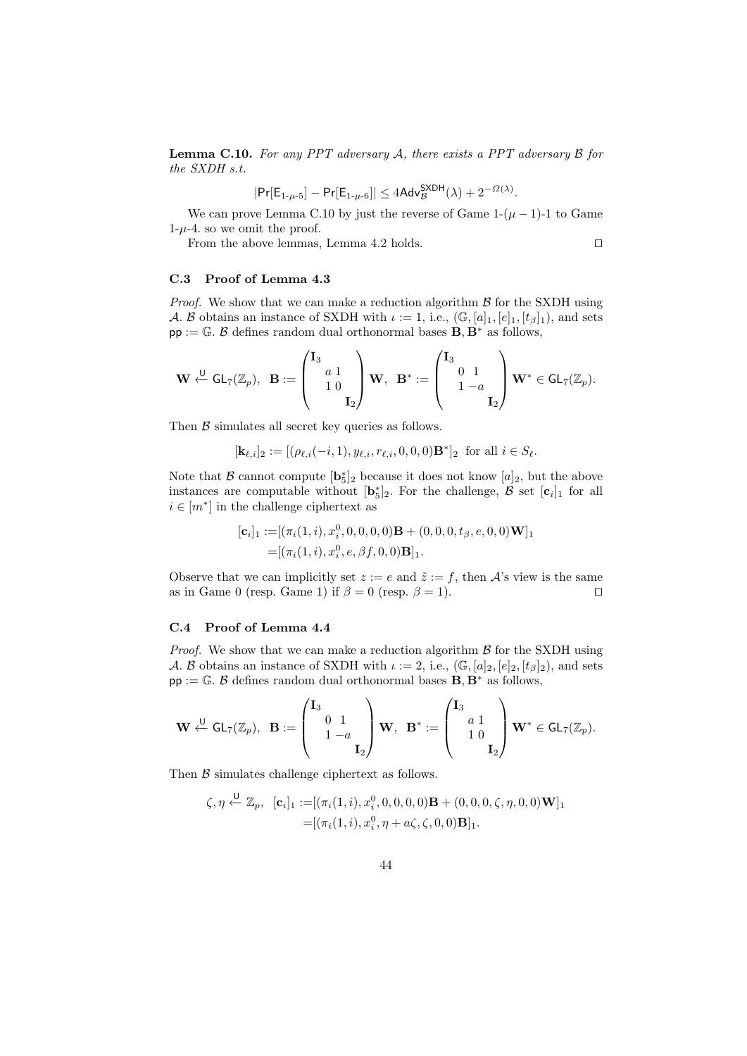**Lemma C.10.** *For any PPT adversary $\mathcal{A}$, there exists a PPT adversary $\mathcal{B}$ for the SXDH s.t.*

$$|\Pr[\mathsf{E}_{1\text{-}\mu\text{-}5}] - \Pr[\mathsf{E}_{1\text{-}\mu\text{-}6}]| \leq 4\mathsf{Adv}_{\mathcal{B}}^{\mathsf{SXDH}}(\lambda) + 2^{-\Omega(\lambda)}.$$

We can prove Lemma C.10 by just the reverse of Game 1-$(\mu-1)$-1 to Game 1-$\mu$-4. so we omit the proof.

From the above lemmas, Lemma 4.2 holds. □

### C.3 Proof of Lemma 4.3

*Proof.* We show that we can make a reduction algorithm $\mathcal{B}$ for the SXDH using $\mathcal{A}$. $\mathcal{B}$ obtains an instance of SXDH with $\iota := 1$, i.e., $(\mathbb{G}, [a]_1, [e]_1, [t_\beta]_1)$, and sets $\mathsf{pp} := \mathbb{G}$. $\mathcal{B}$ defines random dual orthonormal bases $\mathbf{B}, \mathbf{B}^*$ as follows,

$$\mathbf{W} \xleftarrow{\mathsf{U}} \mathsf{GL}_7(\mathbb{Z}_p), \ \ \mathbf{B} := \begin{pmatrix} \mathbf{I}_3 & & \\ & \begin{matrix} a & 1 \\ 1 & 0 \end{matrix} & \\ & & \mathbf{I}_2 \end{pmatrix} \mathbf{W}, \ \ \mathbf{B}^* := \begin{pmatrix} \mathbf{I}_3 & & \\ & \begin{matrix} 0 & 1 \\ 1 & -a \end{matrix} & \\ & & \mathbf{I}_2 \end{pmatrix} \mathbf{W}^* \in \mathsf{GL}_7(\mathbb{Z}_p).$$

Then $\mathcal{B}$ simulates all secret key queries as follows.

$$[\mathbf{k}_{\ell,i}]_2 := [(\rho_{\ell,i}(-i, 1), y_{\ell,i}, r_{\ell,i}, 0, 0, 0)\mathbf{B}^*]_2 \ \text{ for all } i \in S_\ell.$$

Note that $\mathcal{B}$ cannot compute $[\mathbf{b}_5^*]_2$ because it does not know $[a]_2$, but the above instances are computable without $[\mathbf{b}_5^*]_2$. For the challenge, $\mathcal{B}$ set $[\mathbf{c}_i]_1$ for all $i \in [m^*]$ in the challenge ciphertext as

$$\begin{aligned} [\mathbf{c}_i]_1 :=& [(\pi_i(1, i), x_i^0, 0, 0, 0, 0)\mathbf{B} + (0, 0, 0, t_\beta, e, 0, 0)\mathbf{W}]_1 \\ =& [(\pi_i(1, i), x_i^0, e, \beta f, 0, 0)\mathbf{B}]_1. \end{aligned}$$

Observe that we can implicitly set $z := e$ and $\tilde{z} := f$, then $\mathcal{A}$'s view is the same as in Game 0 (resp. Game 1) if $\beta = 0$ (resp. $\beta = 1$). □

### C.4 Proof of Lemma 4.4

*Proof.* We show that we can make a reduction algorithm $\mathcal{B}$ for the SXDH using $\mathcal{A}$. $\mathcal{B}$ obtains an instance of SXDH with $\iota := 2$, i.e., $(\mathbb{G}, [a]_2, [e]_2, [t_\beta]_2)$, and sets $\mathsf{pp} := \mathbb{G}$. $\mathcal{B}$ defines random dual orthonormal bases $\mathbf{B}, \mathbf{B}^*$ as follows,

$$\mathbf{W} \xleftarrow{\mathsf{U}} \mathsf{GL}_7(\mathbb{Z}_p), \ \ \mathbf{B} := \begin{pmatrix} \mathbf{I}_3 & & \\ & \begin{matrix} 0 & 1 \\ 1 & -a \end{matrix} & \\ & & \mathbf{I}_2 \end{pmatrix} \mathbf{W}, \ \ \mathbf{B}^* := \begin{pmatrix} \mathbf{I}_3 & & \\ & \begin{matrix} a & 1 \\ 1 & 0 \end{matrix} & \\ & & \mathbf{I}_2 \end{pmatrix} \mathbf{W}^* \in \mathsf{GL}_7(\mathbb{Z}_p).$$

Then $\mathcal{B}$ simulates challenge ciphertext as follows.

$$\begin{aligned} \zeta, \eta \xleftarrow{\mathsf{U}} \mathbb{Z}_p, \ \ [\mathbf{c}_i]_1 :=& [(\pi_i(1, i), x_i^0, 0, 0, 0, 0)\mathbf{B} + (0, 0, 0, \zeta, \eta, 0, 0)\mathbf{W}]_1 \\ =& [(\pi_i(1, i), x_i^0, \eta + a\zeta, \zeta, 0, 0)\mathbf{B}]_1. \end{aligned}$$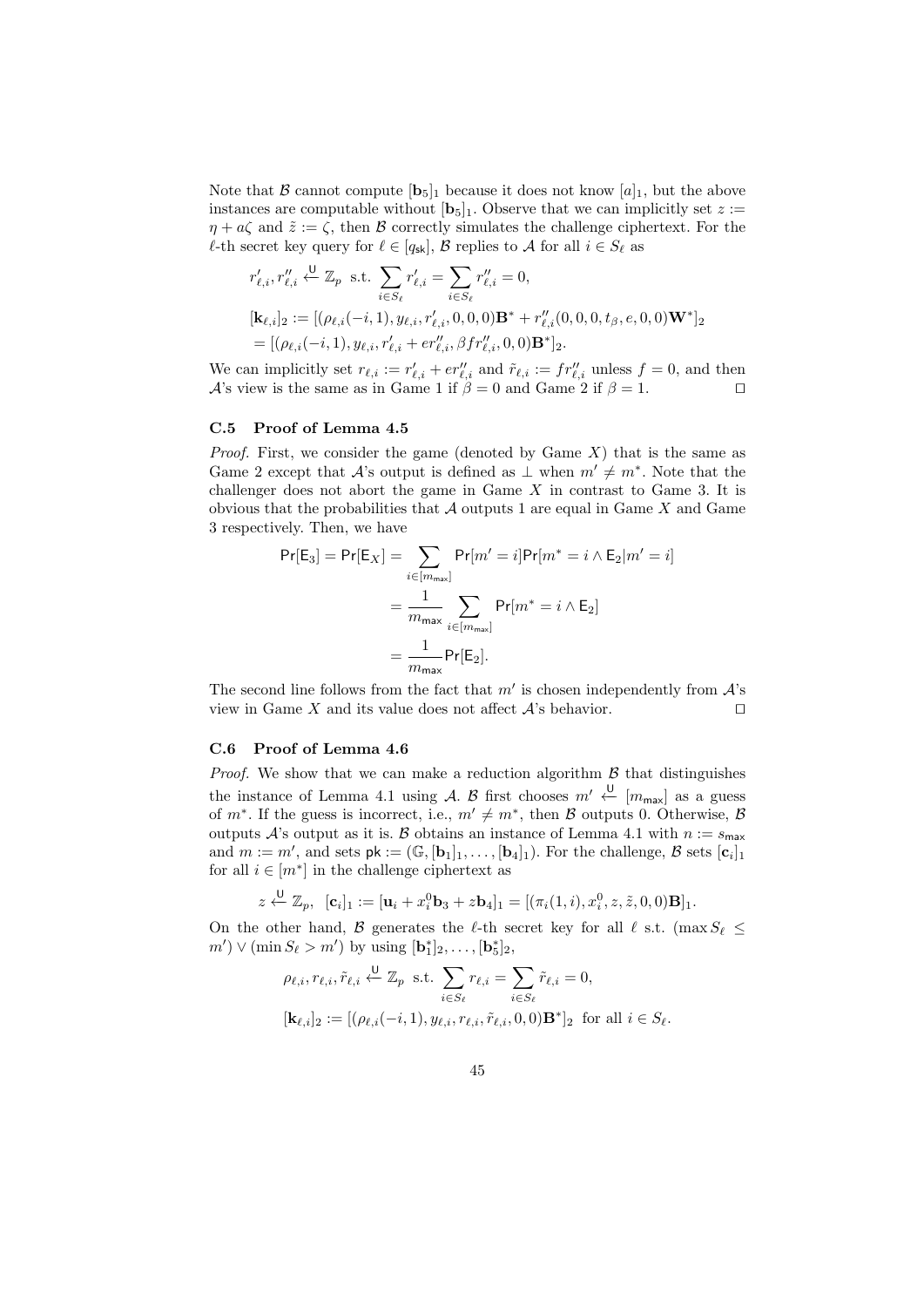Note that $\mathcal{B}$ cannot compute $[\mathbf{b}_5]_1$ because it does not know $[a]_1$, but the above instances are computable without $[\mathbf{b}_5]_1$. Observe that we can implicitly set $z := \eta + a\zeta$ and $\tilde{z} := \zeta$, then $\mathcal{B}$ correctly simulates the challenge ciphertext. For the $\ell$-th secret key query for $\ell \in [q_{\mathsf{sk}}]$, $\mathcal{B}$ replies to $\mathcal{A}$ for all $i \in S_\ell$ as

$$
\begin{aligned}
&r'_{\ell,i}, r''_{\ell,i} \xleftarrow{\mathsf{U}} \mathbb{Z}_p \ \text{ s.t. } \sum_{i \in S_\ell} r'_{\ell,i} = \sum_{i \in S_\ell} r''_{\ell,i} = 0, \\
&[\mathbf{k}_{\ell,i}]_2 := [(\rho_{\ell,i}(-i,1), y_{\ell,i}, r'_{\ell,i}, 0, 0, 0)\mathbf{B}^* + r''_{\ell,i}(0,0,0,t_\beta, e, 0, 0)\mathbf{W}^*]_2 \\
&\quad = [(\rho_{\ell,i}(-i,1), y_{\ell,i}, r'_{\ell,i} + e r''_{\ell,i}, \beta f r''_{\ell,i}, 0, 0)\mathbf{B}^*]_2.
\end{aligned}
$$

We can implicitly set $r_{\ell,i} := r'_{\ell,i} + e r''_{\ell,i}$ and $\tilde{r}_{\ell,i} := f r''_{\ell,i}$ unless $f = 0$, and then $\mathcal{A}$'s view is the same as in Game 1 if $\beta = 0$ and Game 2 if $\beta = 1$. ⊓⊔

### C.5 Proof of Lemma 4.5

*Proof.* First, we consider the game (denoted by Game $X$) that is the same as Game 2 except that $\mathcal{A}$'s output is defined as $\perp$ when $m' \neq m^*$. Note that the challenger does not abort the game in Game $X$ in contrast to Game 3. It is obvious that the probabilities that $\mathcal{A}$ outputs 1 are equal in Game $X$ and Game 3 respectively. Then, we have

$$
\begin{aligned}
\Pr[\mathsf{E}_3] = \Pr[\mathsf{E}_X] &= \sum_{i \in [m_{\mathsf{max}}]} \Pr[m' = i] \Pr[m^* = i \wedge \mathsf{E}_2 | m' = i] \\
&= \frac{1}{m_{\mathsf{max}}} \sum_{i \in [m_{\mathsf{max}}]} \Pr[m^* = i \wedge \mathsf{E}_2] \\
&= \frac{1}{m_{\mathsf{max}}} \Pr[\mathsf{E}_2].
\end{aligned}
$$

The second line follows from the fact that $m'$ is chosen independently from $\mathcal{A}$'s view in Game $X$ and its value does not affect $\mathcal{A}$'s behavior. ⊓⊔

### C.6 Proof of Lemma 4.6

*Proof.* We show that we can make a reduction algorithm $\mathcal{B}$ that distinguishes the instance of Lemma 4.1 using $\mathcal{A}$. $\mathcal{B}$ first chooses $m' \xleftarrow{\mathsf{U}} [m_{\mathsf{max}}]$ as a guess of $m^*$. If the guess is incorrect, i.e., $m' \neq m^*$, then $\mathcal{B}$ outputs 0. Otherwise, $\mathcal{B}$ outputs $\mathcal{A}$'s output as it is. $\mathcal{B}$ obtains an instance of Lemma 4.1 with $n := s_{\mathsf{max}}$ and $m := m'$, and sets $\mathsf{pk} := (\mathbb{G}, [\mathbf{b}_1]_1, \ldots, [\mathbf{b}_4]_1)$. For the challenge, $\mathcal{B}$ sets $[\mathbf{c}_i]_1$ for all $i \in [m^*]$ in the challenge ciphertext as

$$
z \xleftarrow{\mathsf{U}} \mathbb{Z}_p, \ \ [\mathbf{c}_i]_1 := [\mathbf{u}_i + x_i^0 \mathbf{b}_3 + z \mathbf{b}_4]_1 = [(\pi_i(1,i), x_i^0, z, \tilde{z}, 0, 0)\mathbf{B}]_1.
$$

On the other hand, $\mathcal{B}$ generates the $\ell$-th secret key for all $\ell$ s.t. $(\max S_\ell \leq m') \vee (\min S_\ell > m')$ by using $[\mathbf{b}_1^*]_2, \ldots, [\mathbf{b}_5^*]_2$,

$$
\begin{aligned}
&\rho_{\ell,i}, r_{\ell,i}, \tilde{r}_{\ell,i} \xleftarrow{\mathsf{U}} \mathbb{Z}_p \ \text{ s.t. } \sum_{i \in S_\ell} r_{\ell,i} = \sum_{i \in S_\ell} \tilde{r}_{\ell,i} = 0, \\
&[\mathbf{k}_{\ell,i}]_2 := [(\rho_{\ell,i}(-i,1), y_{\ell,i}, r_{\ell,i}, \tilde{r}_{\ell,i}, 0, 0)\mathbf{B}^*]_2 \ \text{ for all } i \in S_\ell.
\end{aligned}
$$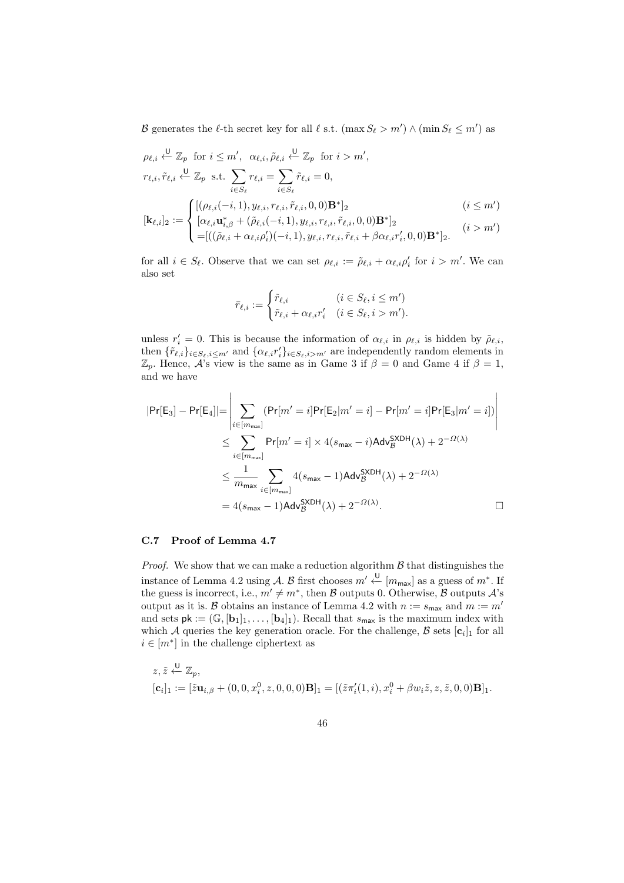$\mathcal{B}$ generates the $\ell$-th secret key for all $\ell$ s.t. $(\max S_\ell > m') \wedge (\min S_\ell \leq m')$ as

$$
\begin{aligned}
&\rho_{\ell,i} \xleftarrow{\mathsf{U}} \mathbb{Z}_p \ \text{ for } i \leq m', \ \ \alpha_{\ell,i}, \tilde{\rho}_{\ell,i} \xleftarrow{\mathsf{U}} \mathbb{Z}_p \ \text{ for } i > m', \\
&r_{\ell,i}, \tilde{r}_{\ell,i} \xleftarrow{\mathsf{U}} \mathbb{Z}_p \ \text{ s.t. } \sum_{i \in S_\ell} r_{\ell,i} = \sum_{i \in S_\ell} \tilde{r}_{\ell,i} = 0, \\
&[\mathbf{k}_{\ell,i}]_2 := \begin{cases} [(\rho_{\ell,i}(-i,1), y_{\ell,i}, r_{\ell,i}, \tilde{r}_{\ell,i}, 0, 0)\mathbf{B}^*]_2 & (i \leq m') \\ [\alpha_{\ell,i}\mathbf{u}^*_{i,\beta} + (\tilde{\rho}_{\ell,i}(-i,1), y_{\ell,i}, r_{\ell,i}, \tilde{r}_{\ell,i}, 0, 0)\mathbf{B}^*]_2 & \\ =[((\tilde{\rho}_{\ell,i} + \alpha_{\ell,i}\rho'_i)(-i,1), y_{\ell,i}, r_{\ell,i}, \tilde{r}_{\ell,i} + \beta\alpha_{\ell,i}r'_i, 0, 0)\mathbf{B}^*]_2. & (i > m') \end{cases}
\end{aligned}
$$

for all $i \in S_\ell$. Observe that we can set $\rho_{\ell,i} := \tilde{\rho}_{\ell,i} + \alpha_{\ell,i}\rho'_i$ for $i > m'$. We can also set

$$
\bar{r}_{\ell,i} := \begin{cases} \tilde{r}_{\ell,i} & (i \in S_\ell, i \leq m') \\ \tilde{r}_{\ell,i} + \alpha_{\ell,i}r'_i & (i \in S_\ell, i > m'). \end{cases}
$$

unless $r'_i = 0$. This is because the information of $\alpha_{\ell,i}$ in $\rho_{\ell,i}$ is hidden by $\tilde{\rho}_{\ell,i}$, then $\{\tilde{r}_{\ell,i}\}_{i \in S_\ell, i \leq m'}$ and $\{\alpha_{\ell,i}r'_i\}_{i \in S_\ell, i > m'}$ are independently random elements in $\mathbb{Z}_p$. Hence, $\mathcal{A}$'s view is the same as in Game 3 if $\beta = 0$ and Game 4 if $\beta = 1$, and we have

$$
\begin{aligned}
|\Pr[\mathsf{E}_3] - \Pr[\mathsf{E}_4]| &= \left| \sum_{i \in [m_{\mathsf{max}}]} (\Pr[m' = i]\Pr[\mathsf{E}_2 | m' = i] - \Pr[m' = i]\Pr[\mathsf{E}_3 | m' = i]) \right| \\
&\leq \sum_{i \in [m_{\mathsf{max}}]} \Pr[m' = i] \times 4(s_{\mathsf{max}} - i)\mathsf{Adv}^{\mathsf{SXDH}}_{\mathcal{B}}(\lambda) + 2^{-\Omega(\lambda)} \\
&\leq \frac{1}{m_{\mathsf{max}}} \sum_{i \in [m_{\mathsf{max}}]} 4(s_{\mathsf{max}} - 1)\mathsf{Adv}^{\mathsf{SXDH}}_{\mathcal{B}}(\lambda) + 2^{-\Omega(\lambda)} \\
&= 4(s_{\mathsf{max}} - 1)\mathsf{Adv}^{\mathsf{SXDH}}_{\mathcal{B}}(\lambda) + 2^{-\Omega(\lambda)}.
\end{aligned}
$$

□

### C.7 Proof of Lemma 4.7

*Proof.* We show that we can make a reduction algorithm $\mathcal{B}$ that distinguishes the instance of Lemma 4.2 using $\mathcal{A}$. $\mathcal{B}$ first chooses $m' \xleftarrow{\mathsf{U}} [m_{\mathsf{max}}]$ as a guess of $m^*$. If the guess is incorrect, i.e., $m' \neq m^*$, then $\mathcal{B}$ outputs 0. Otherwise, $\mathcal{B}$ outputs $\mathcal{A}$'s output as it is. $\mathcal{B}$ obtains an instance of Lemma 4.2 with $n := s_{\mathsf{max}}$ and $m := m'$ and sets $\mathsf{pk} := (\mathbb{G}, [\mathbf{b}_1]_1, \ldots, [\mathbf{b}_4]_1)$. Recall that $s_{\mathsf{max}}$ is the maximum index with which $\mathcal{A}$ queries the key generation oracle. For the challenge, $\mathcal{B}$ sets $[\mathbf{c}_i]_1$ for all $i \in [m^*]$ in the challenge ciphertext as

$$
\begin{aligned}
&z, \tilde{z} \xleftarrow{\mathsf{U}} \mathbb{Z}_p, \\
&[\mathbf{c}_i]_1 := [\tilde{z}\mathbf{u}_{i,\beta} + (0, 0, x^0_i, z, 0, 0, 0)\mathbf{B}]_1 = [(\tilde{z}\pi'_i(1, i), x^0_i + \beta w_i\tilde{z}, z, \tilde{z}, 0, 0)\mathbf{B}]_1.
\end{aligned}
$$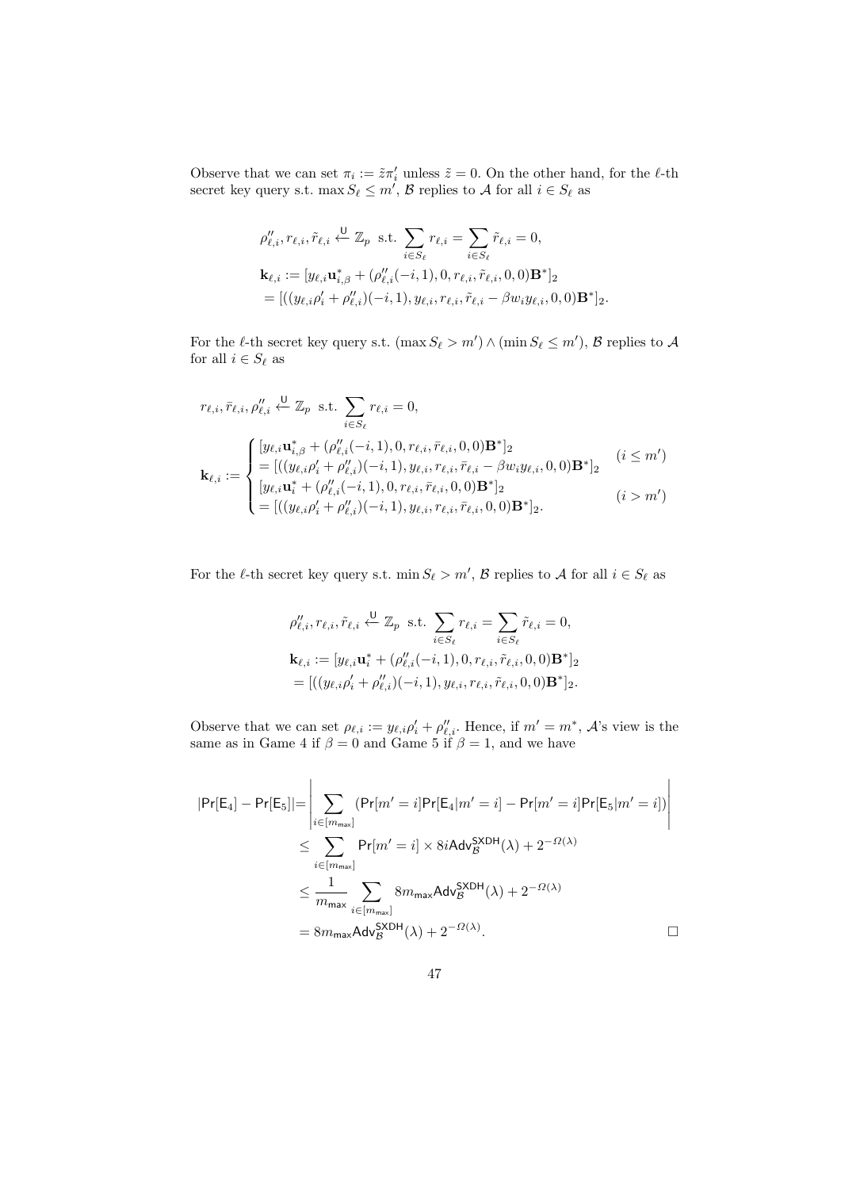Observe that we can set $\pi_i := \tilde{z}\pi'_i$ unless $\tilde{z} = 0$. On the other hand, for the $\ell$-th secret key query s.t. $\max S_\ell \leq m'$, $\mathcal{B}$ replies to $\mathcal{A}$ for all $i \in S_\ell$ as

$$
\begin{aligned}
&\rho''_{\ell,i}, r_{\ell,i}, \tilde{r}_{\ell,i} \xleftarrow{\mathsf{U}} \mathbb{Z}_p \ \text{ s.t. } \sum_{i \in S_\ell} r_{\ell,i} = \sum_{i \in S_\ell} \tilde{r}_{\ell,i} = 0, \\
&\mathbf{k}_{\ell,i} := [y_{\ell,i}\mathbf{u}^*_{i,\beta} + (\rho''_{\ell,i}(-i,1), 0, r_{\ell,i}, \tilde{r}_{\ell,i}, 0, 0)\mathbf{B}^*]_2 \\
&= [((y_{\ell,i}\rho'_i + \rho''_{\ell,i})(-i,1), y_{\ell,i}, r_{\ell,i}, \tilde{r}_{\ell,i} - \beta w_i y_{\ell,i}, 0, 0)\mathbf{B}^*]_2.
\end{aligned}
$$

For the $\ell$-th secret key query s.t. $(\max S_\ell > m') \wedge (\min S_\ell \leq m')$, $\mathcal{B}$ replies to $\mathcal{A}$ for all $i \in S_\ell$ as

$$
\begin{aligned}
&r_{\ell,i}, \bar{r}_{\ell,i}, \rho''_{\ell,i} \xleftarrow{\mathsf{U}} \mathbb{Z}_p \ \text{ s.t. } \sum_{i \in S_\ell} r_{\ell,i} = 0, \\
&\mathbf{k}_{\ell,i} := \begin{cases} [y_{\ell,i}\mathbf{u}^*_{i,\beta} + (\rho''_{\ell,i}(-i,1), 0, r_{\ell,i}, \bar{r}_{\ell,i}, 0, 0)\mathbf{B}^*]_2 \\ = [((y_{\ell,i}\rho'_i + \rho''_{\ell,i})(-i,1), y_{\ell,i}, r_{\ell,i}, \bar{r}_{\ell,i} - \beta w_i y_{\ell,i}, 0, 0)\mathbf{B}^*]_2 & (i \leq m') \\ [y_{\ell,i}\mathbf{u}^*_{i} + (\rho''_{\ell,i}(-i,1), 0, r_{\ell,i}, \bar{r}_{\ell,i}, 0, 0)\mathbf{B}^*]_2 \\ = [((y_{\ell,i}\rho'_i + \rho''_{\ell,i})(-i,1), y_{\ell,i}, r_{\ell,i}, \bar{r}_{\ell,i}, 0, 0)\mathbf{B}^*]_2. & (i > m') \end{cases}
\end{aligned}
$$

For the $\ell$-th secret key query s.t. $\min S_\ell > m'$, $\mathcal{B}$ replies to $\mathcal{A}$ for all $i \in S_\ell$ as

$$
\begin{aligned}
&\rho''_{\ell,i}, r_{\ell,i}, \tilde{r}_{\ell,i} \xleftarrow{\mathsf{U}} \mathbb{Z}_p \ \text{ s.t. } \sum_{i \in S_\ell} r_{\ell,i} = \sum_{i \in S_\ell} \tilde{r}_{\ell,i} = 0, \\
&\mathbf{k}_{\ell,i} := [y_{\ell,i}\mathbf{u}^*_{i} + (\rho''_{\ell,i}(-i,1), 0, r_{\ell,i}, \tilde{r}_{\ell,i}, 0, 0)\mathbf{B}^*]_2 \\
&= [((y_{\ell,i}\rho'_i + \rho''_{\ell,i})(-i,1), y_{\ell,i}, r_{\ell,i}, \tilde{r}_{\ell,i}, 0, 0)\mathbf{B}^*]_2.
\end{aligned}
$$

Observe that we can set $\rho_{\ell,i} := y_{\ell,i}\rho'_i + \rho''_{\ell,i}$. Hence, if $m' = m^*$, $\mathcal{A}$'s view is the same as in Game 4 if $\beta = 0$ and Game 5 if $\beta = 1$, and we have

$$
\begin{aligned}
|\Pr[\mathsf{E}_4] - \Pr[\mathsf{E}_5]| &= \left| \sum_{i \in [m_{\mathsf{max}}]} (\Pr[m' = i]\Pr[\mathsf{E}_4 | m' = i] - \Pr[m' = i]\Pr[\mathsf{E}_5 | m' = i]) \right| \\
&\leq \sum_{i \in [m_{\mathsf{max}}]} \Pr[m' = i] \times 8i\mathsf{Adv}^{\mathsf{SXDH}}_{\mathcal{B}}(\lambda) + 2^{-\Omega(\lambda)} \\
&\leq \frac{1}{m_{\mathsf{max}}} \sum_{i \in [m_{\mathsf{max}}]} 8m_{\mathsf{max}}\mathsf{Adv}^{\mathsf{SXDH}}_{\mathcal{B}}(\lambda) + 2^{-\Omega(\lambda)} \\
&= 8m_{\mathsf{max}}\mathsf{Adv}^{\mathsf{SXDH}}_{\mathcal{B}}(\lambda) + 2^{-\Omega(\lambda)}.
\end{aligned}
$$

□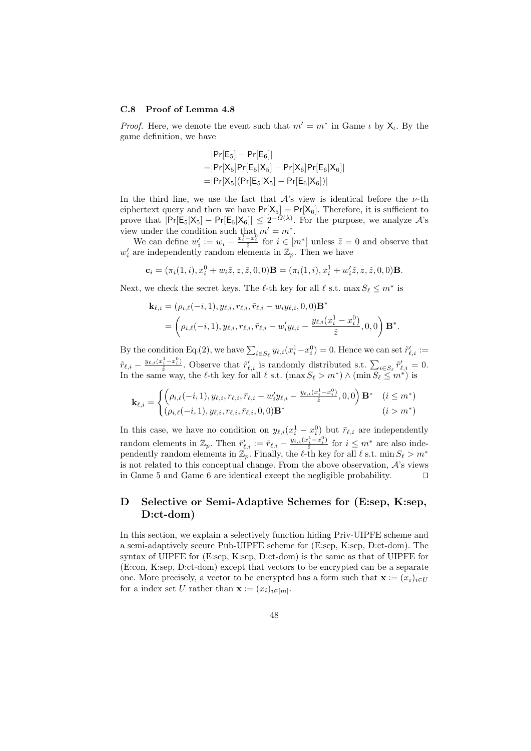### C.8 Proof of Lemma 4.8

*Proof.* Here, we denote the event such that $m' = m^*$ in Game $\iota$ by $\mathsf{X}_\iota$. By the game definition, we have

$$
\begin{aligned}
&|\Pr[\mathsf{E}_5] - \Pr[\mathsf{E}_6]| \\
=&|\Pr[\mathsf{X}_5]\Pr[\mathsf{E}_5|\mathsf{X}_5] - \Pr[\mathsf{X}_6]\Pr[\mathsf{E}_6|\mathsf{X}_6]| \\
=&|\Pr[\mathsf{X}_5](\Pr[\mathsf{E}_5|\mathsf{X}_5] - \Pr[\mathsf{E}_6|\mathsf{X}_6])|
\end{aligned}
$$

In the third line, we use the fact that $\mathcal{A}$'s view is identical before the $\nu$-th ciphertext query and then we have $\Pr[\mathsf{X}_5] = \Pr[\mathsf{X}_6]$. Therefore, it is sufficient to prove that $|\Pr[\mathsf{E}_5|\mathsf{X}_5] - \Pr[\mathsf{E}_6|\mathsf{X}_6]| \leq 2^{-\Omega(\lambda)}$. For the purpose, we analyze $\mathcal{A}$'s view under the condition such that $m' = m^*$.

We can define $w'_i := w_i - \frac{x_i^1 - x_i^0}{\tilde{z}}$ for $i \in [m^*]$ unless $\tilde{z} = 0$ and observe that $w'_i$ are independently random elements in $\mathbb{Z}_p$. Then we have

$$
\mathbf{c}_i = (\pi_i(1,i), x_i^0 + w_i\tilde{z}, z, \tilde{z}, 0, 0)\mathbf{B} = (\pi_i(1,i), x_i^1 + w'_i\tilde{z}, z, \tilde{z}, 0, 0)\mathbf{B}.
$$

Next, we check the secret keys. The $\ell$-th key for all $\ell$ s.t. $\max S_\ell \leq m^*$ is

$$
\begin{aligned}
\mathbf{k}_{\ell,i} &= (\rho_{i,\ell}(-i,1), y_{\ell,i}, r_{\ell,i}, \tilde{r}_{\ell,i} - w_i y_{\ell,i}, 0, 0)\mathbf{B}^* \\
&= \left(\rho_{i,\ell}(-i,1), y_{\ell,i}, r_{\ell,i}, \tilde{r}_{\ell,i} - w'_i y_{\ell,i} - \frac{y_{\ell,i}(x_i^1 - x_i^0)}{\tilde{z}}, 0, 0\right)\mathbf{B}^*.
\end{aligned}
$$

By the condition Eq.(2), we have $\sum_{i \in S_\ell} y_{\ell,i}(x_i^1 - x_i^0) = 0$. Hence we can set $\tilde{r}'_{\ell,i} := \tilde{r}_{\ell,i} - \frac{y_{\ell,i}(x_i^1 - x_i^0)}{\tilde{z}}$. Observe that $\tilde{r}'_{\ell,i}$ is randomly distributed s.t. $\sum_{i \in S_\ell} \tilde{r}'_{\ell,i} = 0$. In the same way, the $\ell$-th key for all $\ell$ s.t. $(\max S_\ell > m^*) \wedge (\min S_\ell \leq m^*)$ is

$$
\mathbf{k}_{\ell,i} = \begin{cases} \left(\rho_{i,\ell}(-i,1), y_{\ell,i}, r_{\ell,i}, \bar{r}_{\ell,i} - w'_i y_{\ell,i} - \frac{y_{\ell,i}(x_i^1 - x_i^0)}{\tilde{z}}, 0, 0\right)\mathbf{B}^* & (i \leq m^*) \\ (\rho_{i,\ell}(-i,1), y_{\ell,i}, r_{\ell,i}, \bar{r}_{\ell,i}, 0, 0)\mathbf{B}^* & (i > m^*) \end{cases}
$$

In this case, we have no condition on $y_{\ell,i}(x_i^1 - x_i^0)$ but $\bar{r}_{\ell,i}$ are independently random elements in $\mathbb{Z}_p$. Then $\bar{r}'_{\ell,i} := \bar{r}_{\ell,i} - \frac{y_{\ell,i}(x_i^1 - x_i^0)}{\tilde{z}}$ for $i \leq m^*$ are also independently random elements in $\mathbb{Z}_p$. Finally, the $\ell$-th key for all $\ell$ s.t. $\min S_\ell > m^*$ is not related to this conceptual change. From the above observation, $\mathcal{A}$'s views in Game 5 and Game 6 are identical except the negligible probability. $\square$

## D Selective or Semi-Adaptive Schemes for (E:sep, K:sep, D:ct-dom)

In this section, we explain a selectively function hiding Priv-UIPFE scheme and a semi-adaptively secure Pub-UIPFE scheme for (E:sep, K:sep, D:ct-dom). The syntax of UIPFE for (E:sep, K:sep, D:ct-dom) is the same as that of UIPFE for (E:con, K:sep, D:ct-dom) except that vectors to be encrypted can be a separate one. More precisely, a vector to be encrypted has a form such that $\mathbf{x} := (x_i)_{i \in U}$ for a index set $U$ rather than $\mathbf{x} := (x_i)_{i \in [m]}$.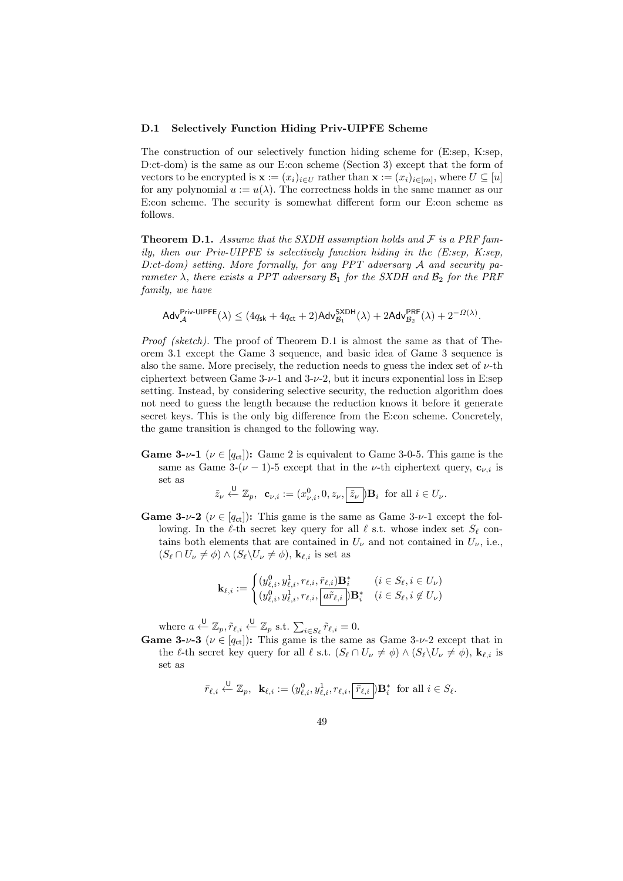### D.1 Selectively Function Hiding Priv-UIPFE Scheme

The construction of our selectively function hiding scheme for (E:sep, K:sep, D:ct-dom) is the same as our E:con scheme (Section 3) except that the form of vectors to be encrypted is $\mathbf{x} := (x_i)_{i \in U}$ rather than $\mathbf{x} := (x_i)_{i \in [m]}$, where $U \subseteq [u]$ for any polynomial $u := u(\lambda)$. The correctness holds in the same manner as our E:con scheme. The security is somewhat different form our E:con scheme as follows.

**Theorem D.1.** *Assume that the SXDH assumption holds and $\mathcal{F}$ is a PRF family, then our Priv-UIPFE is selectively function hiding in the (E:sep, K:sep, D:ct-dom) setting. More formally, for any PPT adversary $\mathcal{A}$ and security parameter $\lambda$, there exists a PPT adversary $\mathcal{B}_1$ for the SXDH and $\mathcal{B}_2$ for the PRF family, we have*

$$\mathsf{Adv}_{\mathcal{A}}^{\mathsf{Priv\text{-}UIPFE}}(\lambda) \leq (4q_{\mathsf{sk}} + 4q_{\mathsf{ct}} + 2)\mathsf{Adv}_{\mathcal{B}_1}^{\mathsf{SXDH}}(\lambda) + 2\mathsf{Adv}_{\mathcal{B}_2}^{\mathsf{PRF}}(\lambda) + 2^{-\Omega(\lambda)}.$$

*Proof (sketch).* The proof of Theorem D.1 is almost the same as that of Theorem 3.1 except the Game 3 sequence, and basic idea of Game 3 sequence is also the same. More precisely, the reduction needs to guess the index set of $\nu$-th ciphertext between Game 3-$\nu$-1 and 3-$\nu$-2, but it incurs exponential loss in E:sep setting. Instead, by considering selective security, the reduction algorithm does not need to guess the length because the reduction knows it before it generate secret keys. This is the only big difference from the E:con scheme. Concretely, the game transition is changed to the following way.

**Game 3-$\nu$-1** ($\nu \in [q_{\mathsf{ct}}]$)**:** Game 2 is equivalent to Game 3-0-5. This game is the same as Game 3-($\nu-1$)-5 except that in the $\nu$-th ciphertext query, $\mathbf{c}_{\nu,i}$ is set as

$$\tilde{z}_\nu \xleftarrow{\mathsf{U}} \mathbb{Z}_p, \;\; \mathbf{c}_{\nu,i} := (x^0_{\nu,i}, 0, z_\nu, \boxed{\tilde{z}_\nu})\mathbf{B}_i \;\text{ for all } i \in U_\nu.$$

**Game 3-$\nu$-2** ($\nu \in [q_{\mathsf{ct}}]$)**:** This game is the same as Game 3-$\nu$-1 except the following. In the $\ell$-th secret key query for all $\ell$ s.t. whose index set $S_\ell$ contains both elements that are contained in $U_\nu$ and not contained in $U_\nu$, i.e., $(S_\ell \cap U_\nu \neq \phi) \wedge (S_\ell \backslash U_\nu \neq \phi)$, $\mathbf{k}_{\ell,i}$ is set as

$$\mathbf{k}_{\ell,i} := \begin{cases} (y^0_{\ell,i}, y^1_{\ell,i}, r_{\ell,i}, \tilde{r}_{\ell,i})\mathbf{B}^*_i & (i \in S_\ell, i \in U_\nu) \\ (y^0_{\ell,i}, y^1_{\ell,i}, r_{\ell,i}, \boxed{a\tilde{r}_{\ell,i}})\mathbf{B}^*_i & (i \in S_\ell, i \notin U_\nu) \end{cases}$$

where $a \xleftarrow{\mathsf{U}} \mathbb{Z}_p, \tilde{r}_{\ell,i} \xleftarrow{\mathsf{U}} \mathbb{Z}_p$ s.t. $\sum_{i \in S_\ell} \tilde{r}_{\ell,i} = 0$.

**Game 3-$\nu$-3** ($\nu \in [q_{\mathsf{ct}}]$)**:** This game is the same as Game 3-$\nu$-2 except that in the $\ell$-th secret key query for all $\ell$ s.t. $(S_\ell \cap U_\nu \neq \phi) \wedge (S_\ell \backslash U_\nu \neq \phi)$, $\mathbf{k}_{\ell,i}$ is set as

$$\bar{r}_{\ell,i} \xleftarrow{\mathsf{U}} \mathbb{Z}_p, \;\; \mathbf{k}_{\ell,i} := (y^0_{\ell,i}, y^1_{\ell,i}, r_{\ell,i}, \boxed{\bar{r}_{\ell,i}})\mathbf{B}^*_i \;\text{ for all } i \in S_\ell.$$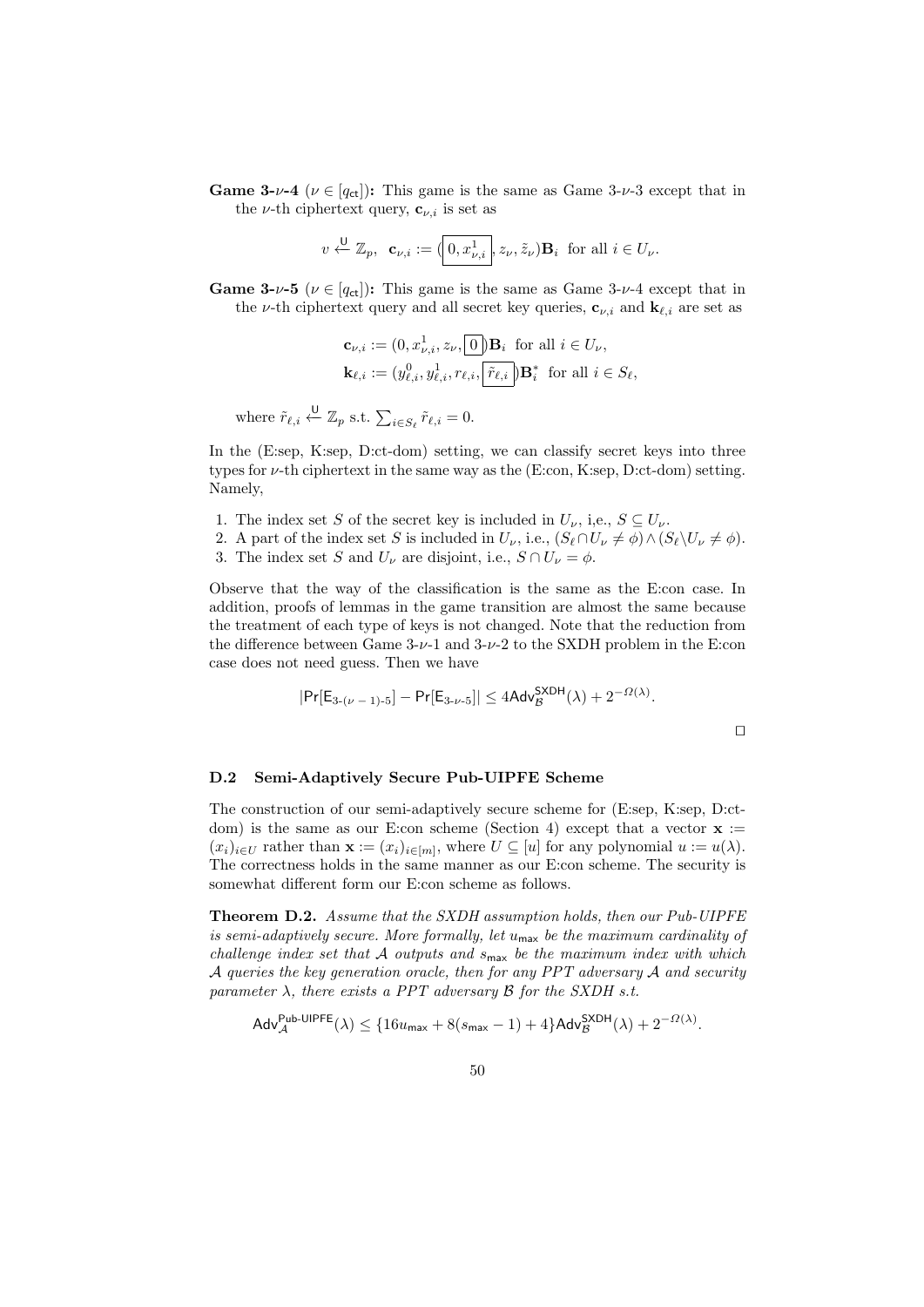**Game 3-$\nu$-4** ($\nu \in [q_{\mathsf{ct}}]$)**:** This game is the same as Game 3-$\nu$-3 except that in the $\nu$-th ciphertext query, $\mathbf{c}_{\nu,i}$ is set as

$$v \xleftarrow{\mathsf{U}} \mathbb{Z}_p, \;\; \mathbf{c}_{\nu,i} := (\boxed{0, x^1_{\nu,i}}, z_\nu, \tilde{z}_\nu)\mathbf{B}_i \;\text{ for all } i \in U_\nu.$$

**Game 3-$\nu$-5** ($\nu \in [q_{\mathsf{ct}}]$)**:** This game is the same as Game 3-$\nu$-4 except that in the $\nu$-th ciphertext query and all secret key queries, $\mathbf{c}_{\nu,i}$ and $\mathbf{k}_{\ell,i}$ are set as

$$\mathbf{c}_{\nu,i} := (0, x^1_{\nu,i}, z_\nu, \boxed{0})\mathbf{B}_i \;\text{ for all } i \in U_\nu,$$
$$\mathbf{k}_{\ell,i} := (y^0_{\ell,i}, y^1_{\ell,i}, r_{\ell,i}, \boxed{\tilde{r}_{\ell,i}})\mathbf{B}^*_i \;\text{ for all } i \in S_\ell,$$

where $\tilde{r}_{\ell,i} \xleftarrow{\mathsf{U}} \mathbb{Z}_p$ s.t. $\sum_{i \in S_\ell} \tilde{r}_{\ell,i} = 0$.

In the (E:sep, K:sep, D:ct-dom) setting, we can classify secret keys into three types for $\nu$-th ciphertext in the same way as the (E:con, K:sep, D:ct-dom) setting. Namely,

1. The index set $S$ of the secret key is included in $U_\nu$, i,e., $S \subseteq U_\nu$.
2. A part of the index set $S$ is included in $U_\nu$, i.e., $(S_\ell \cap U_\nu \neq \phi) \wedge (S_\ell \backslash U_\nu \neq \phi)$.
3. The index set $S$ and $U_\nu$ are disjoint, i.e., $S \cap U_\nu = \phi$.

Observe that the way of the classification is the same as the E:con case. In addition, proofs of lemmas in the game transition are almost the same because the treatment of each type of keys is not changed. Note that the reduction from the difference between Game 3-$\nu$-1 and 3-$\nu$-2 to the SXDH problem in the E:con case does not need guess. Then we have

$$|\Pr[\mathsf{E}_{3\text{-}(\nu-1)\text{-}5}] - \Pr[\mathsf{E}_{3\text{-}\nu\text{-}5}]| \leq 4\mathsf{Adv}^{\mathsf{SXDH}}_{\mathcal{B}}(\lambda) + 2^{-\Omega(\lambda)}.$$

$\square$

### D.2 Semi-Adaptively Secure Pub-UIPFE Scheme

The construction of our semi-adaptively secure scheme for (E:sep, K:sep, D:ct-dom) is the same as our E:con scheme (Section 4) except that a vector $\mathbf{x} := (x_i)_{i \in U}$ rather than $\mathbf{x} := (x_i)_{i \in [m]}$, where $U \subseteq [u]$ for any polynomial $u := u(\lambda)$. The correctness holds in the same manner as our E:con scheme. The security is somewhat different form our E:con scheme as follows.

**Theorem D.2.** *Assume that the SXDH assumption holds, then our Pub-UIPFE is semi-adaptively secure. More formally, let $u_{\mathsf{max}}$ be the maximum cardinality of challenge index set that $\mathcal{A}$ outputs and $s_{\mathsf{max}}$ be the maximum index with which $\mathcal{A}$ queries the key generation oracle, then for any PPT adversary $\mathcal{A}$ and security parameter $\lambda$, there exists a PPT adversary $\mathcal{B}$ for the SXDH s.t.*

$$\mathsf{Adv}^{\mathsf{Pub\text{-}UIPFE}}_{\mathcal{A}}(\lambda) \leq \{16u_{\mathsf{max}} + 8(s_{\mathsf{max}} - 1) + 4\}\mathsf{Adv}^{\mathsf{SXDH}}_{\mathcal{B}}(\lambda) + 2^{-\Omega(\lambda)}.$$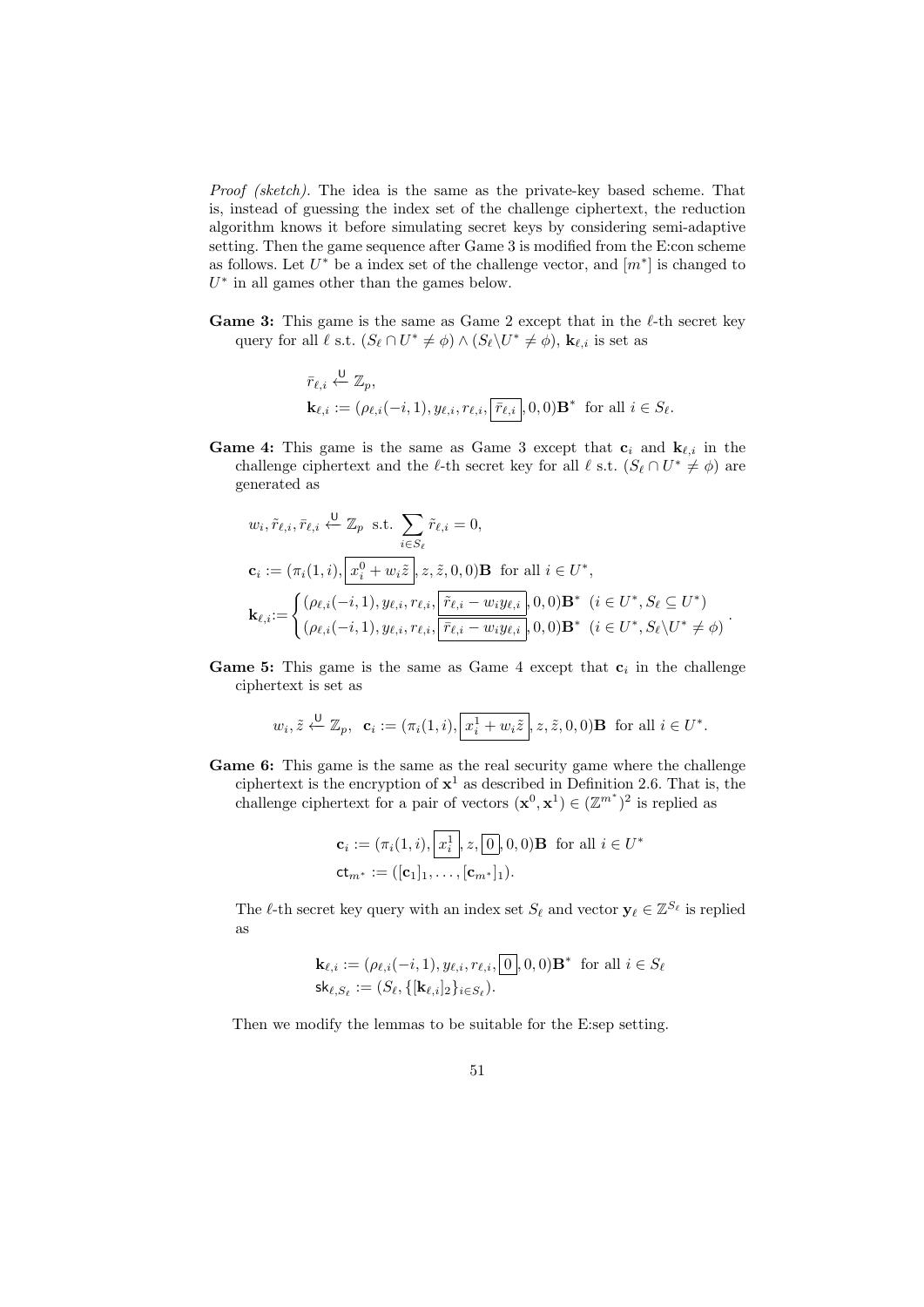*Proof (sketch).* The idea is the same as the private-key based scheme. That is, instead of guessing the index set of the challenge ciphertext, the reduction algorithm knows it before simulating secret keys by considering semi-adaptive setting. Then the game sequence after Game 3 is modified from the E:con scheme as follows. Let $U^*$ be a index set of the challenge vector, and $[m^*]$ is changed to $U^*$ in all games other than the games below.

**Game 3:** This game is the same as Game 2 except that in the $\ell$-th secret key query for all $\ell$ s.t. $(S_\ell \cap U^* \neq \phi) \wedge (S_\ell \backslash U^* \neq \phi)$, $\mathbf{k}_{\ell,i}$ is set as

$$\bar{r}_{\ell,i} \xleftarrow{\mathsf{U}} \mathbb{Z}_p,$$
$$\mathbf{k}_{\ell,i} := (\rho_{\ell,i}(-i,1), y_{\ell,i}, r_{\ell,i}, \boxed{\bar{r}_{\ell,i}}, 0, 0)\mathbf{B}^* \text{ for all } i \in S_\ell.$$

**Game 4:** This game is the same as Game 3 except that $\mathbf{c}_i$ and $\mathbf{k}_{\ell,i}$ in the challenge ciphertext and the $\ell$-th secret key for all $\ell$ s.t. $(S_\ell \cap U^* \neq \phi)$ are generated as

$$w_i, \tilde{r}_{\ell,i}, \bar{r}_{\ell,i} \xleftarrow{\mathsf{U}} \mathbb{Z}_p \text{ s.t. } \sum_{i \in S_\ell} \tilde{r}_{\ell,i} = 0,$$
$$\mathbf{c}_i := (\pi_i(1,i), \boxed{x_i^0 + w_i \tilde{z}}, z, \tilde{z}, 0, 0)\mathbf{B} \text{ for all } i \in U^*,$$
$$\mathbf{k}_{\ell,i} := \begin{cases} (\rho_{\ell,i}(-i,1), y_{\ell,i}, r_{\ell,i}, \boxed{\tilde{r}_{\ell,i} - w_i y_{\ell,i}}, 0, 0)\mathbf{B}^* & (i \in U^*, S_\ell \subseteq U^*) \\ (\rho_{\ell,i}(-i,1), y_{\ell,i}, r_{\ell,i}, \boxed{\bar{r}_{\ell,i} - w_i y_{\ell,i}}, 0, 0)\mathbf{B}^* & (i \in U^*, S_\ell \backslash U^* \neq \phi) \end{cases}.$$

**Game 5:** This game is the same as Game 4 except that $\mathbf{c}_i$ in the challenge ciphertext is set as

$$w_i, \tilde{z} \xleftarrow{\mathsf{U}} \mathbb{Z}_p, \quad \mathbf{c}_i := (\pi_i(1,i), \boxed{x_i^1 + w_i \tilde{z}}, z, \tilde{z}, 0, 0)\mathbf{B} \text{ for all } i \in U^*.$$

**Game 6:** This game is the same as the real security game where the challenge ciphertext is the encryption of $\mathbf{x}^1$ as described in Definition 2.6. That is, the challenge ciphertext for a pair of vectors $(\mathbf{x}^0, \mathbf{x}^1) \in (\mathbb{Z}^{m^*})^2$ is replied as

$$\mathbf{c}_i := (\pi_i(1,i), \boxed{x_i^1}, z, \boxed{0}, 0, 0)\mathbf{B} \text{ for all } i \in U^*$$
$$\mathsf{ct}_{m^*} := ([\mathbf{c}_1]_1, \ldots, [\mathbf{c}_{m^*}]_1).$$

The $\ell$-th secret key query with an index set $S_\ell$ and vector $\mathbf{y}_\ell \in \mathbb{Z}^{S_\ell}$ is replied as

$$\mathbf{k}_{\ell,i} := (\rho_{\ell,i}(-i,1), y_{\ell,i}, r_{\ell,i}, \boxed{0}, 0, 0)\mathbf{B}^* \text{ for all } i \in S_\ell$$
$$\mathsf{sk}_{\ell,S_\ell} := (S_\ell, \{[\mathbf{k}_{\ell,i}]_2\}_{i \in S_\ell}).$$

Then we modify the lemmas to be suitable for the E:sep setting.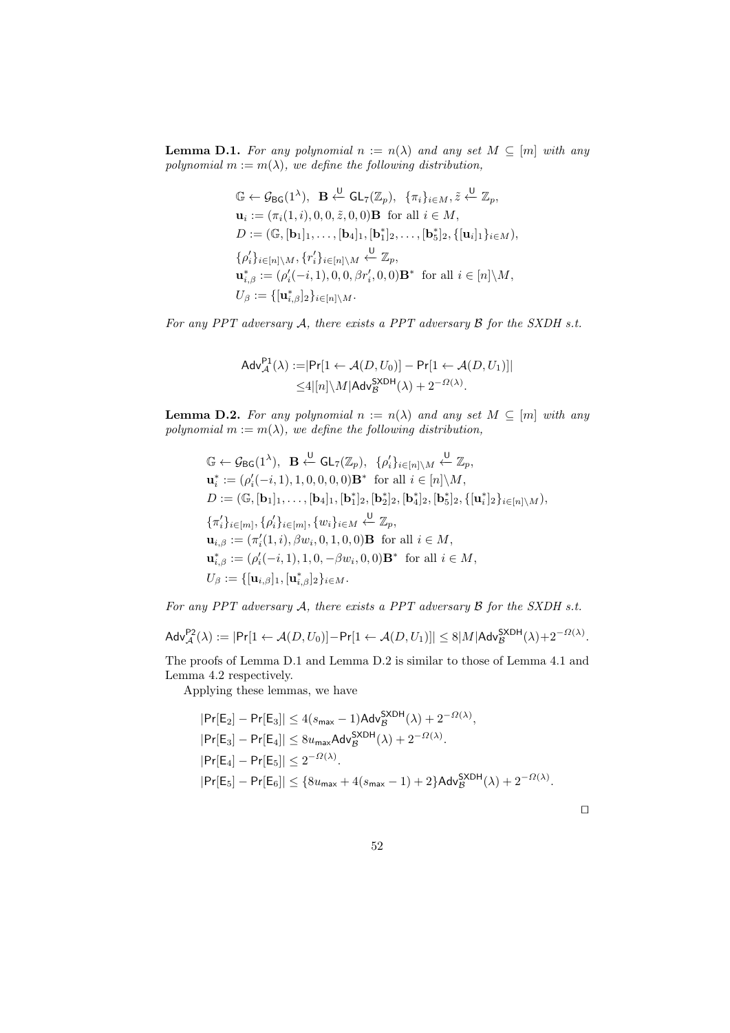**Lemma D.1.** *For any polynomial $n := n(\lambda)$ and any set $M \subseteq [m]$ with any polynomial $m := m(\lambda)$, we define the following distribution,*

$$
\begin{aligned}
&\mathbb{G} \leftarrow \mathcal{G}_{\mathsf{BG}}(1^\lambda),\ \ \mathbf{B} \xleftarrow{\mathsf{U}} \mathsf{GL}_7(\mathbb{Z}_p),\ \ \{\pi_i\}_{i \in M}, \tilde{z} \xleftarrow{\mathsf{U}} \mathbb{Z}_p,\\
&\mathbf{u}_i := (\pi_i(1,i), 0, 0, \tilde{z}, 0, 0)\mathbf{B} \ \text{ for all } i \in M,\\
&D := (\mathbb{G}, [\mathbf{b}_1]_1, \ldots, [\mathbf{b}_4]_1, [\mathbf{b}_1^*]_2, \ldots, [\mathbf{b}_5^*]_2, \{[\mathbf{u}_i]_1\}_{i \in M}),\\
&\{\rho_i'\}_{i \in [n]\backslash M}, \{r_i'\}_{i \in [n]\backslash M} \xleftarrow{\mathsf{U}} \mathbb{Z}_p,\\
&\mathbf{u}_{i,\beta}^* := (\rho_i'(-i,1), 0, 0, \beta r_i', 0, 0)\mathbf{B}^* \ \text{ for all } i \in [n]\backslash M,\\
&U_\beta := \{[\mathbf{u}_{i,\beta}^*]_2\}_{i \in [n]\backslash M}.
\end{aligned}
$$

*For any PPT adversary $\mathcal{A}$, there exists a PPT adversary $\mathcal{B}$ for the SXDH s.t.*

$$
\begin{aligned}
\mathsf{Adv}_{\mathcal{A}}^{\mathsf{P1}}(\lambda) :=& |\Pr[1 \leftarrow \mathcal{A}(D, U_0)] - \Pr[1 \leftarrow \mathcal{A}(D, U_1)]|\\
\leq& 4|[n]\backslash M|\mathsf{Adv}_{\mathcal{B}}^{\mathsf{SXDH}}(\lambda) + 2^{-\Omega(\lambda)}.
\end{aligned}
$$

**Lemma D.2.** *For any polynomial $n := n(\lambda)$ and any set $M \subseteq [m]$ with any polynomial $m := m(\lambda)$, we define the following distribution,*

$$
\begin{aligned}
&\mathbb{G} \leftarrow \mathcal{G}_{\mathsf{BG}}(1^\lambda),\ \ \mathbf{B} \xleftarrow{\mathsf{U}} \mathsf{GL}_7(\mathbb{Z}_p),\ \ \{\rho_i'\}_{i \in [n]\backslash M} \xleftarrow{\mathsf{U}} \mathbb{Z}_p,\\
&\mathbf{u}_i^* := (\rho_i'(-i,1), 1, 0, 0, 0, 0)\mathbf{B}^* \ \text{ for all } i \in [n]\backslash M,\\
&D := (\mathbb{G}, [\mathbf{b}_1]_1, \ldots, [\mathbf{b}_4]_1, [\mathbf{b}_1^*]_2, [\mathbf{b}_2^*]_2, [\mathbf{b}_4^*]_2, [\mathbf{b}_5^*]_2, \{[\mathbf{u}_i^*]_2\}_{i \in [n]\backslash M}),\\
&\{\pi_i'\}_{i \in [m]}, \{\rho_i'\}_{i \in [m]}, \{w_i\}_{i \in M} \xleftarrow{\mathsf{U}} \mathbb{Z}_p,\\
&\mathbf{u}_{i,\beta} := (\pi_i'(1,i), \beta w_i, 0, 1, 0, 0)\mathbf{B} \ \text{ for all } i \in M,\\
&\mathbf{u}_{i,\beta}^* := (\rho_i'(-i,1), 1, 0, -\beta w_i, 0, 0)\mathbf{B}^* \ \text{ for all } i \in M,\\
&U_\beta := \{[\mathbf{u}_{i,\beta}]_1, [\mathbf{u}_{i,\beta}^*]_2\}_{i \in M}.
\end{aligned}
$$

*For any PPT adversary $\mathcal{A}$, there exists a PPT adversary $\mathcal{B}$ for the SXDH s.t.*

$$
\mathsf{Adv}_{\mathcal{A}}^{\mathsf{P2}}(\lambda) := |\Pr[1 \leftarrow \mathcal{A}(D, U_0)] - \Pr[1 \leftarrow \mathcal{A}(D, U_1)]| \leq 8|M|\mathsf{Adv}_{\mathcal{B}}^{\mathsf{SXDH}}(\lambda) + 2^{-\Omega(\lambda)}.
$$

The proofs of Lemma D.1 and Lemma D.2 is similar to those of Lemma 4.1 and Lemma 4.2 respectively.

Applying these lemmas, we have

$$
\begin{aligned}
&|\Pr[\mathsf{E}_2] - \Pr[\mathsf{E}_3]| \leq 4(s_{\max} - 1)\mathsf{Adv}_{\mathcal{B}}^{\mathsf{SXDH}}(\lambda) + 2^{-\Omega(\lambda)},\\
&|\Pr[\mathsf{E}_3] - \Pr[\mathsf{E}_4]| \leq 8u_{\max}\mathsf{Adv}_{\mathcal{B}}^{\mathsf{SXDH}}(\lambda) + 2^{-\Omega(\lambda)}.\\
&|\Pr[\mathsf{E}_4] - \Pr[\mathsf{E}_5]| \leq 2^{-\Omega(\lambda)}.\\
&|\Pr[\mathsf{E}_5] - \Pr[\mathsf{E}_6]| \leq \{8u_{\max} + 4(s_{\max} - 1) + 2\}\mathsf{Adv}_{\mathcal{B}}^{\mathsf{SXDH}}(\lambda) + 2^{-\Omega(\lambda)}.
\end{aligned}
$$

□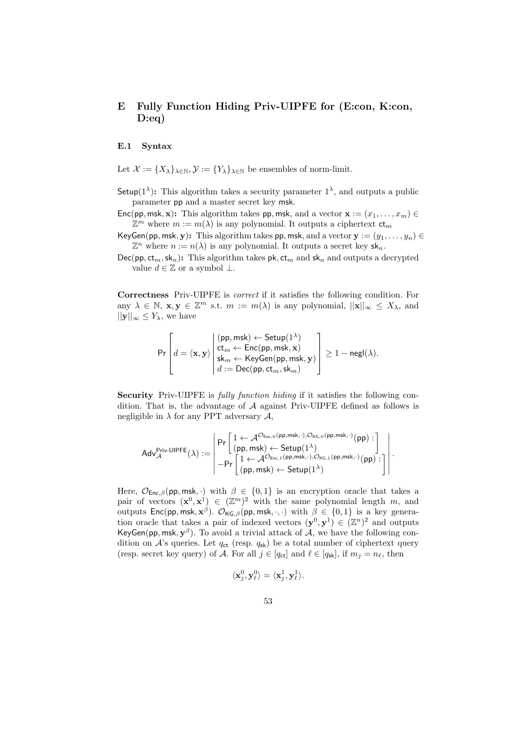# E Fully Function Hiding Priv-UIPFE for (E:con, K:con, D:eq)

## E.1 Syntax

Let $\mathcal{X} := \{X_\lambda\}_{\lambda \in \mathbb{N}}, \mathcal{Y} := \{Y_\lambda\}_{\lambda \in \mathbb{N}}$ be ensembles of norm-limit.

$\mathsf{Setup}(1^\lambda)$**:** This algorithm takes a security parameter $1^\lambda$, and outputs a public parameter $\mathsf{pp}$ and a master secret key $\mathsf{msk}$.

$\mathsf{Enc}(\mathsf{pp}, \mathsf{msk}, \mathbf{x})$**:** This algorithm takes $\mathsf{pp}, \mathsf{msk}$, and a vector $\mathbf{x} := (x_1, \ldots, x_m) \in \mathbb{Z}^m$ where $m := m(\lambda)$ is any polynomial. It outputs a ciphertext $\mathsf{ct}_m$

$\mathsf{KeyGen}(\mathsf{pp}, \mathsf{msk}, \mathbf{y})$**:** This algorithm takes $\mathsf{pp}, \mathsf{msk}$, and a vector $\mathbf{y} := (y_1, \ldots, y_n) \in \mathbb{Z}^n$ where $n := n(\lambda)$ is any polynomial. It outputs a secret key $\mathsf{sk}_n$.

$\mathsf{Dec}(\mathsf{pp}, \mathsf{ct}_m, \mathsf{sk}_n)$**:** This algorithm takes $\mathsf{pk}, \mathsf{ct}_m$ and $\mathsf{sk}_n$ and outputs a decrypted value $d \in \mathbb{Z}$ or a symbol $\perp$.

**Correctness** Priv-UIPFE is *correct* if it satisfies the following condition. For any $\lambda \in \mathbb{N}$, $\mathbf{x}, \mathbf{y} \in \mathbb{Z}^m$ s.t. $m := m(\lambda)$ is any polynomial, $||\mathbf{x}||_\infty \leq X_\lambda$, and $||\mathbf{y}||_\infty \leq Y_\lambda$, we have

$$\Pr\left[ d = \langle \mathbf{x}, \mathbf{y} \rangle \;\middle|\; \begin{array}{l} (\mathsf{pp}, \mathsf{msk}) \leftarrow \mathsf{Setup}(1^\lambda) \\ \mathsf{ct}_m \leftarrow \mathsf{Enc}(\mathsf{pp}, \mathsf{msk}, \mathbf{x}) \\ \mathsf{sk}_m \leftarrow \mathsf{KeyGen}(\mathsf{pp}, \mathsf{msk}, \mathbf{y}) \\ d := \mathsf{Dec}(\mathsf{pp}, \mathsf{ct}_m, \mathsf{sk}_m) \end{array} \right] \geq 1 - \mathsf{negl}(\lambda).$$

**Security** Priv-UIPFE is *fully function hiding* if it satisfies the following condition. That is, the advantage of $\mathcal{A}$ against Priv-UIPFE defined as follows is negligible in $\lambda$ for any PPT adversary $\mathcal{A}$,

$$\mathsf{Adv}_{\mathcal{A}}^{\mathsf{Priv\text{-}UIPFE}}(\lambda) := \left| \begin{array}{l} \Pr\left[ \begin{array}{l} 1 \leftarrow \mathcal{A}^{\mathcal{O}_{\mathsf{Enc},0}(\mathsf{pp},\mathsf{msk},\cdot), \mathcal{O}_{\mathsf{KG},0}(\mathsf{pp},\mathsf{msk},\cdot)}(\mathsf{pp}) : \\ (\mathsf{pp}, \mathsf{msk}) \leftarrow \mathsf{Setup}(1^\lambda) \end{array} \right] \\ -\Pr\left[ \begin{array}{l} 1 \leftarrow \mathcal{A}^{\mathcal{O}_{\mathsf{Enc},1}(\mathsf{pp},\mathsf{msk},\cdot), \mathcal{O}_{\mathsf{KG},1}(\mathsf{pp},\mathsf{msk},\cdot)}(\mathsf{pp}) : \\ (\mathsf{pp}, \mathsf{msk}) \leftarrow \mathsf{Setup}(1^\lambda) \end{array} \right] \end{array} \right|.$$

Here, $\mathcal{O}_{\mathsf{Enc},\beta}(\mathsf{pp}, \mathsf{msk}, \cdot)$ with $\beta \in \{0, 1\}$ is an encryption oracle that takes a pair of vectors $(\mathbf{x}^0, \mathbf{x}^1) \in (\mathbb{Z}^m)^2$ with the same polynomial length $m$, and outputs $\mathsf{Enc}(\mathsf{pp}, \mathsf{msk}, \mathbf{x}^\beta)$. $\mathcal{O}_{\mathsf{KG},\beta}(\mathsf{pp}, \mathsf{msk}, \cdot, \cdot)$ with $\beta \in \{0, 1\}$ is a key generation oracle that takes a pair of indexed vectors $(\mathbf{y}^0, \mathbf{y}^1) \in (\mathbb{Z}^n)^2$ and outputs $\mathsf{KeyGen}(\mathsf{pp}, \mathsf{msk}, \mathbf{y}^\beta)$. To avoid a trivial attack of $\mathcal{A}$, we have the following condition on $\mathcal{A}$'s queries. Let $q_{\mathsf{ct}}$ (resp. $q_{\mathsf{sk}}$) be a total number of ciphertext query (resp. secret key query) of $\mathcal{A}$. For all $j \in [q_{\mathsf{ct}}]$ and $\ell \in [q_{\mathsf{sk}}]$, if $m_j = n_\ell$, then

$$\langle \mathbf{x}_j^0, \mathbf{y}_\ell^0 \rangle = \langle \mathbf{x}_j^1, \mathbf{y}_\ell^1 \rangle.$$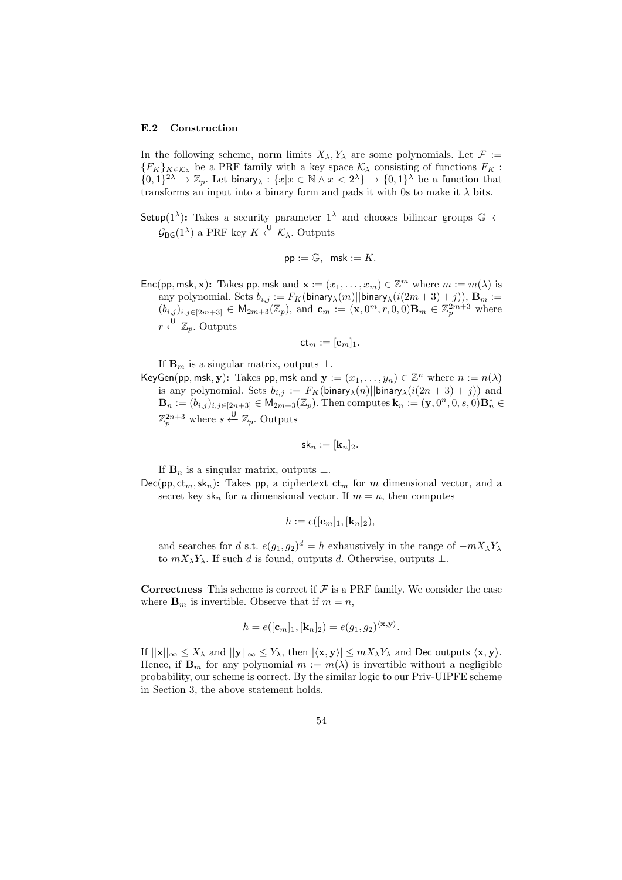### E.2 Construction

In the following scheme, norm limits $X_\lambda, Y_\lambda$ are some polynomials. Let $\mathcal{F} := \{F_K\}_{K \in \mathcal{K}_\lambda}$ be a PRF family with a key space $\mathcal{K}_\lambda$ consisting of functions $F_K : \{0,1\}^{2\lambda} \to \mathbb{Z}_p$. Let $\mathsf{binary}_\lambda : \{x | x \in \mathbb{N} \wedge x < 2^\lambda\} \to \{0,1\}^\lambda$ be a function that transforms an input into a binary form and pads it with 0s to make it $\lambda$ bits.

$\mathsf{Setup}(1^\lambda)$**:** Takes a security parameter $1^\lambda$ and chooses bilinear groups $\mathbb{G} \leftarrow \mathcal{G}_{\mathsf{BG}}(1^\lambda)$ a PRF key $K \xleftarrow{\mathsf{U}} \mathcal{K}_\lambda$. Outputs

$$\mathsf{pp} := \mathbb{G}, \quad \mathsf{msk} := K.$$

$\mathsf{Enc}(\mathsf{pp}, \mathsf{msk}, \mathbf{x})$**:** Takes $\mathsf{pp}, \mathsf{msk}$ and $\mathbf{x} := (x_1, \ldots, x_m) \in \mathbb{Z}^m$ where $m := m(\lambda)$ is any polynomial. Sets $b_{i,j} := F_K(\mathsf{binary}_\lambda(m) || \mathsf{binary}_\lambda(i(2m+3)+j))$, $\mathbf{B}_m := (b_{i,j})_{i,j \in [2m+3]} \in \mathsf{M}_{2m+3}(\mathbb{Z}_p)$, and $\mathbf{c}_m := (\mathbf{x}, 0^m, r, 0, 0)\mathbf{B}_m \in \mathbb{Z}_p^{2m+3}$ where $r \xleftarrow{\mathsf{U}} \mathbb{Z}_p$. Outputs

$$\mathsf{ct}_m := [\mathbf{c}_m]_1.$$

If $\mathbf{B}_m$ is a singular matrix, outputs $\perp$.

$\mathsf{KeyGen}(\mathsf{pp}, \mathsf{msk}, \mathbf{y})$**:** Takes $\mathsf{pp}, \mathsf{msk}$ and $\mathbf{y} := (x_1, \ldots, y_n) \in \mathbb{Z}^n$ where $n := n(\lambda)$ is any polynomial. Sets $b_{i,j} := F_K(\mathsf{binary}_\lambda(n) || \mathsf{binary}_\lambda(i(2n+3)+j))$ and $\mathbf{B}_n := (b_{i,j})_{i,j \in [2n+3]} \in \mathsf{M}_{2m+3}(\mathbb{Z}_p)$. Then computes $\mathbf{k}_n := (\mathbf{y}, 0^n, 0, s, 0)\mathbf{B}_n^* \in \mathbb{Z}_p^{2n+3}$ where $s \xleftarrow{\mathsf{U}} \mathbb{Z}_p$. Outputs

$$\mathsf{sk}_n := [\mathbf{k}_n]_2.$$

If $\mathbf{B}_n$ is a singular matrix, outputs $\perp$.

$\mathsf{Dec}(\mathsf{pp}, \mathsf{ct}_m, \mathsf{sk}_n)$**:** Takes $\mathsf{pp}$, a ciphertext $\mathsf{ct}_m$ for $m$ dimensional vector, and a secret key $\mathsf{sk}_n$ for $n$ dimensional vector. If $m = n$, then computes

$$h := e([\mathbf{c}_m]_1, [\mathbf{k}_n]_2),$$

and searches for $d$ s.t. $e(g_1, g_2)^d = h$ exhaustively in the range of $-mX_\lambda Y_\lambda$ to $mX_\lambda Y_\lambda$. If such $d$ is found, outputs $d$. Otherwise, outputs $\perp$.

**Correctness** This scheme is correct if $\mathcal{F}$ is a PRF family. We consider the case where $\mathbf{B}_m$ is invertible. Observe that if $m = n$,

$$h = e([\mathbf{c}_m]_1, [\mathbf{k}_n]_2) = e(g_1, g_2)^{\langle \mathbf{x}, \mathbf{y} \rangle}.$$

If $||\mathbf{x}||_\infty \leq X_\lambda$ and $||\mathbf{y}||_\infty \leq Y_\lambda$, then $|\langle \mathbf{x}, \mathbf{y} \rangle| \leq mX_\lambda Y_\lambda$ and $\mathsf{Dec}$ outputs $\langle \mathbf{x}, \mathbf{y} \rangle$. Hence, if $\mathbf{B}_m$ for any polynomial $m := m(\lambda)$ is invertible without a negligible probability, our scheme is correct. By the similar logic to our Priv-UIPFE scheme in Section 3, the above statement holds.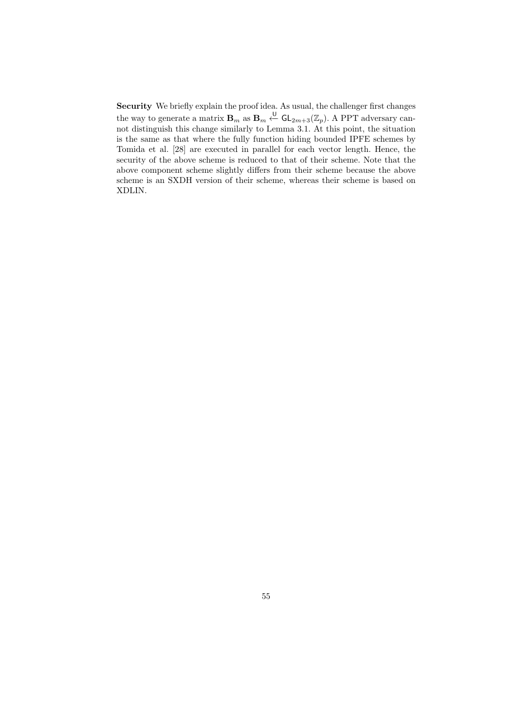**Security** We briefly explain the proof idea. As usual, the challenger first changes the way to generate a matrix $\mathbf{B}_m$ as $\mathbf{B}_m \xleftarrow{\mathsf{U}} \mathsf{GL}_{2m+3}(\mathbb{Z}_p)$. A PPT adversary cannot distinguish this change similarly to Lemma 3.1. At this point, the situation is the same as that where the fully function hiding bounded IPFE schemes by Tomida et al. [28] are executed in parallel for each vector length. Hence, the security of the above scheme is reduced to that of their scheme. Note that the above component scheme slightly differs from their scheme because the above scheme is an SXDH version of their scheme, whereas their scheme is based on XDLIN.